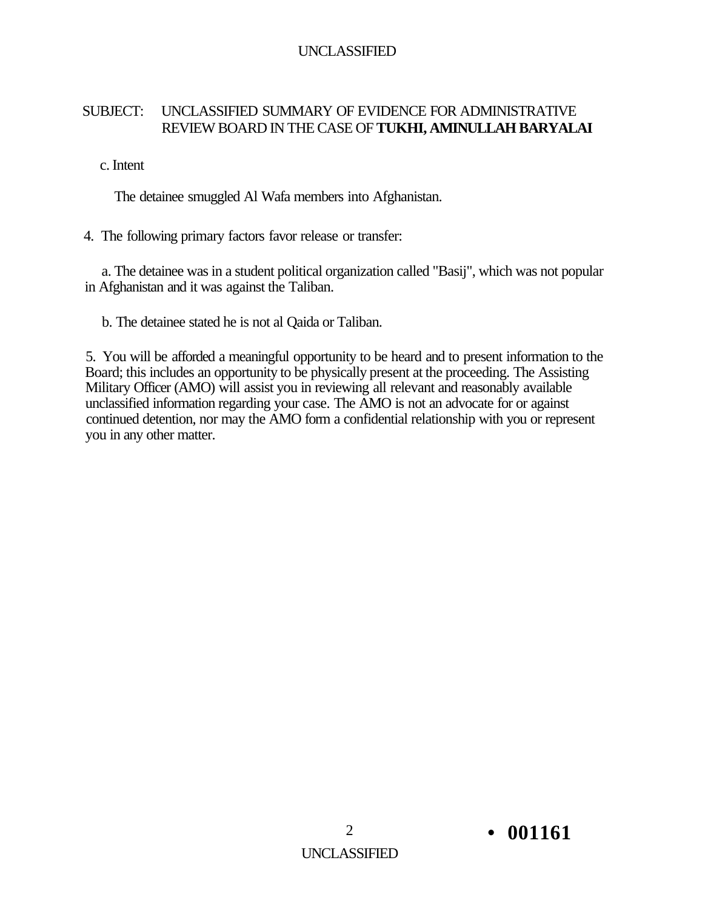SUBJECT: UNCLASSIFIED SUMMARY OF EVIDENCE FOR ADMINISTRATIVE REVIEW BOARD IN THE CASE OF **TUKHI, AMINULLAH BARYALAI**

c. Intent

The detainee smuggled Al Wafa members into Afghanistan.

4. The following primary factors favor release or transfer:

a. The detainee was in a student political organization called "Basij", which was not popular in Afghanistan and it was against the Taliban.

b. The detainee stated he is not al Qaida or Taliban.

5. You will be afforded a meaningful opportunity to be heard and to present information to the Board; this includes an opportunity to be physically present at the proceeding. The Assisting Military Officer (AMO) will assist you in reviewing all relevant and reasonably available unclassified information regarding your case. The AMO is not an advocate for or against continued detention, nor may the AMO form a confidential relationship with you or represent you in any other matter.

• **001161**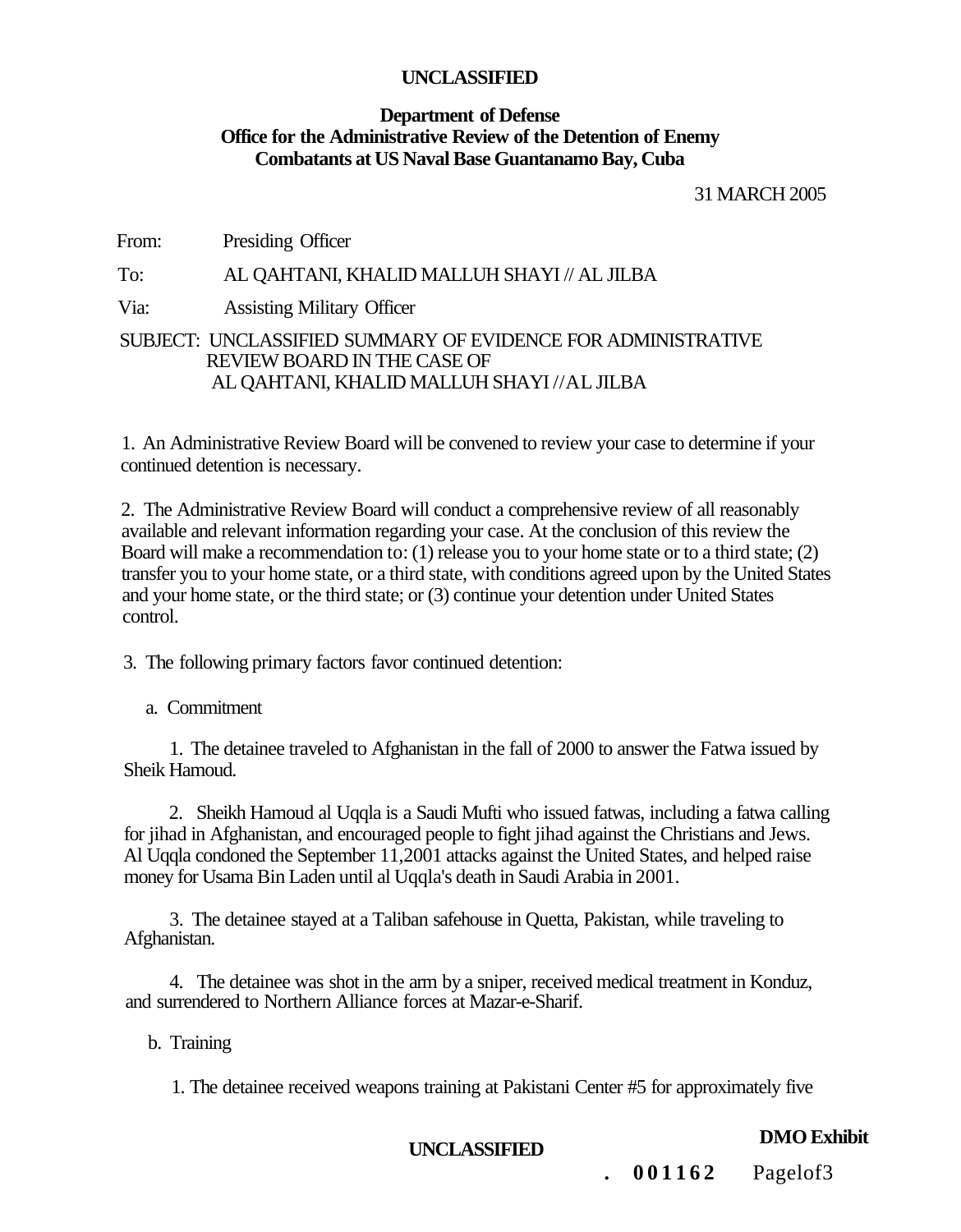**UNCLASSIFIED**

**Department of Defense**
**Office for the Administrative Review of the Detention of Enemy Combatants at US Naval Base Guantanamo Bay, Cuba**

31 MARCH 2005

From: Presiding Officer

To: AL QAHTANI, KHALID MALLUH SHAYI // AL JILBA

Via: Assisting Military Officer

SUBJECT: UNCLASSIFIED SUMMARY OF EVIDENCE FOR ADMINISTRATIVE REVIEW BOARD IN THE CASE OF AL QAHTANI, KHALID MALLUH SHAYI //AL JILBA

1. An Administrative Review Board will be convened to review your case to determine if your continued detention is necessary.

2. The Administrative Review Board will conduct a comprehensive review of all reasonably available and relevant information regarding your case. At the conclusion of this review the Board will make a recommendation to: (1) release you to your home state or to a third state; (2) transfer you to your home state, or a third state, with conditions agreed upon by the United States and your home state, or the third state; or (3) continue your detention under United States control.

3. The following primary factors favor continued detention:

a. Commitment

1. The detainee traveled to Afghanistan in the fall of 2000 to answer the Fatwa issued by Sheik Hamoud.

2. Sheikh Hamoud al Uqqla is a Saudi Mufti who issued fatwas, including a fatwa calling for jihad in Afghanistan, and encouraged people to fight jihad against the Christians and Jews. Al Uqqla condoned the September 11,2001 attacks against the United States, and helped raise money for Usama Bin Laden until al Uqqla's death in Saudi Arabia in 2001.

3. The detainee stayed at a Taliban safehouse in Quetta, Pakistan, while traveling to Afghanistan.

4. The detainee was shot in the arm by a sniper, received medical treatment in Konduz, and surrendered to Northern Alliance forces at Mazar-e-Sharif.

b. Training

1. The detainee received weapons training at Pakistani Center #5 for approximately five

UNCLASSIFIED

DMO Exhibit

. 001162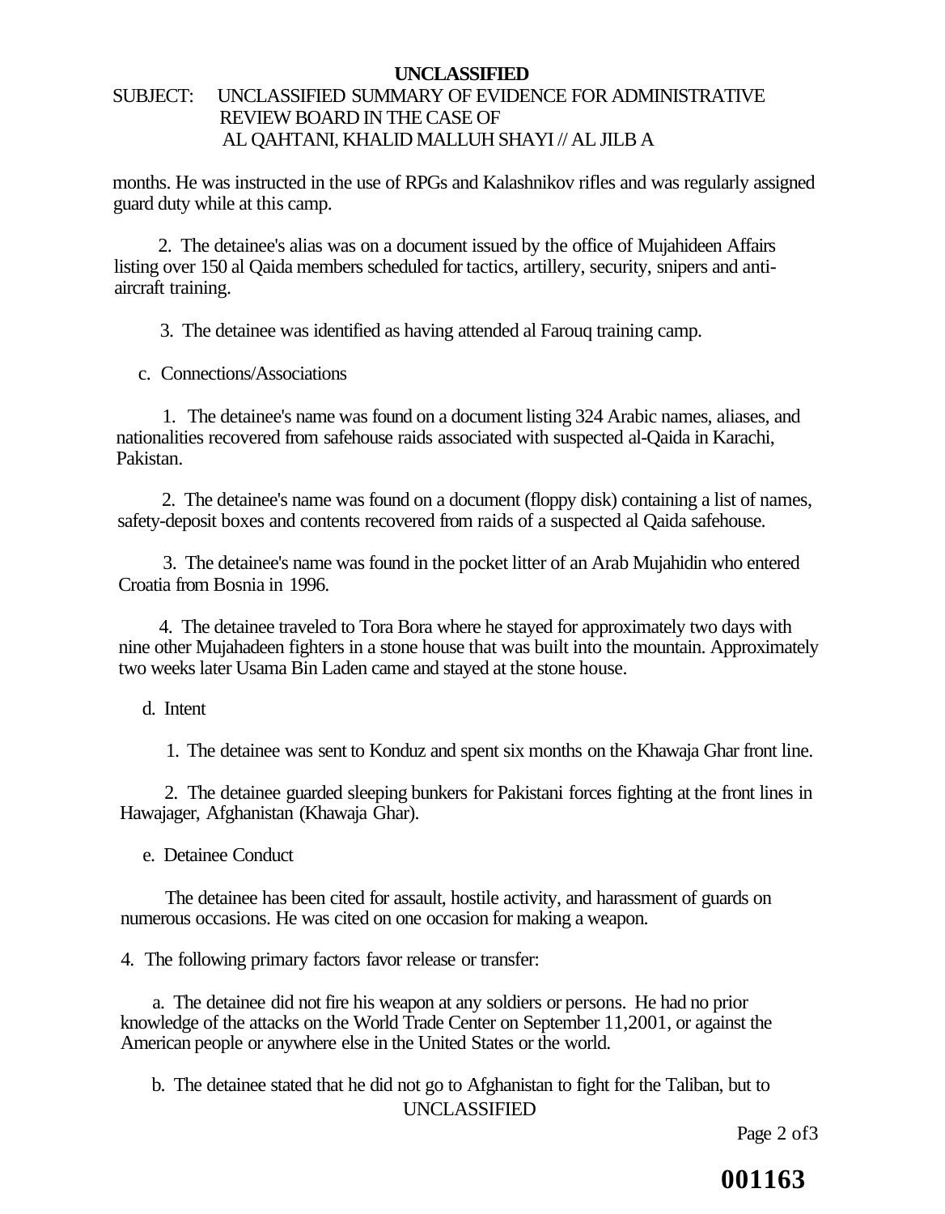months. He was instructed in the use of RPGs and Kalashnikov rifles and was regularly assigned guard duty while at this camp.

2. The detainee's alias was on a document issued by the office of Mujahideen Affairs listing over 150 al Qaida members scheduled for tactics, artillery, security, snipers and anti-aircraft training.

3. The detainee was identified as having attended al Farouq training camp.

c. Connections/Associations

1. The detainee's name was found on a document listing 324 Arabic names, aliases, and nationalities recovered from safehouse raids associated with suspected al-Qaida in Karachi, Pakistan.

2. The detainee's name was found on a document (floppy disk) containing a list of names, safety-deposit boxes and contents recovered from raids of a suspected al Qaida safehouse.

3. The detainee's name was found in the pocket litter of an Arab Mujahidin who entered Croatia from Bosnia in 1996.

4. The detainee traveled to Tora Bora where he stayed for approximately two days with nine other Mujahadeen fighters in a stone house that was built into the mountain. Approximately two weeks later Usama Bin Laden came and stayed at the stone house.

d. Intent

1. The detainee was sent to Konduz and spent six months on the Khawaja Ghar front line.

2. The detainee guarded sleeping bunkers for Pakistani forces fighting at the front lines in Hawajager, Afghanistan (Khawaja Ghar).

e. Detainee Conduct

The detainee has been cited for assault, hostile activity, and harassment of guards on numerous occasions. He was cited on one occasion for making a weapon.

4. The following primary factors favor release or transfer:

a. The detainee did not fire his weapon at any soldiers or persons. He had no prior knowledge of the attacks on the World Trade Center on September 11,2001, or against the American people or anywhere else in the United States or the world.

b. The detainee stated that he did not go to Afghanistan to fight for the Taliban, but to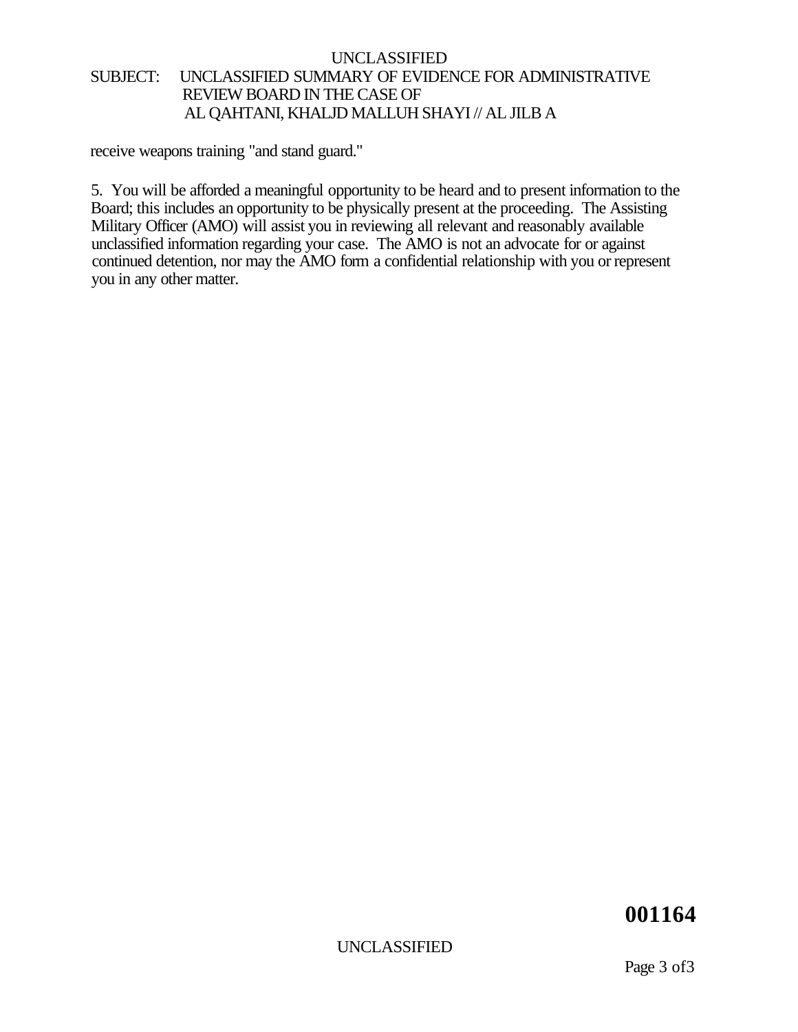receive weapons training "and stand guard."

5. You will be afforded a meaningful opportunity to be heard and to present information to the Board; this includes an opportunity to be physically present at the proceeding. The Assisting Military Officer (AMO) will assist you in reviewing all relevant and reasonably available unclassified information regarding your case. The AMO is not an advocate for or against continued detention, nor may the AMO form a confidential relationship with you or represent you in any other matter.

**001164**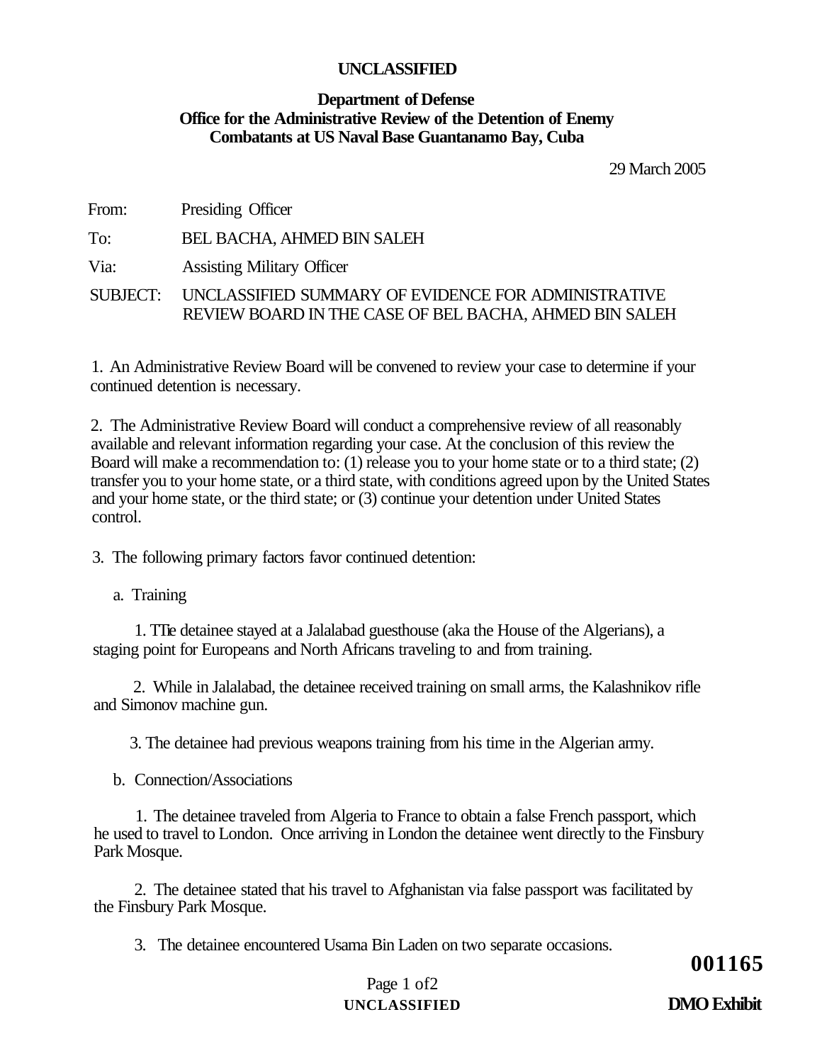**UNCLASSIFIED**

**Department of Defense**
**Office for the Administrative Review of the Detention of Enemy Combatants at US Naval Base Guantanamo Bay, Cuba**

29 March 2005

From: Presiding Officer

To: BEL BACHA, AHMED BIN SALEH

Via: Assisting Military Officer

SUBJECT: UNCLASSIFIED SUMMARY OF EVIDENCE FOR ADMINISTRATIVE REVIEW BOARD IN THE CASE OF BEL BACHA, AHMED BIN SALEH

1. An Administrative Review Board will be convened to review your case to determine if your continued detention is necessary.

2. The Administrative Review Board will conduct a comprehensive review of all reasonably available and relevant information regarding your case. At the conclusion of this review the Board will make a recommendation to: (1) release you to your home state or to a third state; (2) transfer you to your home state, or a third state, with conditions agreed upon by the United States and your home state, or the third state; or (3) continue your detention under United States control.

3. The following primary factors favor continued detention:

a. Training

1. TTie detainee stayed at a Jalalabad guesthouse (aka the House of the Algerians), a staging point for Europeans and North Africans traveling to and from training.

2. While in Jalalabad, the detainee received training on small arms, the Kalashnikov rifle and Simonov machine gun.

3. The detainee had previous weapons training from his time in the Algerian army.

b. Connection/Associations

1. The detainee traveled from Algeria to France to obtain a false French passport, which he used to travel to London. Once arriving in London the detainee went directly to the Finsbury Park Mosque.

2. The detainee stated that his travel to Afghanistan via false passport was facilitated by the Finsbury Park Mosque.

3. The detainee encountered Usama Bin Laden on two separate occasions.

001165

DMO Exhibit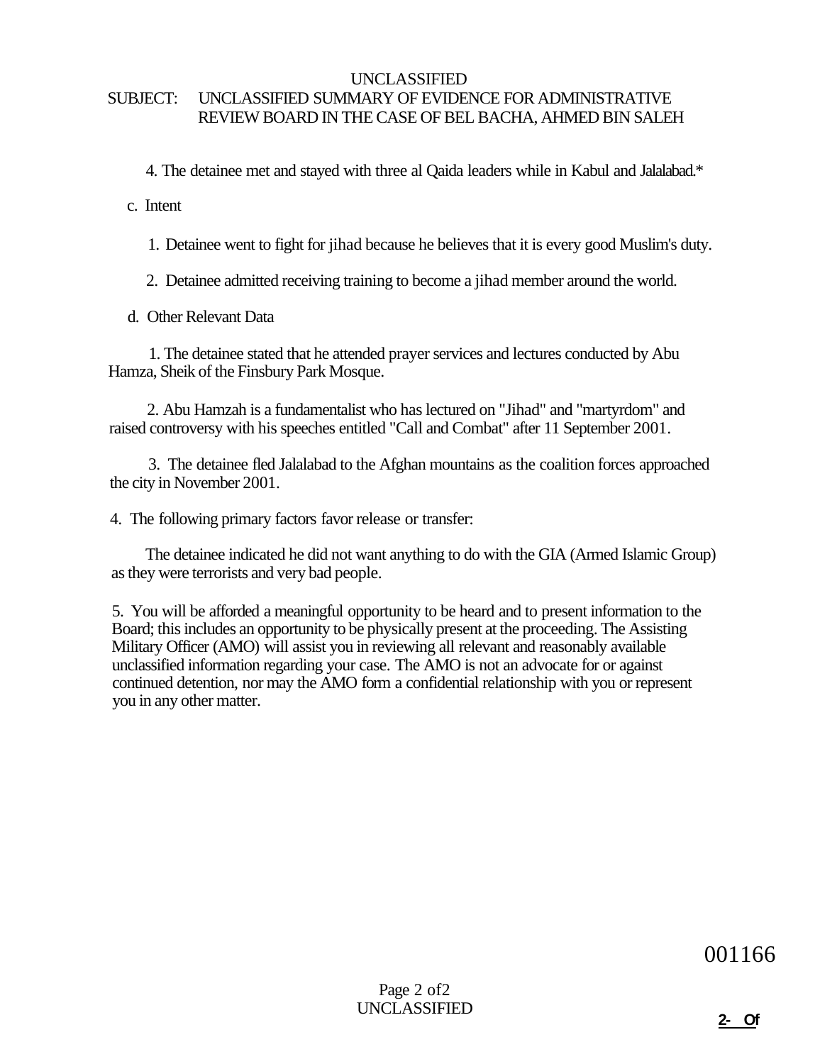UNCLASSIFIED

SUBJECT: UNCLASSIFIED SUMMARY OF EVIDENCE FOR ADMINISTRATIVE REVIEW BOARD IN THE CASE OF BEL BACHA, AHMED BIN SALEH

4. The detainee met and stayed with three al Qaida leaders while in Kabul and Jalalabad.*

c. Intent

1. Detainee went to fight for jihad because he believes that it is every good Muslim's duty.

2. Detainee admitted receiving training to become a jihad member around the world.

d. Other Relevant Data

1. The detainee stated that he attended prayer services and lectures conducted by Abu Hamza, Sheik of the Finsbury Park Mosque.

2. Abu Hamzah is a fundamentalist who has lectured on "Jihad" and "martyrdom" and raised controversy with his speeches entitled "Call and Combat" after 11 September 2001.

3. The detainee fled Jalalabad to the Afghan mountains as the coalition forces approached the city in November 2001.

4. The following primary factors favor release or transfer:

The detainee indicated he did not want anything to do with the GIA (Armed Islamic Group) as they were terrorists and very bad people.

5. You will be afforded a meaningful opportunity to be heard and to present information to the Board; this includes an opportunity to be physically present at the proceeding. The Assisting Military Officer (AMO) will assist you in reviewing all relevant and reasonably available unclassified information regarding your case. The AMO is not an advocate for or against continued detention, nor may the AMO form a confidential relationship with you or represent you in any other matter.

001166

UNCLASSIFIED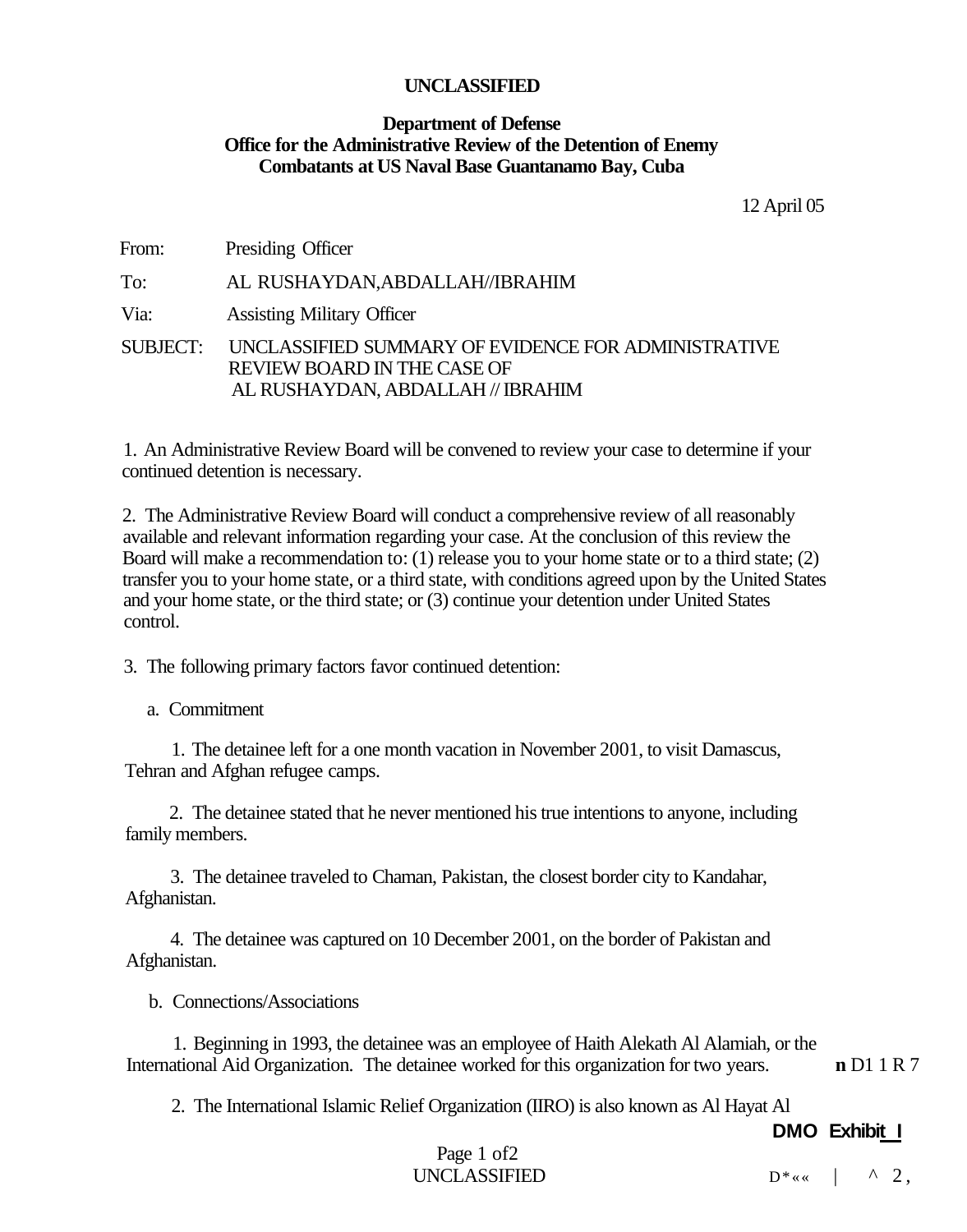**UNCLASSIFIED**

**Department of Defense**
**Office for the Administrative Review of the Detention of Enemy Combatants at US Naval Base Guantanamo Bay, Cuba**

12 April 05

From: Presiding Officer

To: AL RUSHAYDAN,ABDALLAH//IBRAHIM

Via: Assisting Military Officer

SUBJECT: UNCLASSIFIED SUMMARY OF EVIDENCE FOR ADMINISTRATIVE REVIEW BOARD IN THE CASE OF AL RUSHAYDAN, ABDALLAH // IBRAHIM

1. An Administrative Review Board will be convened to review your case to determine if your continued detention is necessary.

2. The Administrative Review Board will conduct a comprehensive review of all reasonably available and relevant information regarding your case. At the conclusion of this review the Board will make a recommendation to: (1) release you to your home state or to a third state; (2) transfer you to your home state, or a third state, with conditions agreed upon by the United States and your home state, or the third state; or (3) continue your detention under United States control.

3. The following primary factors favor continued detention:

a. Commitment

1. The detainee left for a one month vacation in November 2001, to visit Damascus, Tehran and Afghan refugee camps.

2. The detainee stated that he never mentioned his true intentions to anyone, including family members.

3. The detainee traveled to Chaman, Pakistan, the closest border city to Kandahar, Afghanistan.

4. The detainee was captured on 10 December 2001, on the border of Pakistan and Afghanistan.

b. Connections/Associations

1. Beginning in 1993, the detainee was an employee of Haith Alekath Al Alamiah, or the International Aid Organization. The detainee worked for this organization for two years.

2. The International Islamic Relief Organization (IIRO) is also known as Al Hayat Al

**DMO Exhibit I**

UNCLASSIFIED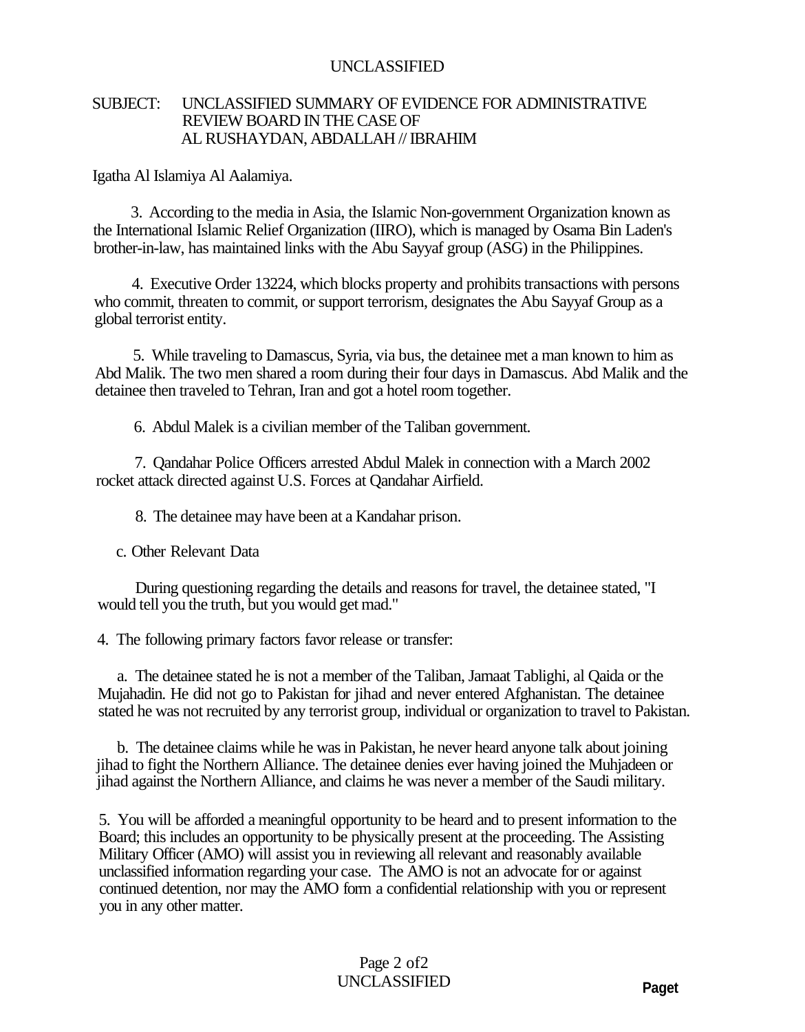UNCLASSIFIED

SUBJECT: UNCLASSIFIED SUMMARY OF EVIDENCE FOR ADMINISTRATIVE REVIEW BOARD IN THE CASE OF AL RUSHAYDAN, ABDALLAH // IBRAHIM

Igatha Al Islamiya Al Aalamiya.

3. According to the media in Asia, the Islamic Non-government Organization known as the International Islamic Relief Organization (IIRO), which is managed by Osama Bin Laden's brother-in-law, has maintained links with the Abu Sayyaf group (ASG) in the Philippines.

4. Executive Order 13224, which blocks property and prohibits transactions with persons who commit, threaten to commit, or support terrorism, designates the Abu Sayyaf Group as a global terrorist entity.

5. While traveling to Damascus, Syria, via bus, the detainee met a man known to him as Abd Malik. The two men shared a room during their four days in Damascus. Abd Malik and the detainee then traveled to Tehran, Iran and got a hotel room together.

6. Abdul Malek is a civilian member of the Taliban government.

7. Qandahar Police Officers arrested Abdul Malek in connection with a March 2002 rocket attack directed against U.S. Forces at Qandahar Airfield.

8. The detainee may have been at a Kandahar prison.

c. Other Relevant Data

During questioning regarding the details and reasons for travel, the detainee stated, "I would tell you the truth, but you would get mad."

4. The following primary factors favor release or transfer:

a. The detainee stated he is not a member of the Taliban, Jamaat Tablighi, al Qaida or the Mujahadin. He did not go to Pakistan for jihad and never entered Afghanistan. The detainee stated he was not recruited by any terrorist group, individual or organization to travel to Pakistan.

b. The detainee claims while he was in Pakistan, he never heard anyone talk about joining jihad to fight the Northern Alliance. The detainee denies ever having joined the Muhjadeen or jihad against the Northern Alliance, and claims he was never a member of the Saudi military.

5. You will be afforded a meaningful opportunity to be heard and to present information to the Board; this includes an opportunity to be physically present at the proceeding. The Assisting Military Officer (AMO) will assist you in reviewing all relevant and reasonably available unclassified information regarding your case. The AMO is not an advocate for or against continued detention, nor may the AMO form a confidential relationship with you or represent you in any other matter.

UNCLASSIFIED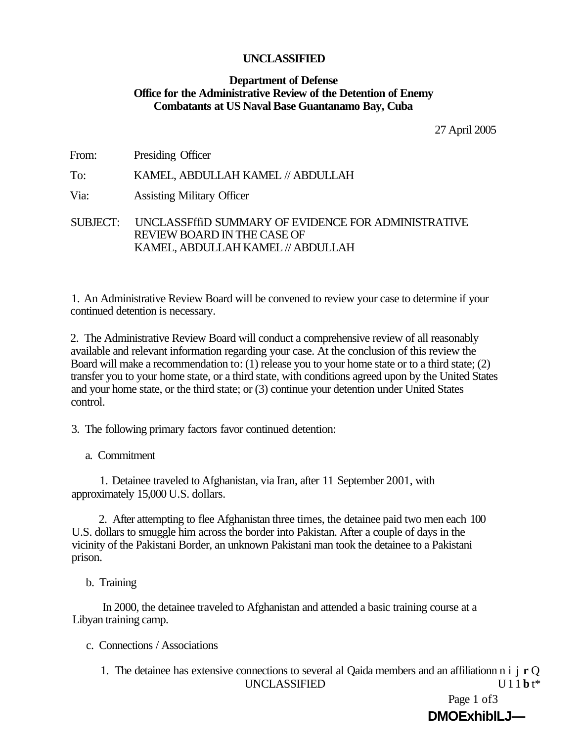**UNCLASSIFIED**

**Department of Defense**
**Office for the Administrative Review of the Detention of Enemy Combatants at US Naval Base Guantanamo Bay, Cuba**

27 April 2005

From: Presiding Officer

To: KAMEL, ABDULLAH KAMEL // ABDULLAH

Via: Assisting Military Officer

SUBJECT: UNCLASSFffiD SUMMARY OF EVIDENCE FOR ADMINISTRATIVE REVIEW BOARD IN THE CASE OF KAMEL, ABDULLAH KAMEL // ABDULLAH

1. An Administrative Review Board will be convened to review your case to determine if your continued detention is necessary.

2. The Administrative Review Board will conduct a comprehensive review of all reasonably available and relevant information regarding your case. At the conclusion of this review the Board will make a recommendation to: (1) release you to your home state or to a third state; (2) transfer you to your home state, or a third state, with conditions agreed upon by the United States and your home state, or the third state; or (3) continue your detention under United States control.

3. The following primary factors favor continued detention:

a. Commitment

1. Detainee traveled to Afghanistan, via Iran, after 11 September 2001, with approximately 15,000 U.S. dollars.

2. After attempting to flee Afghanistan three times, the detainee paid two men each 100 U.S. dollars to smuggle him across the border into Pakistan. After a couple of days in the vicinity of the Pakistani Border, an unknown Pakistani man took the detainee to a Pakistani prison.

b. Training

In 2000, the detainee traveled to Afghanistan and attended a basic training course at a Libyan training camp.

c. Connections / Associations

1. The detainee has extensive connections to several al Qaida members and an affiliationn n i j **r** Q

UNCLASSIFIED U 1 1 **b** t*

DMOExhiblLJ—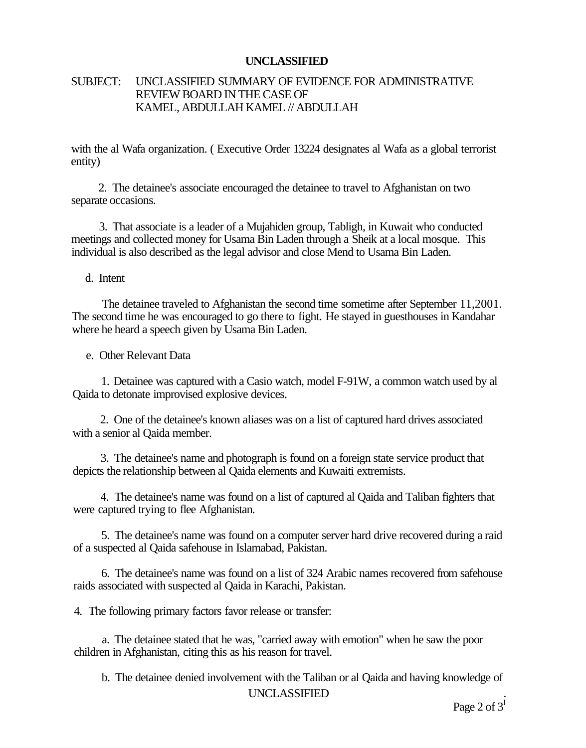**UNCLASSIFIED**

SUBJECT: UNCLASSIFIED SUMMARY OF EVIDENCE FOR ADMINISTRATIVE REVIEW BOARD IN THE CASE OF KAMEL, ABDULLAH KAMEL // ABDULLAH

with the al Wafa organization. ( Executive Order 13224 designates al Wafa as a global terrorist entity)

2. The detainee's associate encouraged the detainee to travel to Afghanistan on two separate occasions.

3. That associate is a leader of a Mujahiden group, Tabligh, in Kuwait who conducted meetings and collected money for Usama Bin Laden through a Sheik at a local mosque. This individual is also described as the legal advisor and close Mend to Usama Bin Laden.

d. Intent

The detainee traveled to Afghanistan the second time sometime after September 11,2001. The second time he was encouraged to go there to fight. He stayed in guesthouses in Kandahar where he heard a speech given by Usama Bin Laden.

e. Other Relevant Data

1. Detainee was captured with a Casio watch, model F-91W, a common watch used by al Qaida to detonate improvised explosive devices.

2. One of the detainee's known aliases was on a list of captured hard drives associated with a senior al Qaida member.

3. The detainee's name and photograph is found on a foreign state service product that depicts the relationship between al Qaida elements and Kuwaiti extremists.

4. The detainee's name was found on a list of captured al Qaida and Taliban fighters that were captured trying to flee Afghanistan.

5. The detainee's name was found on a computer server hard drive recovered during a raid of a suspected al Qaida safehouse in Islamabad, Pakistan.

6. The detainee's name was found on a list of 324 Arabic names recovered from safehouse raids associated with suspected al Qaida in Karachi, Pakistan.

4. The following primary factors favor release or transfer:

a. The detainee stated that he was, "carried away with emotion" when he saw the poor children in Afghanistan, citing this as his reason for travel.

b. The detainee denied involvement with the Taliban or al Qaida and having knowledge of

UNCLASSIFIED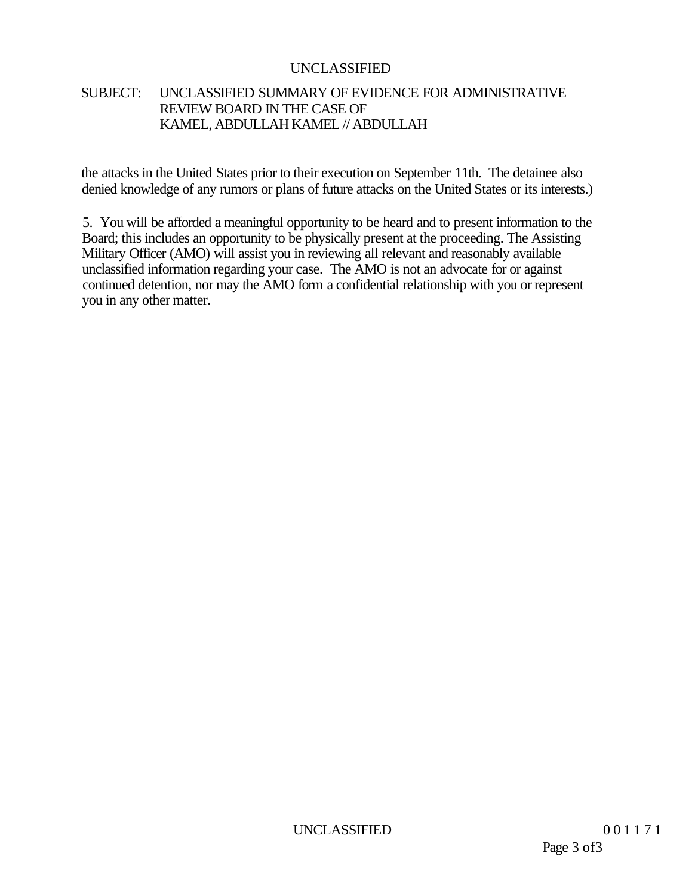SUBJECT: UNCLASSIFIED SUMMARY OF EVIDENCE FOR ADMINISTRATIVE REVIEW BOARD IN THE CASE OF KAMEL, ABDULLAH KAMEL // ABDULLAH

the attacks in the United States prior to their execution on September 11th. The detainee also denied knowledge of any rumors or plans of future attacks on the United States or its interests.)

5. You will be afforded a meaningful opportunity to be heard and to present information to the Board; this includes an opportunity to be physically present at the proceeding. The Assisting Military Officer (AMO) will assist you in reviewing all relevant and reasonably available unclassified information regarding your case. The AMO is not an advocate for or against continued detention, nor may the AMO form a confidential relationship with you or represent you in any other matter.

0 0 1 1 7 1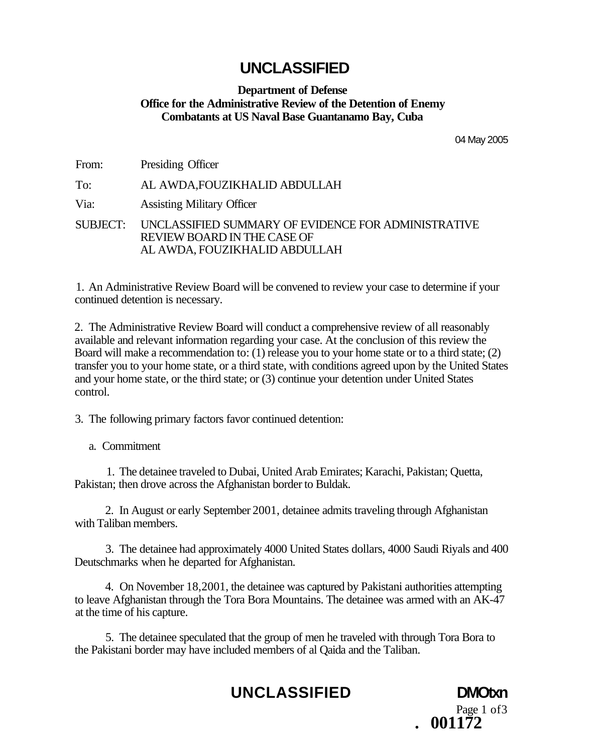# UNCLASSIFIED

**Department of Defense**
**Office for the Administrative Review of the Detention of Enemy Combatants at US Naval Base Guantanamo Bay, Cuba**

04 May 2005

From: Presiding Officer

To: AL AWDA,FOUZIKHALID ABDULLAH

Via: Assisting Military Officer

SUBJECT: UNCLASSIFIED SUMMARY OF EVIDENCE FOR ADMINISTRATIVE REVIEW BOARD IN THE CASE OF AL AWDA, FOUZIKHALID ABDULLAH

1. An Administrative Review Board will be convened to review your case to determine if your continued detention is necessary.

2. The Administrative Review Board will conduct a comprehensive review of all reasonably available and relevant information regarding your case. At the conclusion of this review the Board will make a recommendation to: (1) release you to your home state or to a third state; (2) transfer you to your home state, or a third state, with conditions agreed upon by the United States and your home state, or the third state; or (3) continue your detention under United States control.

3. The following primary factors favor continued detention:

a. Commitment

1. The detainee traveled to Dubai, United Arab Emirates; Karachi, Pakistan; Quetta, Pakistan; then drove across the Afghanistan border to Buldak.

2. In August or early September 2001, detainee admits traveling through Afghanistan with Taliban members.

3. The detainee had approximately 4000 United States dollars, 4000 Saudi Riyals and 400 Deutschmarks when he departed for Afghanistan.

4. On November 18,2001, the detainee was captured by Pakistani authorities attempting to leave Afghanistan through the Tora Bora Mountains. The detainee was armed with an AK-47 at the time of his capture.

5. The detainee speculated that the group of men he traveled with through Tora Bora to the Pakistani border may have included members of al Qaida and the Taliban.

UNCLASSIFIED DMOtxn

. 001172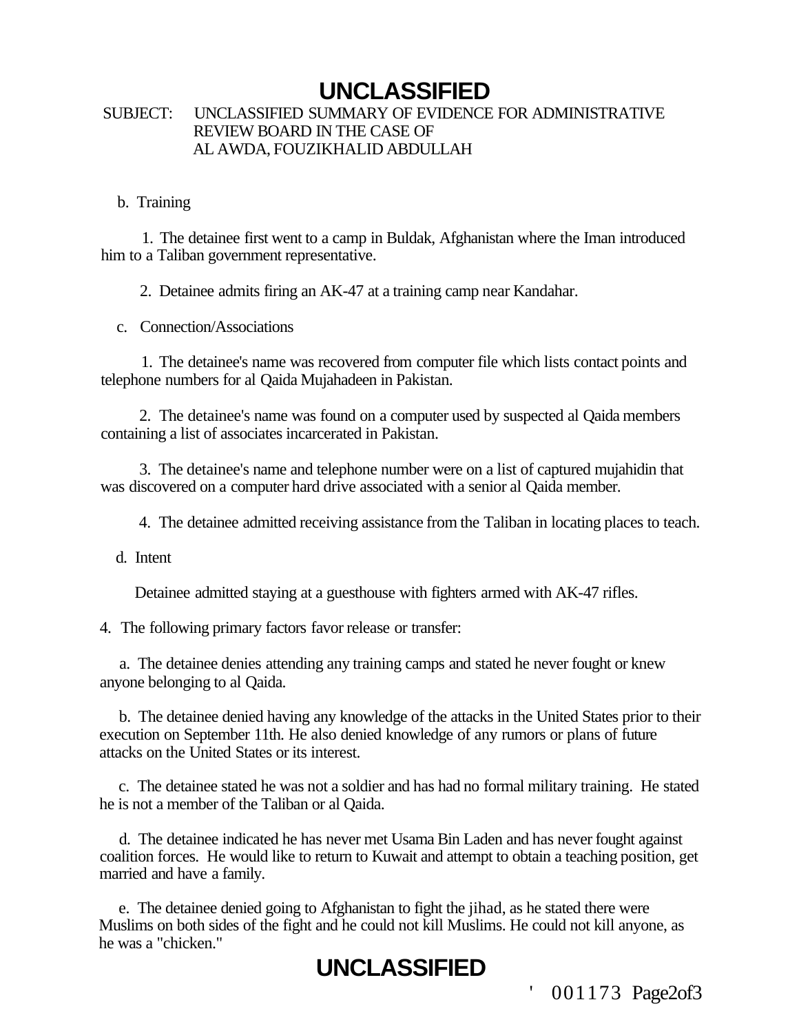**UNCLASSIFIED**

SUBJECT: UNCLASSIFIED SUMMARY OF EVIDENCE FOR ADMINISTRATIVE REVIEW BOARD IN THE CASE OF AL AWDA, FOUZIKHALID ABDULLAH

b. Training

1. The detainee first went to a camp in Buldak, Afghanistan where the Iman introduced him to a Taliban government representative.

2. Detainee admits firing an AK-47 at a training camp near Kandahar.

c. Connection/Associations

1. The detainee's name was recovered from computer file which lists contact points and telephone numbers for al Qaida Mujahadeen in Pakistan.

2. The detainee's name was found on a computer used by suspected al Qaida members containing a list of associates incarcerated in Pakistan.

3. The detainee's name and telephone number were on a list of captured mujahidin that was discovered on a computer hard drive associated with a senior al Qaida member.

4. The detainee admitted receiving assistance from the Taliban in locating places to teach.

d. Intent

Detainee admitted staying at a guesthouse with fighters armed with AK-47 rifles.

4. The following primary factors favor release or transfer:

a. The detainee denies attending any training camps and stated he never fought or knew anyone belonging to al Qaida.

b. The detainee denied having any knowledge of the attacks in the United States prior to their execution on September 11th. He also denied knowledge of any rumors or plans of future attacks on the United States or its interest.

c. The detainee stated he was not a soldier and has had no formal military training. He stated he is not a member of the Taliban or al Qaida.

d. The detainee indicated he has never met Usama Bin Laden and has never fought against coalition forces. He would like to return to Kuwait and attempt to obtain a teaching position, get married and have a family.

e. The detainee denied going to Afghanistan to fight the jihad, as he stated there were Muslims on both sides of the fight and he could not kill Muslims. He could not kill anyone, as he was a "chicken."

**UNCLASSIFIED**

' 001173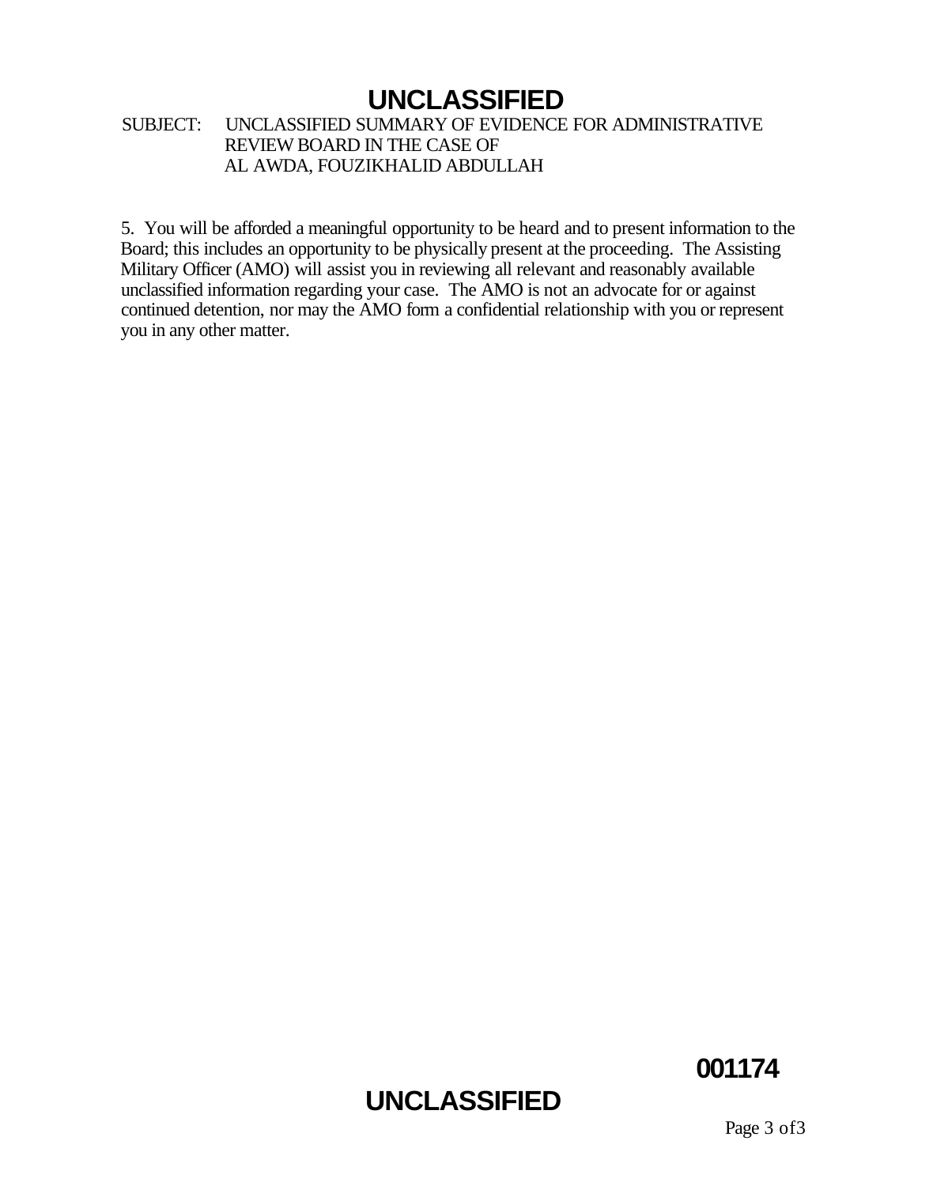SUBJECT: UNCLASSIFIED SUMMARY OF EVIDENCE FOR ADMINISTRATIVE REVIEW BOARD IN THE CASE OF AL AWDA, FOUZIKHALID ABDULLAH

5. You will be afforded a meaningful opportunity to be heard and to present information to the Board; this includes an opportunity to be physically present at the proceeding. The Assisting Military Officer (AMO) will assist you in reviewing all relevant and reasonably available unclassified information regarding your case. The AMO is not an advocate for or against continued detention, nor may the AMO form a confidential relationship with you or represent you in any other matter.

001174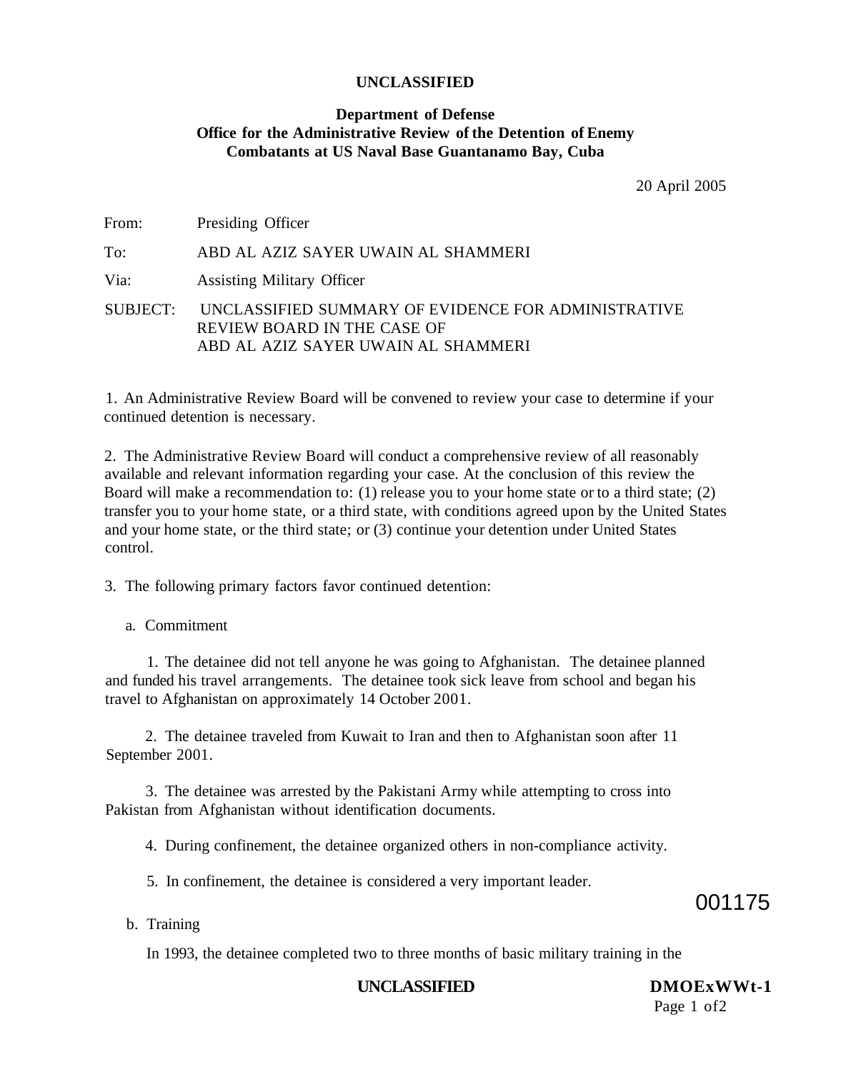**UNCLASSIFIED**

**Department of Defense**
**Office for the Administrative Review of the Detention of Enemy Combatants at US Naval Base Guantanamo Bay, Cuba**

20 April 2005

From: Presiding Officer

To: ABD AL AZIZ SAYER UWAIN AL SHAMMERI

Via: Assisting Military Officer

SUBJECT: UNCLASSIFIED SUMMARY OF EVIDENCE FOR ADMINISTRATIVE REVIEW BOARD IN THE CASE OF ABD AL AZIZ SAYER UWAIN AL SHAMMERI

1. An Administrative Review Board will be convened to review your case to determine if your continued detention is necessary.

2. The Administrative Review Board will conduct a comprehensive review of all reasonably available and relevant information regarding your case. At the conclusion of this review the Board will make a recommendation to: (1) release you to your home state or to a third state; (2) transfer you to your home state, or a third state, with conditions agreed upon by the United States and your home state, or the third state; or (3) continue your detention under United States control.

3. The following primary factors favor continued detention:

a. Commitment

1. The detainee did not tell anyone he was going to Afghanistan. The detainee planned and funded his travel arrangements. The detainee took sick leave from school and began his travel to Afghanistan on approximately 14 October 2001.

2. The detainee traveled from Kuwait to Iran and then to Afghanistan soon after 11 September 2001.

3. The detainee was arrested by the Pakistani Army while attempting to cross into Pakistan from Afghanistan without identification documents.

4. During confinement, the detainee organized others in non-compliance activity.

5. In confinement, the detainee is considered a very important leader.

001175

b. Training

In 1993, the detainee completed two to three months of basic military training in the

**UNCLASSIFIED**

**DMOExWWt-1**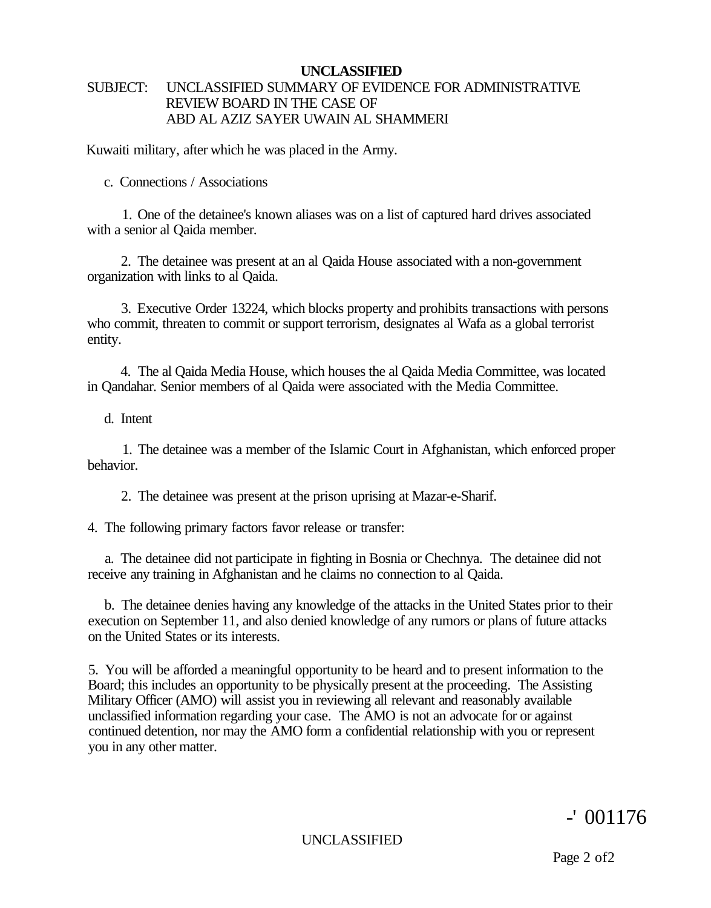**UNCLASSIFIED**

SUBJECT: UNCLASSIFIED SUMMARY OF EVIDENCE FOR ADMINISTRATIVE REVIEW BOARD IN THE CASE OF ABD AL AZIZ SAYER UWAIN AL SHAMMERI

Kuwaiti military, after which he was placed in the Army.

c. Connections / Associations

1. One of the detainee's known aliases was on a list of captured hard drives associated with a senior al Qaida member.

2. The detainee was present at an al Qaida House associated with a non-government organization with links to al Qaida.

3. Executive Order 13224, which blocks property and prohibits transactions with persons who commit, threaten to commit or support terrorism, designates al Wafa as a global terrorist entity.

4. The al Qaida Media House, which houses the al Qaida Media Committee, was located in Qandahar. Senior members of al Qaida were associated with the Media Committee.

d. Intent

1. The detainee was a member of the Islamic Court in Afghanistan, which enforced proper behavior.

2. The detainee was present at the prison uprising at Mazar-e-Sharif.

4. The following primary factors favor release or transfer:

a. The detainee did not participate in fighting in Bosnia or Chechnya. The detainee did not receive any training in Afghanistan and he claims no connection to al Qaida.

b. The detainee denies having any knowledge of the attacks in the United States prior to their execution on September 11, and also denied knowledge of any rumors or plans of future attacks on the United States or its interests.

5. You will be afforded a meaningful opportunity to be heard and to present information to the Board; this includes an opportunity to be physically present at the proceeding. The Assisting Military Officer (AMO) will assist you in reviewing all relevant and reasonably available unclassified information regarding your case. The AMO is not an advocate for or against continued detention, nor may the AMO form a confidential relationship with you or represent you in any other matter.

-' 001176

UNCLASSIFIED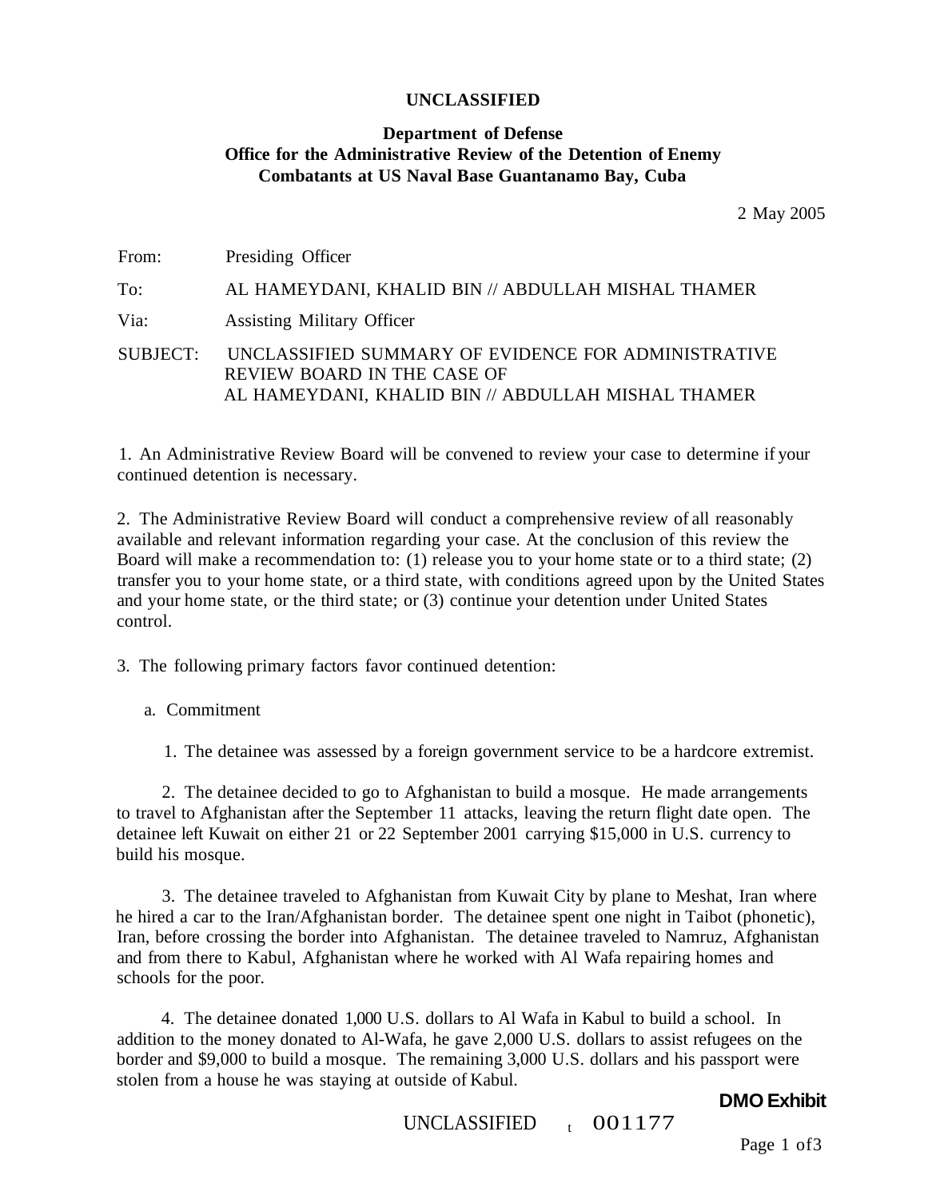**UNCLASSIFIED**

**Department of Defense**
**Office for the Administrative Review of the Detention of Enemy Combatants at US Naval Base Guantanamo Bay, Cuba**

2 May 2005

From: Presiding Officer

To: AL HAMEYDANI, KHALID BIN // ABDULLAH MISHAL THAMER

Via: Assisting Military Officer

SUBJECT: UNCLASSIFIED SUMMARY OF EVIDENCE FOR ADMINISTRATIVE REVIEW BOARD IN THE CASE OF AL HAMEYDANI, KHALID BIN // ABDULLAH MISHAL THAMER

1. An Administrative Review Board will be convened to review your case to determine if your continued detention is necessary.

2. The Administrative Review Board will conduct a comprehensive review of all reasonably available and relevant information regarding your case. At the conclusion of this review the Board will make a recommendation to: (1) release you to your home state or to a third state; (2) transfer you to your home state, or a third state, with conditions agreed upon by the United States and your home state, or the third state; or (3) continue your detention under United States control.

3. The following primary factors favor continued detention:

a. Commitment

1. The detainee was assessed by a foreign government service to be a hardcore extremist.

2. The detainee decided to go to Afghanistan to build a mosque. He made arrangements to travel to Afghanistan after the September 11 attacks, leaving the return flight date open. The detainee left Kuwait on either 21 or 22 September 2001 carrying $15,000 in U.S. currency to build his mosque.

3. The detainee traveled to Afghanistan from Kuwait City by plane to Meshat, Iran where he hired a car to the Iran/Afghanistan border. The detainee spent one night in Taibot (phonetic), Iran, before crossing the border into Afghanistan. The detainee traveled to Namruz, Afghanistan and from there to Kabul, Afghanistan where he worked with Al Wafa repairing homes and schools for the poor.

4. The detainee donated 1,000 U.S. dollars to Al Wafa in Kabul to build a school. In addition to the money donated to Al-Wafa, he gave 2,000 U.S. dollars to assist refugees on the border and $9,000 to build a mosque. The remaining 3,000 U.S. dollars and his passport were stolen from a house he was staying at outside of Kabul.

**DMO Exhibit**

UNCLASSIFIED 001177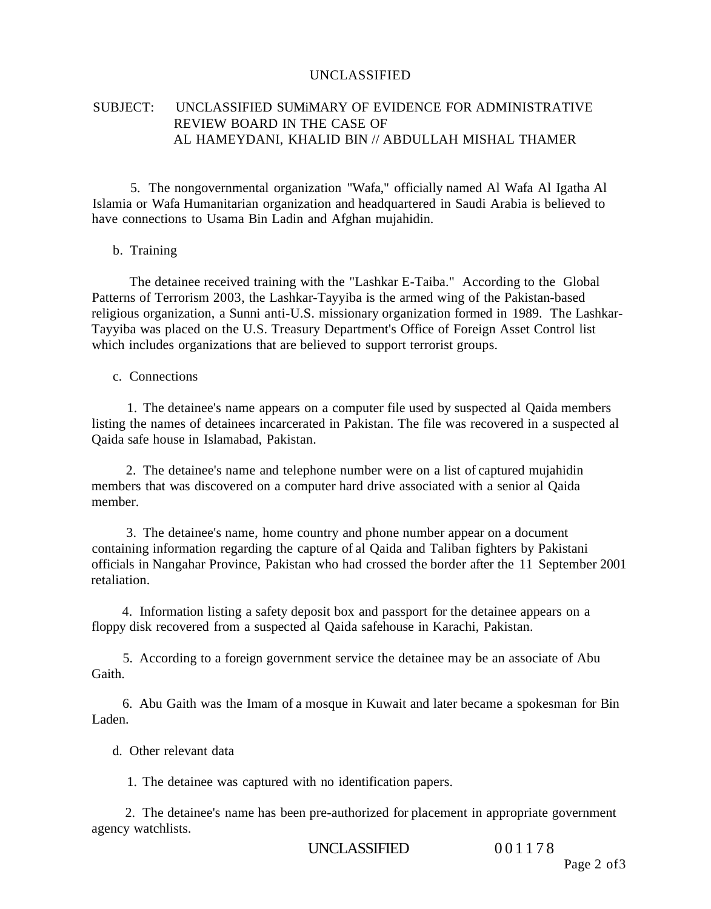UNCLASSIFIED

SUBJECT: UNCLASSIFIED SUMiMARY OF EVIDENCE FOR ADMINISTRATIVE REVIEW BOARD IN THE CASE OF AL HAMEYDANI, KHALID BIN // ABDULLAH MISHAL THAMER

5. The nongovernmental organization "Wafa," officially named Al Wafa Al Igatha Al Islamia or Wafa Humanitarian organization and headquartered in Saudi Arabia is believed to have connections to Usama Bin Ladin and Afghan mujahidin.

b. Training

The detainee received training with the "Lashkar E-Taiba." According to the Global Patterns of Terrorism 2003, the Lashkar-Tayyiba is the armed wing of the Pakistan-based religious organization, a Sunni anti-U.S. missionary organization formed in 1989. The Lashkar-Tayyiba was placed on the U.S. Treasury Department's Office of Foreign Asset Control list which includes organizations that are believed to support terrorist groups.

c. Connections

1. The detainee's name appears on a computer file used by suspected al Qaida members listing the names of detainees incarcerated in Pakistan. The file was recovered in a suspected al Qaida safe house in Islamabad, Pakistan.

2. The detainee's name and telephone number were on a list of captured mujahidin members that was discovered on a computer hard drive associated with a senior al Qaida member.

3. The detainee's name, home country and phone number appear on a document containing information regarding the capture of al Qaida and Taliban fighters by Pakistani officials in Nangahar Province, Pakistan who had crossed the border after the 11 September 2001 retaliation.

4. Information listing a safety deposit box and passport for the detainee appears on a floppy disk recovered from a suspected al Qaida safehouse in Karachi, Pakistan.

5. According to a foreign government service the detainee may be an associate of Abu Gaith.

6. Abu Gaith was the Imam of a mosque in Kuwait and later became a spokesman for Bin Laden.

d. Other relevant data

1. The detainee was captured with no identification papers.

2. The detainee's name has been pre-authorized for placement in appropriate government agency watchlists.

UNCLASSIFIED 001178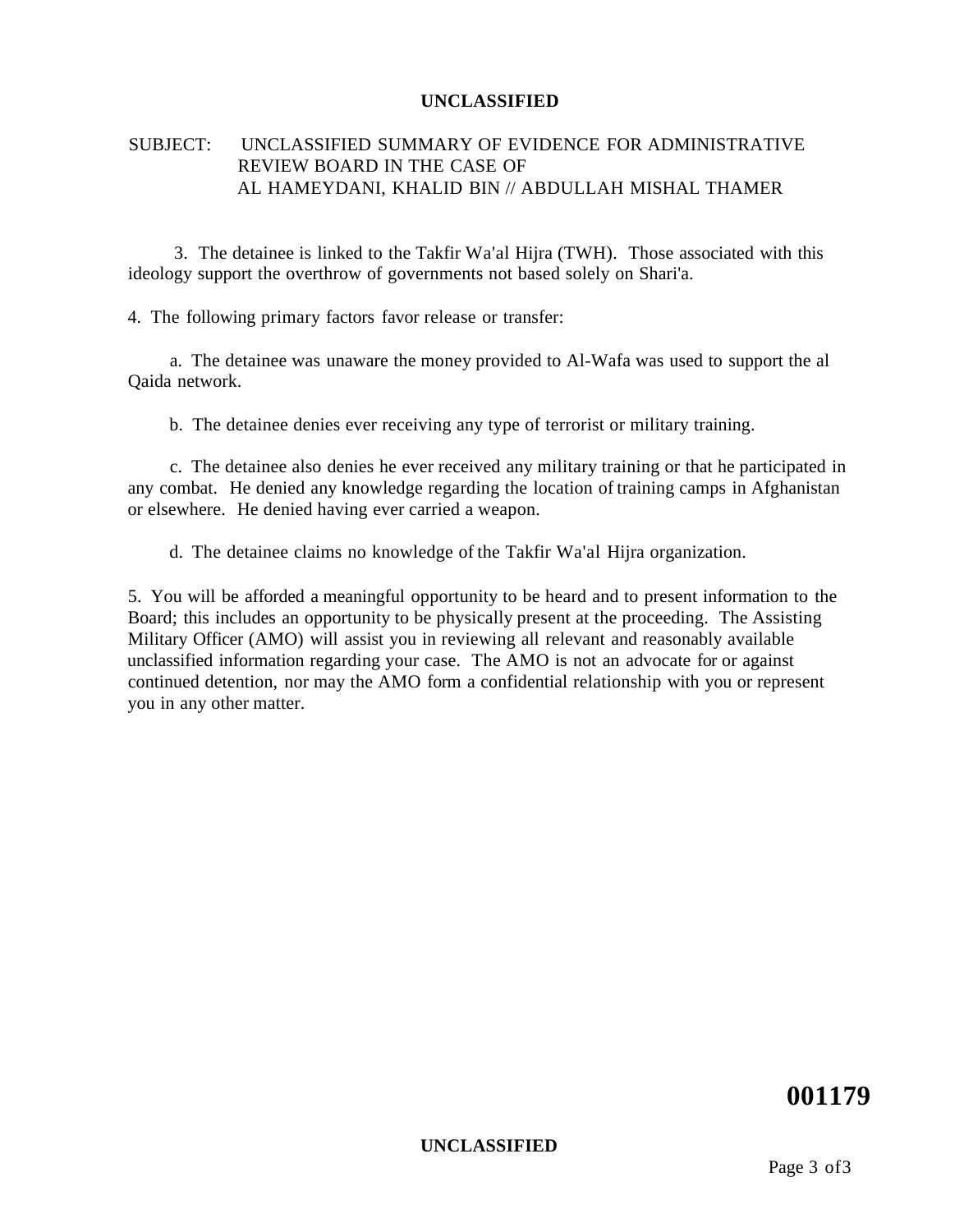SUBJECT: UNCLASSIFIED SUMMARY OF EVIDENCE FOR ADMINISTRATIVE REVIEW BOARD IN THE CASE OF AL HAMEYDANI, KHALID BIN // ABDULLAH MISHAL THAMER

3. The detainee is linked to the Takfir Wa'al Hijra (TWH). Those associated with this ideology support the overthrow of governments not based solely on Shari'a.

4. The following primary factors favor release or transfer:

a. The detainee was unaware the money provided to Al-Wafa was used to support the al Qaida network.

b. The detainee denies ever receiving any type of terrorist or military training.

c. The detainee also denies he ever received any military training or that he participated in any combat. He denied any knowledge regarding the location of training camps in Afghanistan or elsewhere. He denied having ever carried a weapon.

d. The detainee claims no knowledge of the Takfir Wa'al Hijra organization.

5. You will be afforded a meaningful opportunity to be heard and to present information to the Board; this includes an opportunity to be physically present at the proceeding. The Assisting Military Officer (AMO) will assist you in reviewing all relevant and reasonably available unclassified information regarding your case. The AMO is not an advocate for or against continued detention, nor may the AMO form a confidential relationship with you or represent you in any other matter.

**001179**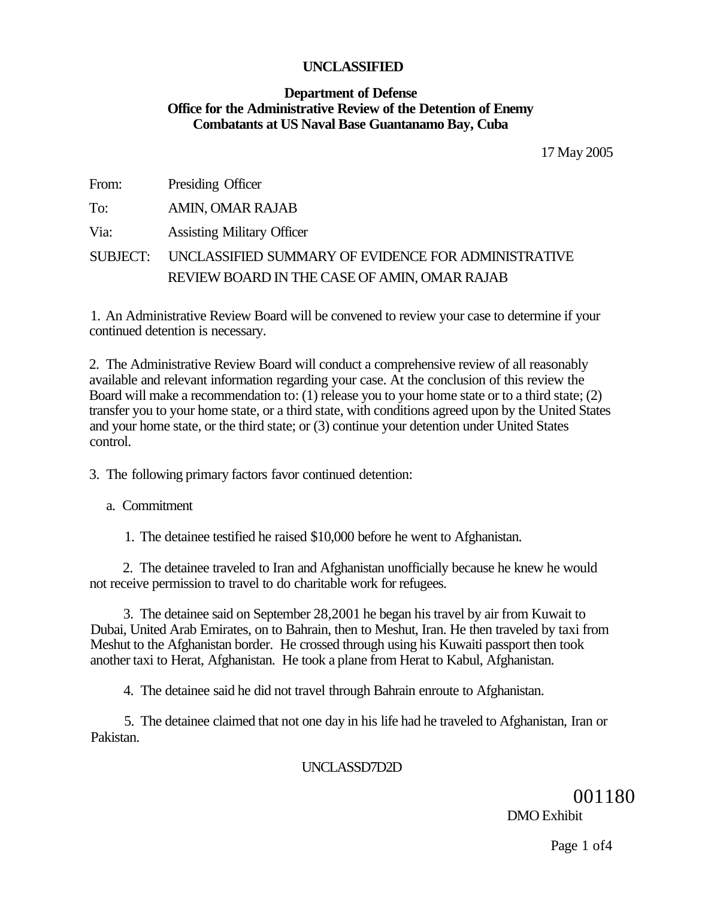**UNCLASSIFIED**

**Department of Defense**
**Office for the Administrative Review of the Detention of Enemy Combatants at US Naval Base Guantanamo Bay, Cuba**

17 May 2005

From: Presiding Officer

To: AMIN, OMAR RAJAB

Via: Assisting Military Officer

SUBJECT: UNCLASSIFIED SUMMARY OF EVIDENCE FOR ADMINISTRATIVE REVIEW BOARD IN THE CASE OF AMIN, OMAR RAJAB

1. An Administrative Review Board will be convened to review your case to determine if your continued detention is necessary.

2. The Administrative Review Board will conduct a comprehensive review of all reasonably available and relevant information regarding your case. At the conclusion of this review the Board will make a recommendation to: (1) release you to your home state or to a third state; (2) transfer you to your home state, or a third state, with conditions agreed upon by the United States and your home state, or the third state; or (3) continue your detention under United States control.

3. The following primary factors favor continued detention:

a. Commitment

1. The detainee testified he raised $10,000 before he went to Afghanistan.

2. The detainee traveled to Iran and Afghanistan unofficially because he knew he would not receive permission to travel to do charitable work for refugees.

3. The detainee said on September 28,2001 he began his travel by air from Kuwait to Dubai, United Arab Emirates, on to Bahrain, then to Meshut, Iran. He then traveled by taxi from Meshut to the Afghanistan border. He crossed through using his Kuwaiti passport then took another taxi to Herat, Afghanistan. He took a plane from Herat to Kabul, Afghanistan.

4. The detainee said he did not travel through Bahrain enroute to Afghanistan.

5. The detainee claimed that not one day in his life had he traveled to Afghanistan, Iran or Pakistan.

UNCLASSD7D2D

001180
DMO Exhibit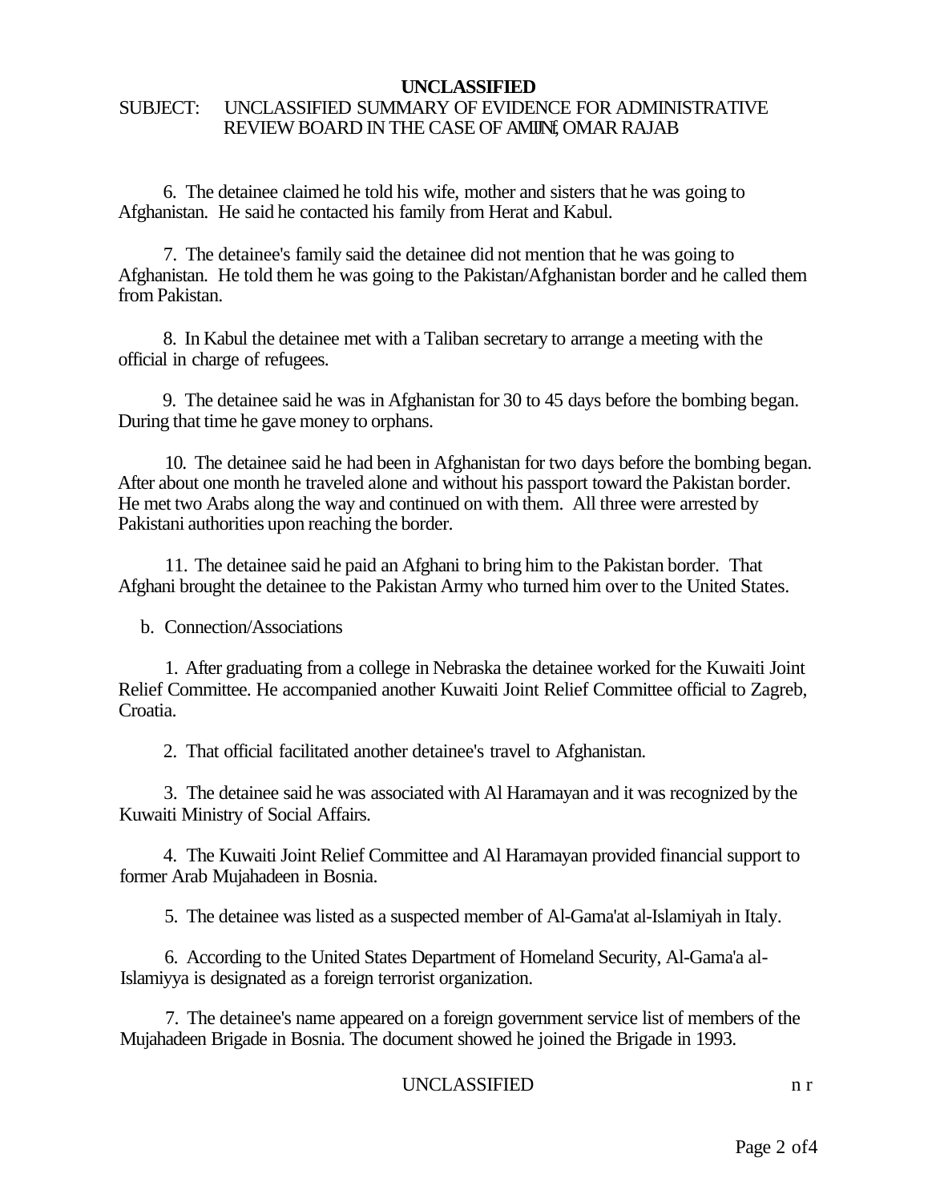**UNCLASSIFIED**

SUBJECT: UNCLASSIFIED SUMMARY OF EVIDENCE FOR ADMINISTRATIVE REVIEW BOARD IN THE CASE OF AMIN, OMAR RAJAB

6. The detainee claimed he told his wife, mother and sisters that he was going to Afghanistan. He said he contacted his family from Herat and Kabul.

7. The detainee's family said the detainee did not mention that he was going to Afghanistan. He told them he was going to the Pakistan/Afghanistan border and he called them from Pakistan.

8. In Kabul the detainee met with a Taliban secretary to arrange a meeting with the official in charge of refugees.

9. The detainee said he was in Afghanistan for 30 to 45 days before the bombing began. During that time he gave money to orphans.

10. The detainee said he had been in Afghanistan for two days before the bombing began. After about one month he traveled alone and without his passport toward the Pakistan border. He met two Arabs along the way and continued on with them. All three were arrested by Pakistani authorities upon reaching the border.

11. The detainee said he paid an Afghani to bring him to the Pakistan border. That Afghani brought the detainee to the Pakistan Army who turned him over to the United States.

b. Connection/Associations

1. After graduating from a college in Nebraska the detainee worked for the Kuwaiti Joint Relief Committee. He accompanied another Kuwaiti Joint Relief Committee official to Zagreb, Croatia.

2. That official facilitated another detainee's travel to Afghanistan.

3. The detainee said he was associated with Al Haramayan and it was recognized by the Kuwaiti Ministry of Social Affairs.

4. The Kuwaiti Joint Relief Committee and Al Haramayan provided financial support to former Arab Mujahadeen in Bosnia.

5. The detainee was listed as a suspected member of Al-Gama'at al-Islamiyah in Italy.

6. According to the United States Department of Homeland Security, Al-Gama'a al-Islamiyya is designated as a foreign terrorist organization.

7. The detainee's name appeared on a foreign government service list of members of the Mujahadeen Brigade in Bosnia. The document showed he joined the Brigade in 1993.

UNCLASSIFIED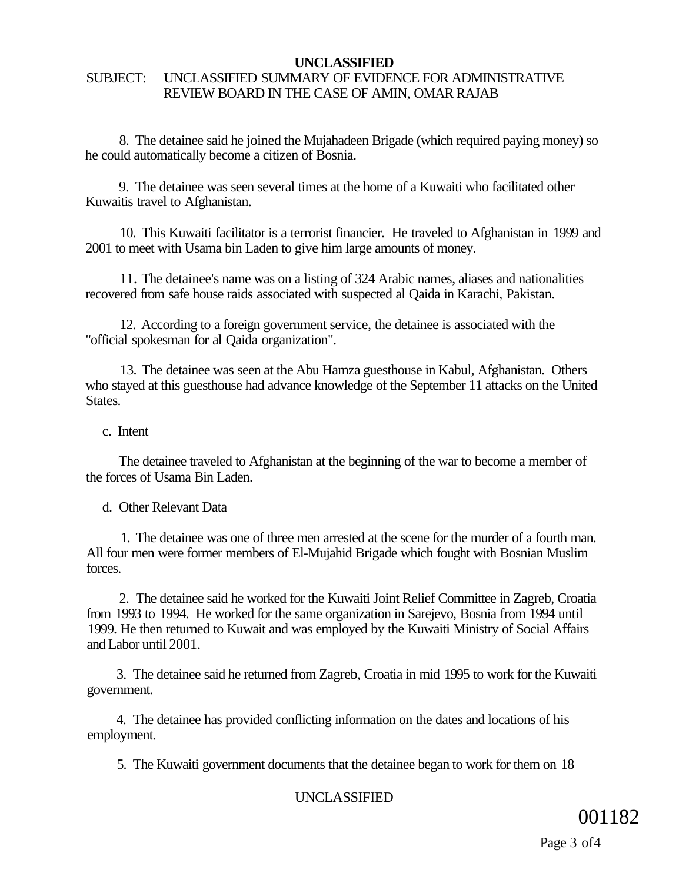**UNCLASSIFIED**

SUBJECT: UNCLASSIFIED SUMMARY OF EVIDENCE FOR ADMINISTRATIVE REVIEW BOARD IN THE CASE OF AMIN, OMAR RAJAB

8. The detainee said he joined the Mujahadeen Brigade (which required paying money) so he could automatically become a citizen of Bosnia.

9. The detainee was seen several times at the home of a Kuwaiti who facilitated other Kuwaitis travel to Afghanistan.

10. This Kuwaiti facilitator is a terrorist financier. He traveled to Afghanistan in 1999 and 2001 to meet with Usama bin Laden to give him large amounts of money.

11. The detainee's name was on a listing of 324 Arabic names, aliases and nationalities recovered from safe house raids associated with suspected al Qaida in Karachi, Pakistan.

12. According to a foreign government service, the detainee is associated with the "official spokesman for al Qaida organization".

13. The detainee was seen at the Abu Hamza guesthouse in Kabul, Afghanistan. Others who stayed at this guesthouse had advance knowledge of the September 11 attacks on the United States.

c. Intent

The detainee traveled to Afghanistan at the beginning of the war to become a member of the forces of Usama Bin Laden.

d. Other Relevant Data

1. The detainee was one of three men arrested at the scene for the murder of a fourth man. All four men were former members of El-Mujahid Brigade which fought with Bosnian Muslim forces.

2. The detainee said he worked for the Kuwaiti Joint Relief Committee in Zagreb, Croatia from 1993 to 1994. He worked for the same organization in Sarejevo, Bosnia from 1994 until 1999. He then returned to Kuwait and was employed by the Kuwaiti Ministry of Social Affairs and Labor until 2001.

3. The detainee said he returned from Zagreb, Croatia in mid 1995 to work for the Kuwaiti government.

4. The detainee has provided conflicting information on the dates and locations of his employment.

5. The Kuwaiti government documents that the detainee began to work for them on 18

UNCLASSIFIED

001182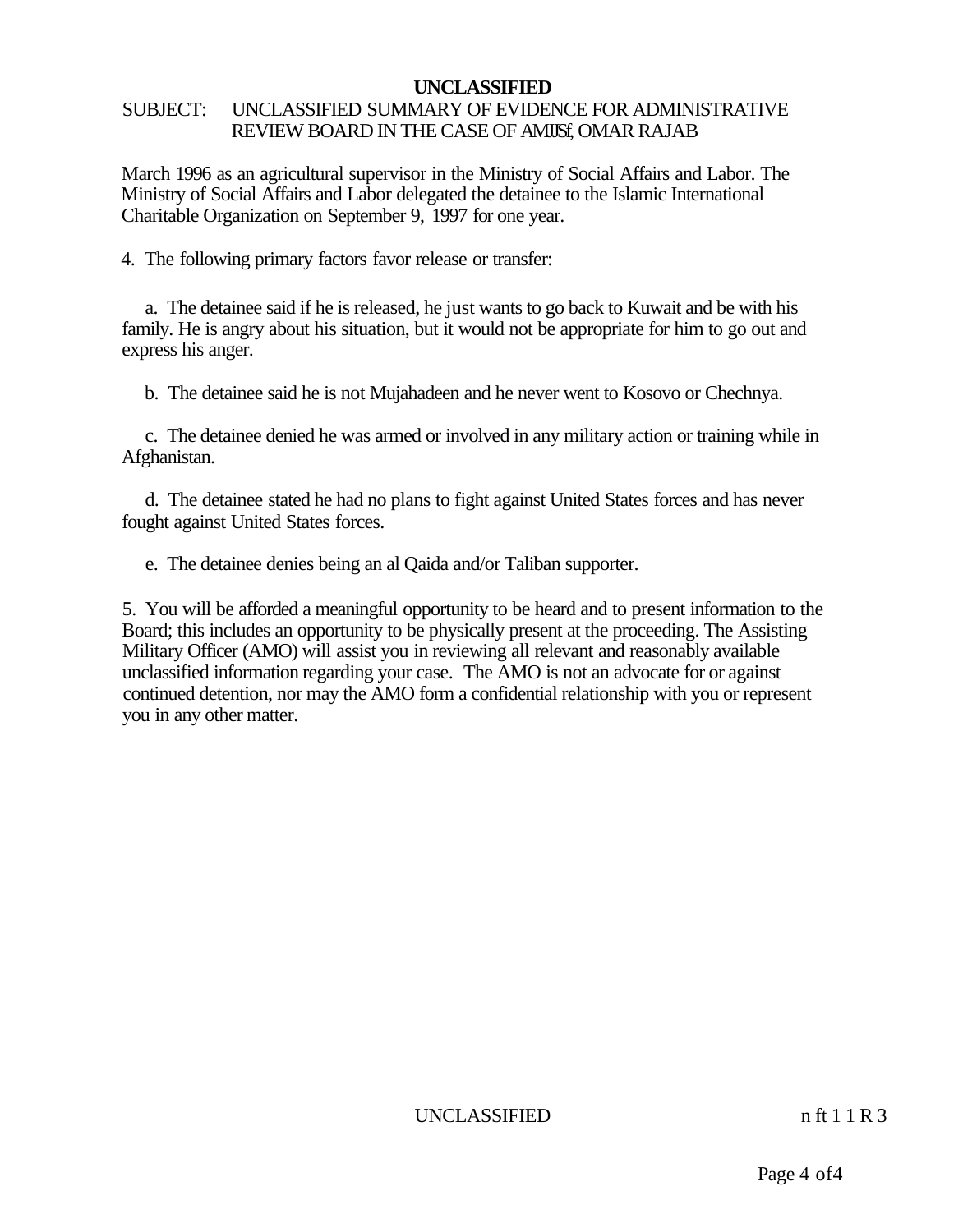March 1996 as an agricultural supervisor in the Ministry of Social Affairs and Labor. The Ministry of Social Affairs and Labor delegated the detainee to the Islamic International Charitable Organization on September 9, 1997 for one year.

4. The following primary factors favor release or transfer:

a. The detainee said if he is released, he just wants to go back to Kuwait and be with his family. He is angry about his situation, but it would not be appropriate for him to go out and express his anger.

b. The detainee said he is not Mujahadeen and he never went to Kosovo or Chechnya.

c. The detainee denied he was armed or involved in any military action or training while in Afghanistan.

d. The detainee stated he had no plans to fight against United States forces and has never fought against United States forces.

e. The detainee denies being an al Qaida and/or Taliban supporter.

5. You will be afforded a meaningful opportunity to be heard and to present information to the Board; this includes an opportunity to be physically present at the proceeding. The Assisting Military Officer (AMO) will assist you in reviewing all relevant and reasonably available unclassified information regarding your case. The AMO is not an advocate for or against continued detention, nor may the AMO form a confidential relationship with you or represent you in any other matter.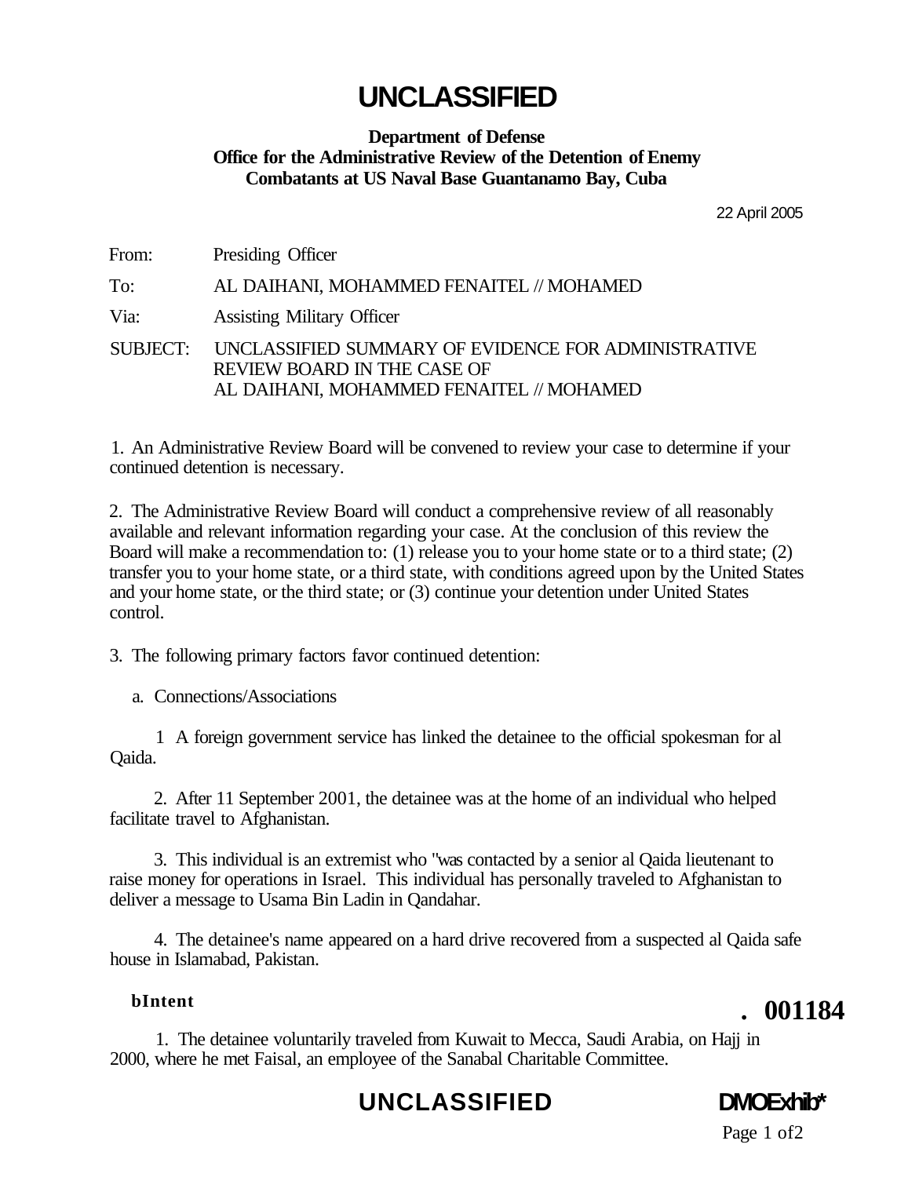# UNCLASSIFIED

**Department of Defense**
**Office for the Administrative Review of the Detention of Enemy Combatants at US Naval Base Guantanamo Bay, Cuba**

22 April 2005

From: Presiding Officer

To: AL DAIHANI, MOHAMMED FENAITEL // MOHAMED

Via: Assisting Military Officer

SUBJECT: UNCLASSIFIED SUMMARY OF EVIDENCE FOR ADMINISTRATIVE REVIEW BOARD IN THE CASE OF AL DAIHANI, MOHAMMED FENAITEL // MOHAMED

1. An Administrative Review Board will be convened to review your case to determine if your continued detention is necessary.

2. The Administrative Review Board will conduct a comprehensive review of all reasonably available and relevant information regarding your case. At the conclusion of this review the Board will make a recommendation to: (1) release you to your home state or to a third state; (2) transfer you to your home state, or a third state, with conditions agreed upon by the United States and your home state, or the third state; or (3) continue your detention under United States control.

3. The following primary factors favor continued detention:

a. Connections/Associations

1 A foreign government service has linked the detainee to the official spokesman for al Qaida.

2. After 11 September 2001, the detainee was at the home of an individual who helped facilitate travel to Afghanistan.

3. This individual is an extremist who "was contacted by a senior al Qaida lieutenant to raise money for operations in Israel. This individual has personally traveled to Afghanistan to deliver a message to Usama Bin Ladin in Qandahar.

4. The detainee's name appeared on a hard drive recovered from a suspected al Qaida safe house in Islamabad, Pakistan.

**bIntent**

1. The detainee voluntarily traveled from Kuwait to Mecca, Saudi Arabia, on Hajj in 2000, where he met Faisal, an employee of the Sanabal Charitable Committee.

**. 001184**

# UNCLASSIFIED

DMO Exhib*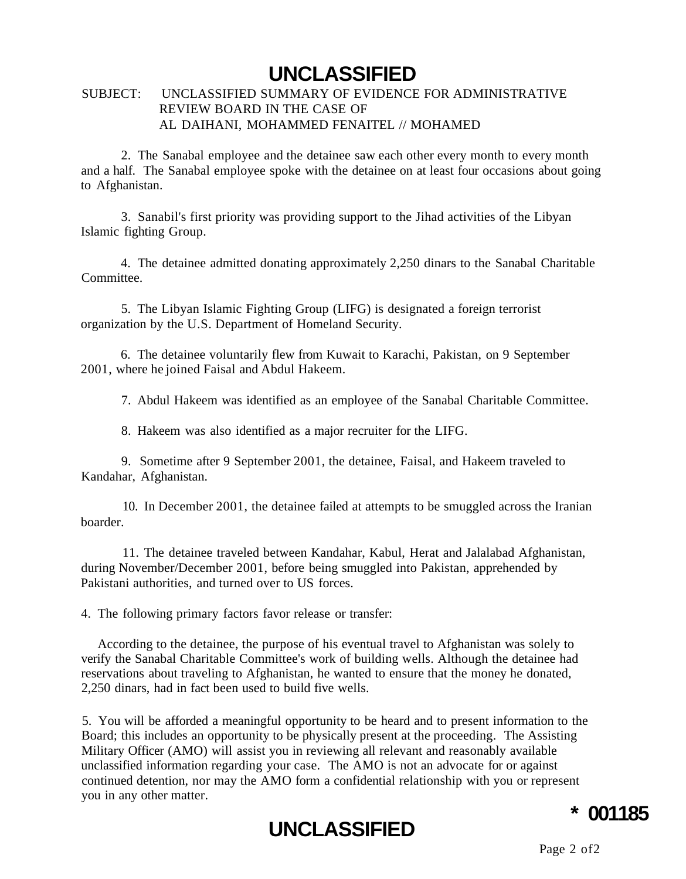# UNCLASSIFIED

SUBJECT: UNCLASSIFIED SUMMARY OF EVIDENCE FOR ADMINISTRATIVE REVIEW BOARD IN THE CASE OF AL DAIHANI, MOHAMMED FENAITEL // MOHAMED

2. The Sanabal employee and the detainee saw each other every month to every month and a half. The Sanabal employee spoke with the detainee on at least four occasions about going to Afghanistan.

3. Sanabil's first priority was providing support to the Jihad activities of the Libyan Islamic fighting Group.

4. The detainee admitted donating approximately 2,250 dinars to the Sanabal Charitable Committee.

5. The Libyan Islamic Fighting Group (LIFG) is designated a foreign terrorist organization by the U.S. Department of Homeland Security.

6. The detainee voluntarily flew from Kuwait to Karachi, Pakistan, on 9 September 2001, where he joined Faisal and Abdul Hakeem.

7. Abdul Hakeem was identified as an employee of the Sanabal Charitable Committee.

8. Hakeem was also identified as a major recruiter for the LIFG.

9. Sometime after 9 September 2001, the detainee, Faisal, and Hakeem traveled to Kandahar, Afghanistan.

10. In December 2001, the detainee failed at attempts to be smuggled across the Iranian boarder.

11. The detainee traveled between Kandahar, Kabul, Herat and Jalalabad Afghanistan, during November/December 2001, before being smuggled into Pakistan, apprehended by Pakistani authorities, and turned over to US forces.

4. The following primary factors favor release or transfer:

According to the detainee, the purpose of his eventual travel to Afghanistan was solely to verify the Sanabal Charitable Committee's work of building wells. Although the detainee had reservations about traveling to Afghanistan, he wanted to ensure that the money he donated, 2,250 dinars, had in fact been used to build five wells.

5. You will be afforded a meaningful opportunity to be heard and to present information to the Board; this includes an opportunity to be physically present at the proceeding. The Assisting Military Officer (AMO) will assist you in reviewing all relevant and reasonably available unclassified information regarding your case. The AMO is not an advocate for or against continued detention, nor may the AMO form a confidential relationship with you or represent you in any other matter.

**\* 001185**

# UNCLASSIFIED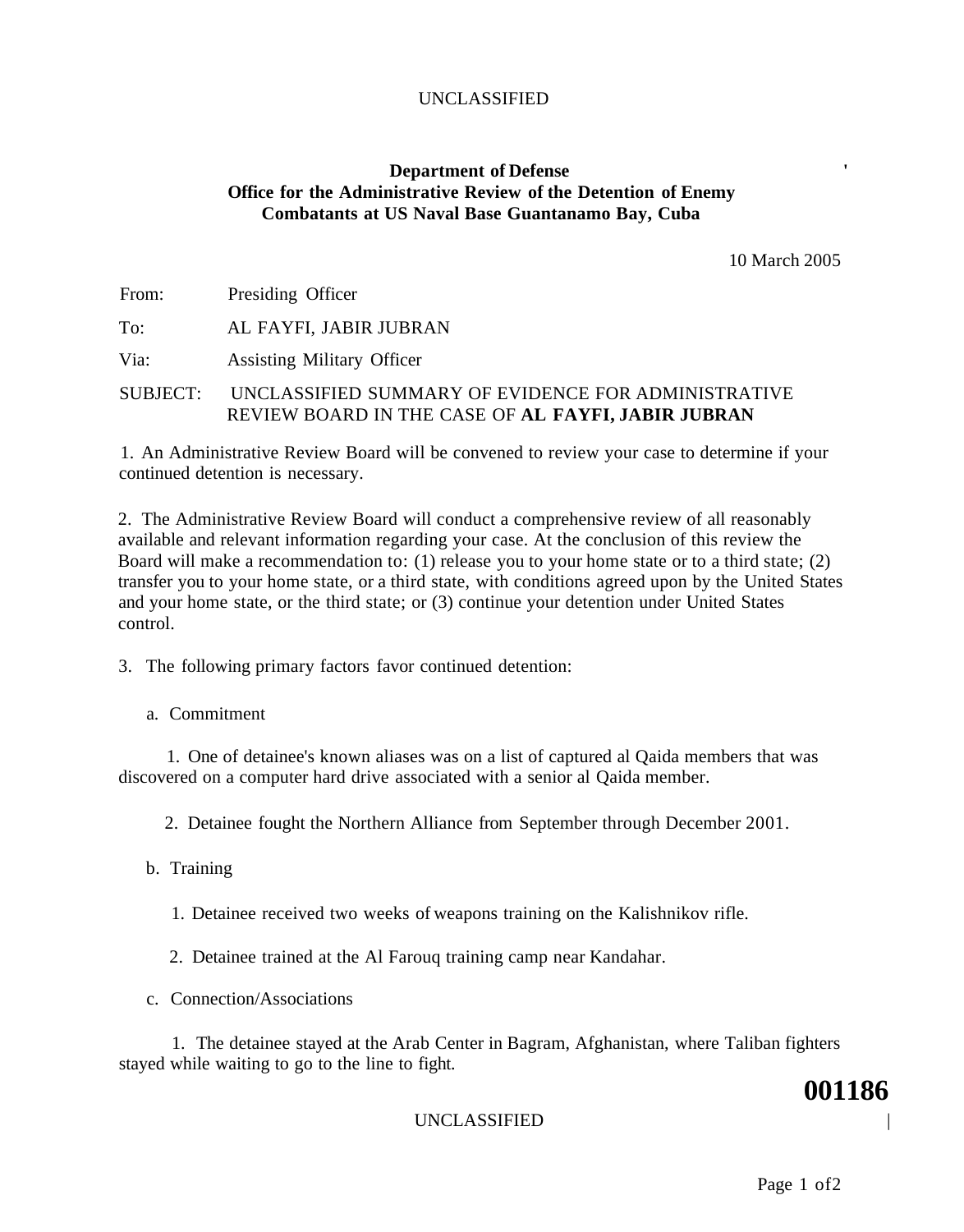UNCLASSIFIED

**Department of Defense**
**Office for the Administrative Review of the Detention of Enemy Combatants at US Naval Base Guantanamo Bay, Cuba**

10 March 2005

From: Presiding Officer

To: AL FAYFI, JABIR JUBRAN

Via: Assisting Military Officer

SUBJECT: UNCLASSIFIED SUMMARY OF EVIDENCE FOR ADMINISTRATIVE REVIEW BOARD IN THE CASE OF **AL FAYFI, JABIR JUBRAN**

1. An Administrative Review Board will be convened to review your case to determine if your continued detention is necessary.

2. The Administrative Review Board will conduct a comprehensive review of all reasonably available and relevant information regarding your case. At the conclusion of this review the Board will make a recommendation to: (1) release you to your home state or to a third state; (2) transfer you to your home state, or a third state, with conditions agreed upon by the United States and your home state, or the third state; or (3) continue your detention under United States control.

3. The following primary factors favor continued detention:

a. Commitment

1. One of detainee's known aliases was on a list of captured al Qaida members that was discovered on a computer hard drive associated with a senior al Qaida member.

2. Detainee fought the Northern Alliance from September through December 2001.

b. Training

1. Detainee received two weeks of weapons training on the Kalishnikov rifle.

2. Detainee trained at the Al Farouq training camp near Kandahar.

c. Connection/Associations

1. The detainee stayed at the Arab Center in Bagram, Afghanistan, where Taliban fighters stayed while waiting to go to the line to fight.

001186

UNCLASSIFIED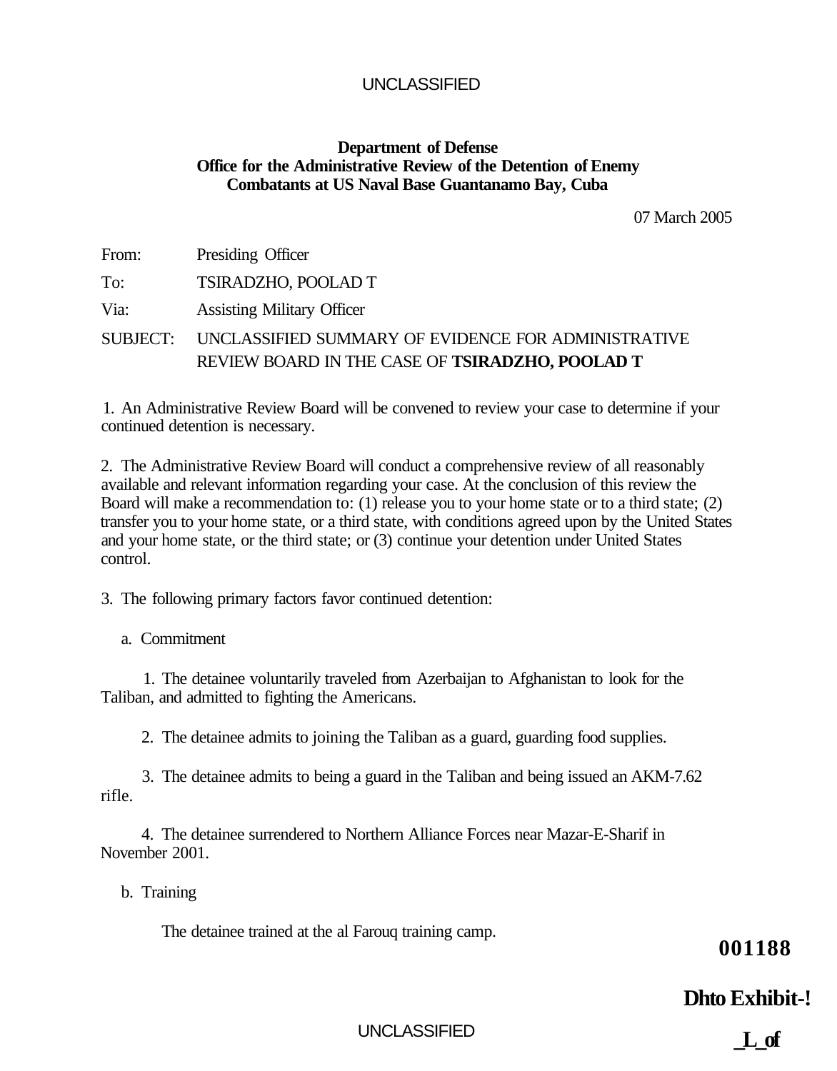UNCLASSIFIED

**Department of Defense**
**Office for the Administrative Review of the Detention of Enemy Combatants at US Naval Base Guantanamo Bay, Cuba**

07 March 2005

From: Presiding Officer

To: TSIRADZHO, POOLAD T

Via: Assisting Military Officer

SUBJECT: UNCLASSIFIED SUMMARY OF EVIDENCE FOR ADMINISTRATIVE REVIEW BOARD IN THE CASE OF **TSIRADZHO, POOLAD T**

1. An Administrative Review Board will be convened to review your case to determine if your continued detention is necessary.

2. The Administrative Review Board will conduct a comprehensive review of all reasonably available and relevant information regarding your case. At the conclusion of this review the Board will make a recommendation to: (1) release you to your home state or to a third state; (2) transfer you to your home state, or a third state, with conditions agreed upon by the United States and your home state, or the third state; or (3) continue your detention under United States control.

3. The following primary factors favor continued detention:

a. Commitment

1. The detainee voluntarily traveled from Azerbaijan to Afghanistan to look for the Taliban, and admitted to fighting the Americans.

2. The detainee admits to joining the Taliban as a guard, guarding food supplies.

3. The detainee admits to being a guard in the Taliban and being issued an AKM-7.62 rifle.

4. The detainee surrendered to Northern Alliance Forces near Mazar-E-Sharif in November 2001.

b. Training

The detainee trained at the al Farouq training camp.

**001188**

**Dhto Exhibit-!**

UNCLASSIFIED

**_L_of**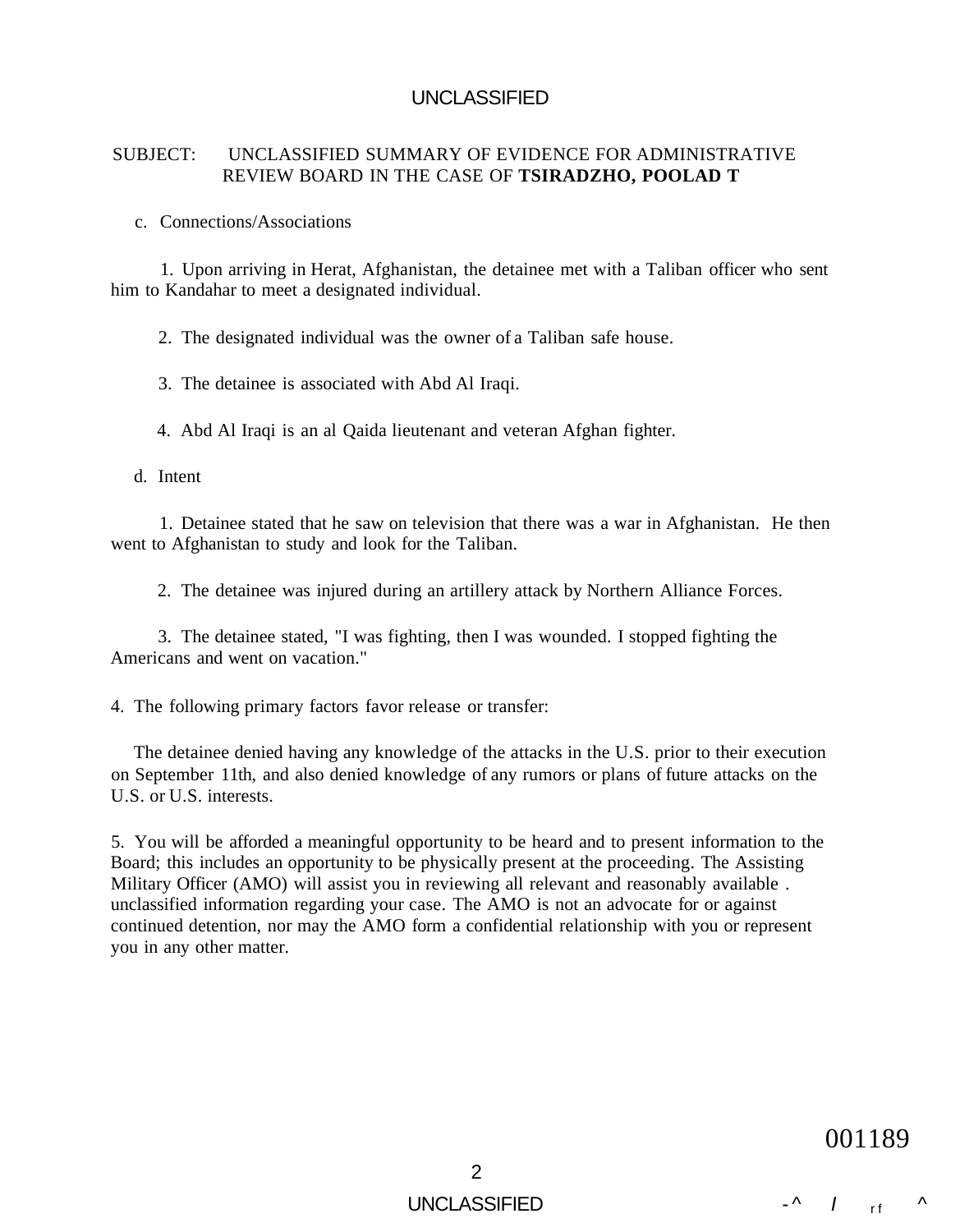SUBJECT: UNCLASSIFIED SUMMARY OF EVIDENCE FOR ADMINISTRATIVE REVIEW BOARD IN THE CASE OF **TSIRADZHO, POOLAD T**

c. Connections/Associations

1. Upon arriving in Herat, Afghanistan, the detainee met with a Taliban officer who sent him to Kandahar to meet a designated individual.

2. The designated individual was the owner of a Taliban safe house.

3. The detainee is associated with Abd Al Iraqi.

4. Abd Al Iraqi is an al Qaida lieutenant and veteran Afghan fighter.

d. Intent

1. Detainee stated that he saw on television that there was a war in Afghanistan. He then went to Afghanistan to study and look for the Taliban.

2. The detainee was injured during an artillery attack by Northern Alliance Forces.

3. The detainee stated, "I was fighting, then I was wounded. I stopped fighting the Americans and went on vacation."

4. The following primary factors favor release or transfer:

The detainee denied having any knowledge of the attacks in the U.S. prior to their execution on September 11th, and also denied knowledge of any rumors or plans of future attacks on the U.S. or U.S. interests.

5. You will be afforded a meaningful opportunity to be heard and to present information to the Board; this includes an opportunity to be physically present at the proceeding. The Assisting Military Officer (AMO) will assist you in reviewing all relevant and reasonably available . unclassified information regarding your case. The AMO is not an advocate for or against continued detention, nor may the AMO form a confidential relationship with you or represent you in any other matter.

001189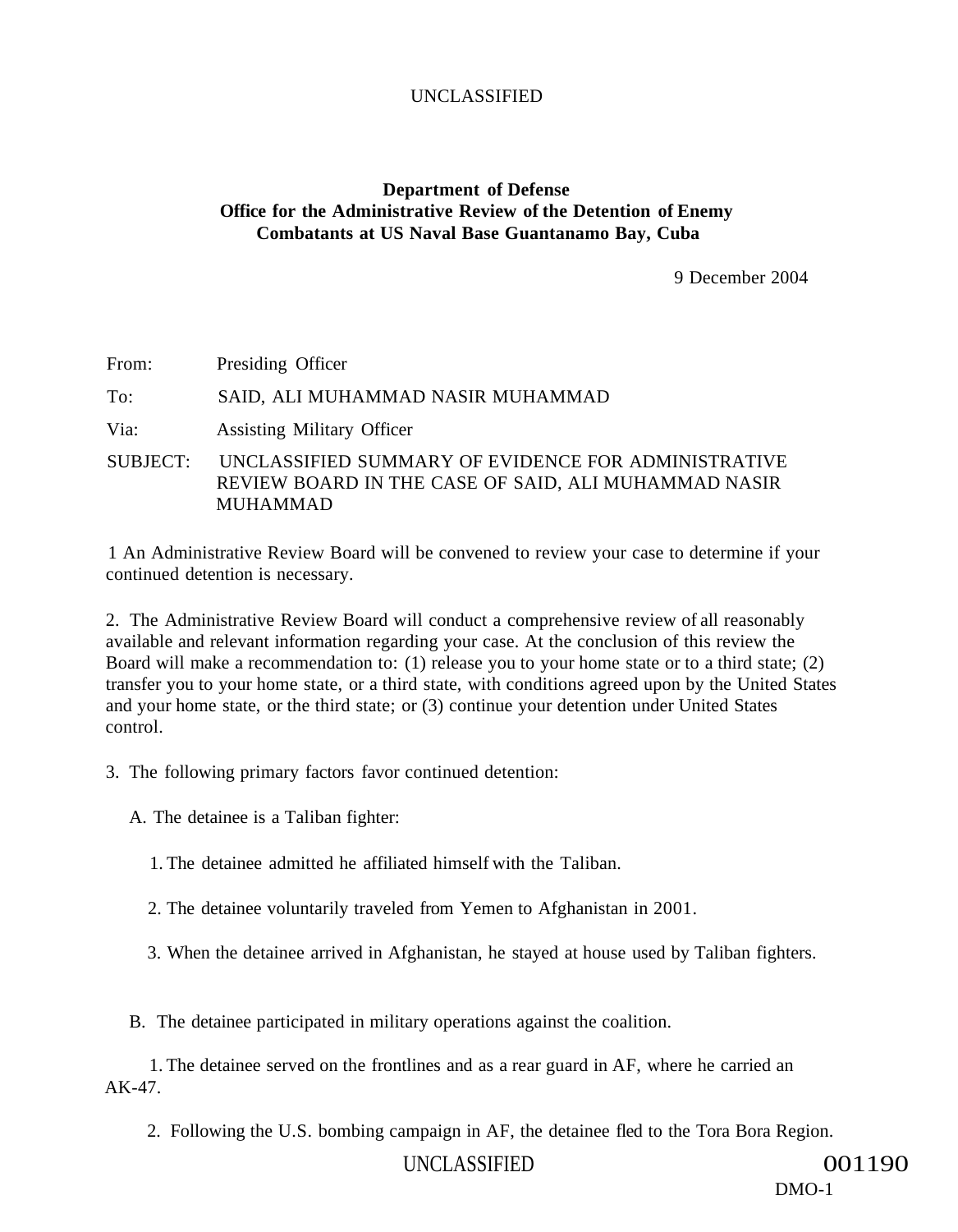UNCLASSIFIED

**Department of Defense**
**Office for the Administrative Review of the Detention of Enemy Combatants at US Naval Base Guantanamo Bay, Cuba**

9 December 2004

From: Presiding Officer

To: SAID, ALI MUHAMMAD NASIR MUHAMMAD

Via: Assisting Military Officer

SUBJECT: UNCLASSIFIED SUMMARY OF EVIDENCE FOR ADMINISTRATIVE REVIEW BOARD IN THE CASE OF SAID, ALI MUHAMMAD NASIR MUHAMMAD

1 An Administrative Review Board will be convened to review your case to determine if your continued detention is necessary.

2. The Administrative Review Board will conduct a comprehensive review of all reasonably available and relevant information regarding your case. At the conclusion of this review the Board will make a recommendation to: (1) release you to your home state or to a third state; (2) transfer you to your home state, or a third state, with conditions agreed upon by the United States and your home state, or the third state; or (3) continue your detention under United States control.

3. The following primary factors favor continued detention:

A. The detainee is a Taliban fighter:

1. The detainee admitted he affiliated himself with the Taliban.

2. The detainee voluntarily traveled from Yemen to Afghanistan in 2001.

3. When the detainee arrived in Afghanistan, he stayed at house used by Taliban fighters.

B. The detainee participated in military operations against the coalition.

1. The detainee served on the frontlines and as a rear guard in AF, where he carried an AK-47.

2. Following the U.S. bombing campaign in AF, the detainee fled to the Tora Bora Region.

UNCLASSIFIED

001190

DMO-1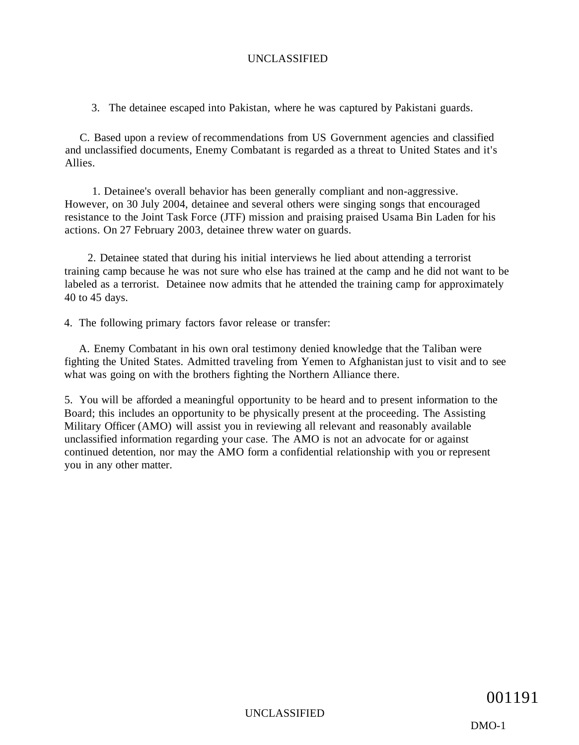3. The detainee escaped into Pakistan, where he was captured by Pakistani guards.

C. Based upon a review of recommendations from US Government agencies and classified and unclassified documents, Enemy Combatant is regarded as a threat to United States and it's Allies.

1. Detainee's overall behavior has been generally compliant and non-aggressive. However, on 30 July 2004, detainee and several others were singing songs that encouraged resistance to the Joint Task Force (JTF) mission and praising praised Usama Bin Laden for his actions. On 27 February 2003, detainee threw water on guards.

2. Detainee stated that during his initial interviews he lied about attending a terrorist training camp because he was not sure who else has trained at the camp and he did not want to be labeled as a terrorist. Detainee now admits that he attended the training camp for approximately 40 to 45 days.

4. The following primary factors favor release or transfer:

A. Enemy Combatant in his own oral testimony denied knowledge that the Taliban were fighting the United States. Admitted traveling from Yemen to Afghanistan just to visit and to see what was going on with the brothers fighting the Northern Alliance there.

5. You will be afforded a meaningful opportunity to be heard and to present information to the Board; this includes an opportunity to be physically present at the proceeding. The Assisting Military Officer (AMO) will assist you in reviewing all relevant and reasonably available unclassified information regarding your case. The AMO is not an advocate for or against continued detention, nor may the AMO form a confidential relationship with you or represent you in any other matter.

DMO-1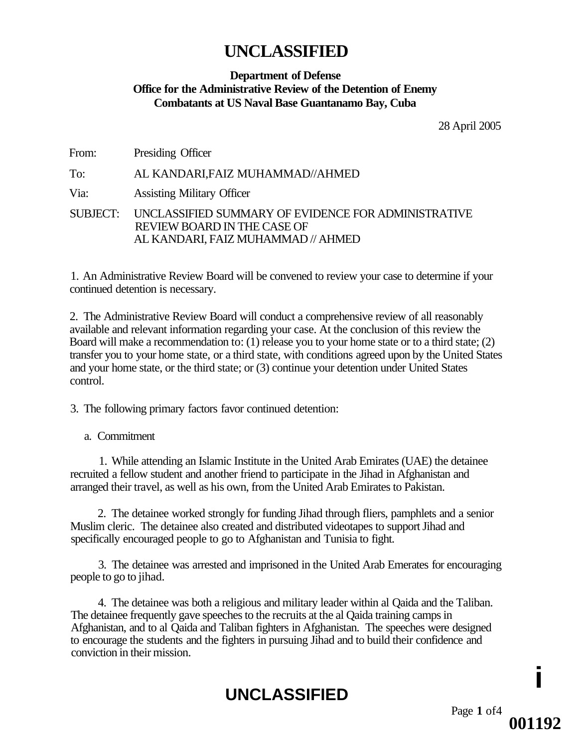# UNCLASSIFIED

**Department of Defense**
**Office for the Administrative Review of the Detention of Enemy Combatants at US Naval Base Guantanamo Bay, Cuba**

28 April 2005

From: Presiding Officer

To: AL KANDARI,FAIZ MUHAMMAD//AHMED

Via: Assisting Military Officer

SUBJECT: UNCLASSIFIED SUMMARY OF EVIDENCE FOR ADMINISTRATIVE REVIEW BOARD IN THE CASE OF AL KANDARI, FAIZ MUHAMMAD // AHMED

1. An Administrative Review Board will be convened to review your case to determine if your continued detention is necessary.

2. The Administrative Review Board will conduct a comprehensive review of all reasonably available and relevant information regarding your case. At the conclusion of this review the Board will make a recommendation to: (1) release you to your home state or to a third state; (2) transfer you to your home state, or a third state, with conditions agreed upon by the United States and your home state, or the third state; or (3) continue your detention under United States control.

3. The following primary factors favor continued detention:

a. Commitment

1. While attending an Islamic Institute in the United Arab Emirates (UAE) the detainee recruited a fellow student and another friend to participate in the Jihad in Afghanistan and arranged their travel, as well as his own, from the United Arab Emirates to Pakistan.

2. The detainee worked strongly for funding Jihad through fliers, pamphlets and a senior Muslim cleric. The detainee also created and distributed videotapes to support Jihad and specifically encouraged people to go to Afghanistan and Tunisia to fight.

3. The detainee was arrested and imprisoned in the United Arab Emerates for encouraging people to go to jihad.

4. The detainee was both a religious and military leader within al Qaida and the Taliban. The detainee frequently gave speeches to the recruits at the al Qaida training camps in Afghanistan, and to al Qaida and Taliban fighters in Afghanistan. The speeches were designed to encourage the students and the fighters in pursuing Jihad and to build their confidence and conviction in their mission.

# UNCLASSIFIED

001192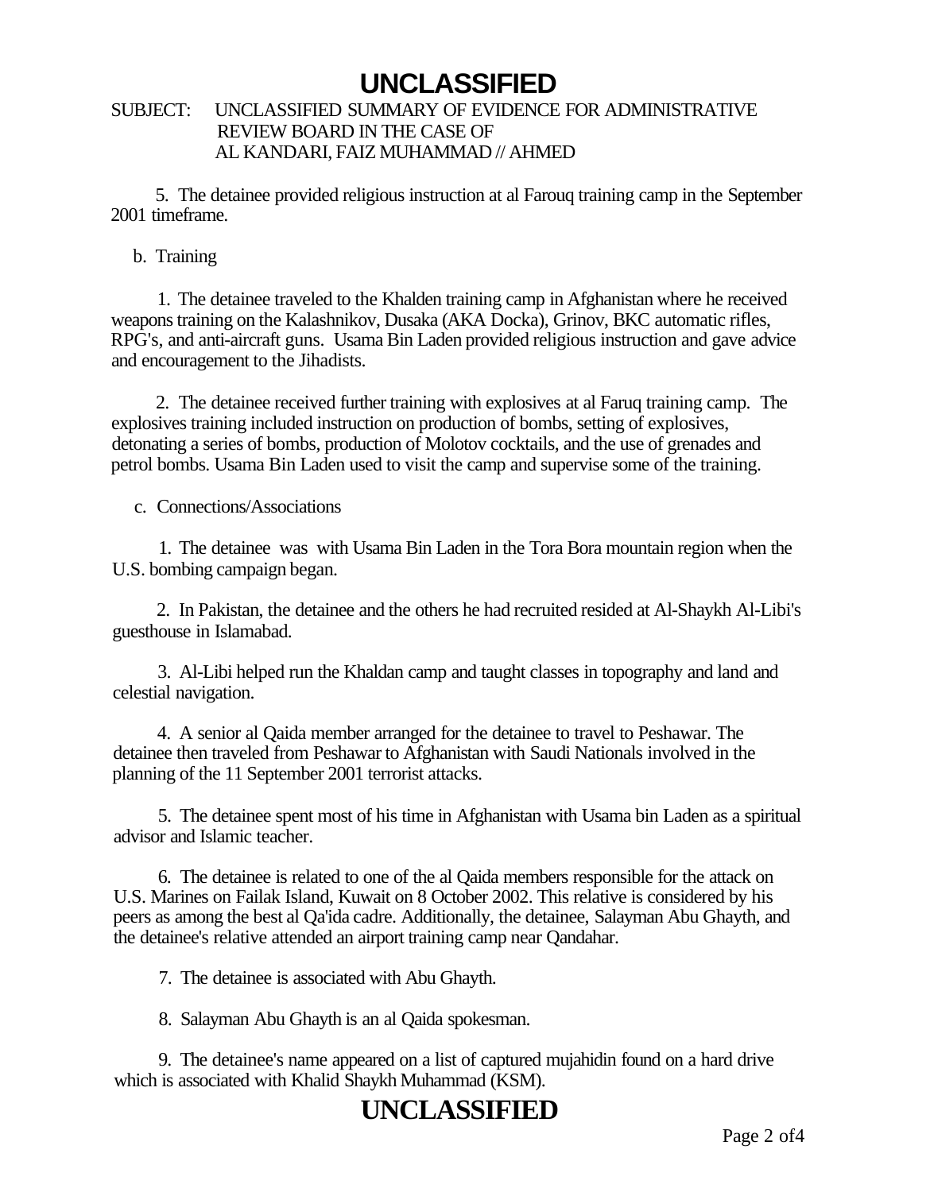# UNCLASSIFIED

SUBJECT: UNCLASSIFIED SUMMARY OF EVIDENCE FOR ADMINISTRATIVE REVIEW BOARD IN THE CASE OF AL KANDARI, FAIZ MUHAMMAD // AHMED

5. The detainee provided religious instruction at al Farouq training camp in the September 2001 timeframe.

b. Training

1. The detainee traveled to the Khalden training camp in Afghanistan where he received weapons training on the Kalashnikov, Dusaka (AKA Docka), Grinov, BKC automatic rifles, RPG's, and anti-aircraft guns. Usama Bin Laden provided religious instruction and gave advice and encouragement to the Jihadists.

2. The detainee received further training with explosives at al Faruq training camp. The explosives training included instruction on production of bombs, setting of explosives, detonating a series of bombs, production of Molotov cocktails, and the use of grenades and petrol bombs. Usama Bin Laden used to visit the camp and supervise some of the training.

c. Connections/Associations

1. The detainee was with Usama Bin Laden in the Tora Bora mountain region when the U.S. bombing campaign began.

2. In Pakistan, the detainee and the others he had recruited resided at Al-Shaykh Al-Libi's guesthouse in Islamabad.

3. Al-Libi helped run the Khaldan camp and taught classes in topography and land and celestial navigation.

4. A senior al Qaida member arranged for the detainee to travel to Peshawar. The detainee then traveled from Peshawar to Afghanistan with Saudi Nationals involved in the planning of the 11 September 2001 terrorist attacks.

5. The detainee spent most of his time in Afghanistan with Usama bin Laden as a spiritual advisor and Islamic teacher.

6. The detainee is related to one of the al Qaida members responsible for the attack on U.S. Marines on Failak Island, Kuwait on 8 October 2002. This relative is considered by his peers as among the best al Qa'ida cadre. Additionally, the detainee, Salayman Abu Ghayth, and the detainee's relative attended an airport training camp near Qandahar.

7. The detainee is associated with Abu Ghayth.

8. Salayman Abu Ghayth is an al Qaida spokesman.

9. The detainee's name appeared on a list of captured mujahidin found on a hard drive which is associated with Khalid Shaykh Muhammad (KSM).

# UNCLASSIFIED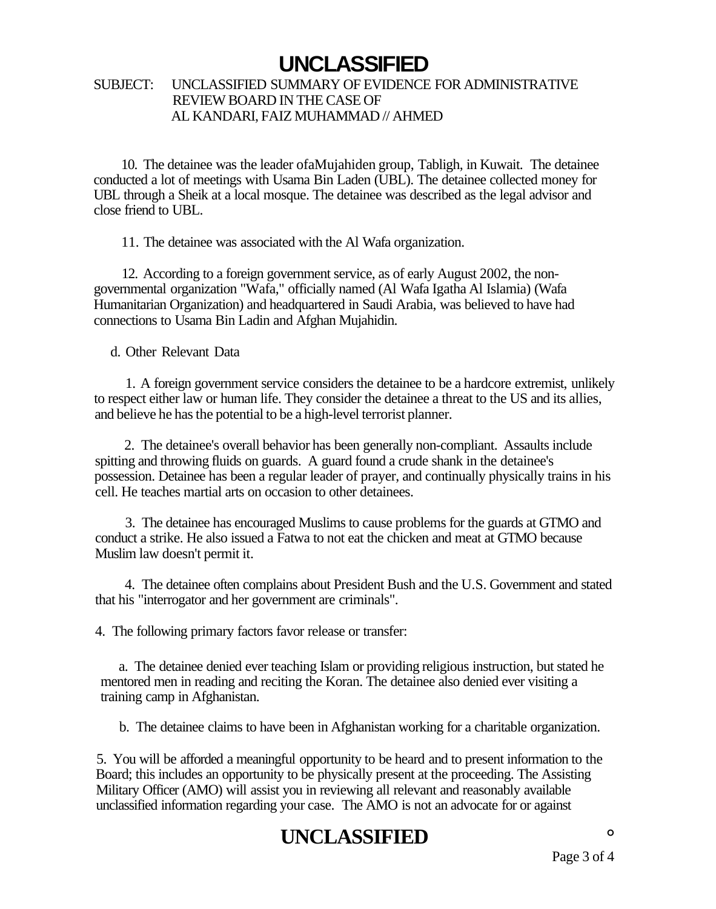UNCLASSIFIED

SUBJECT: UNCLASSIFIED SUMMARY OF EVIDENCE FOR ADMINISTRATIVE REVIEW BOARD IN THE CASE OF AL KANDARI, FAIZ MUHAMMAD // AHMED

10. The detainee was the leader ofaMujahiden group, Tabligh, in Kuwait. The detainee conducted a lot of meetings with Usama Bin Laden (UBL). The detainee collected money for UBL through a Sheik at a local mosque. The detainee was described as the legal advisor and close friend to UBL.

11. The detainee was associated with the Al Wafa organization.

12. According to a foreign government service, as of early August 2002, the non-governmental organization "Wafa," officially named (Al Wafa Igatha Al Islamia) (Wafa Humanitarian Organization) and headquartered in Saudi Arabia, was believed to have had connections to Usama Bin Ladin and Afghan Mujahidin.

d. Other Relevant Data

1. A foreign government service considers the detainee to be a hardcore extremist, unlikely to respect either law or human life. They consider the detainee a threat to the US and its allies, and believe he has the potential to be a high-level terrorist planner.

2. The detainee's overall behavior has been generally non-compliant. Assaults include spitting and throwing fluids on guards. A guard found a crude shank in the detainee's possession. Detainee has been a regular leader of prayer, and continually physically trains in his cell. He teaches martial arts on occasion to other detainees.

3. The detainee has encouraged Muslims to cause problems for the guards at GTMO and conduct a strike. He also issued a Fatwa to not eat the chicken and meat at GTMO because Muslim law doesn't permit it.

4. The detainee often complains about President Bush and the U.S. Government and stated that his "interrogator and her government are criminals".

4. The following primary factors favor release or transfer:

a. The detainee denied ever teaching Islam or providing religious instruction, but stated he mentored men in reading and reciting the Koran. The detainee also denied ever visiting a training camp in Afghanistan.

b. The detainee claims to have been in Afghanistan working for a charitable organization.

5. You will be afforded a meaningful opportunity to be heard and to present information to the Board; this includes an opportunity to be physically present at the proceeding. The Assisting Military Officer (AMO) will assist you in reviewing all relevant and reasonably available unclassified information regarding your case. The AMO is not an advocate for or against

UNCLASSIFIED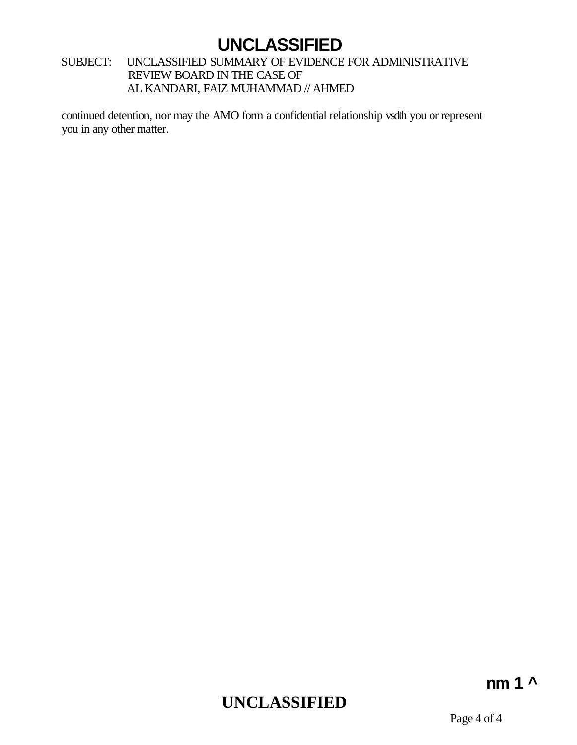continued detention, nor may the AMO form a confidential relationship vsdth you or represent you in any other matter.

nm 1 ^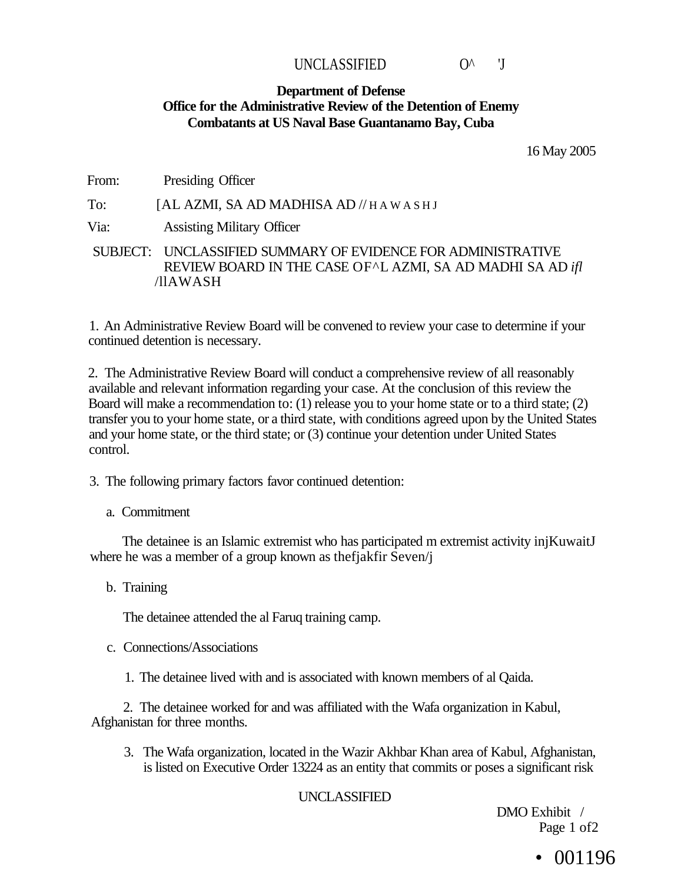UNCLASSIFIED O^ 'J

**Department of Defense**
**Office for the Administrative Review of the Detention of Enemy Combatants at US Naval Base Guantanamo Bay, Cuba**

16 May 2005

From: Presiding Officer

To: [AL AZMI, SA AD MADHISA AD // HAWASHJ

Via: Assisting Military Officer

SUBJECT: UNCLASSIFIED SUMMARY OF EVIDENCE FOR ADMINISTRATIVE REVIEW BOARD IN THE CASE OF^L AZMI, SA AD MADHI SA AD *ifl* /llAWASH

1. An Administrative Review Board will be convened to review your case to determine if your continued detention is necessary.

2. The Administrative Review Board will conduct a comprehensive review of all reasonably available and relevant information regarding your case. At the conclusion of this review the Board will make a recommendation to: (1) release you to your home state or to a third state; (2) transfer you to your home state, or a third state, with conditions agreed upon by the United States and your home state, or the third state; or (3) continue your detention under United States control.

3. The following primary factors favor continued detention:

a. Commitment

The detainee is an Islamic extremist who has participated m extremist activity injKuwaitJ where he was a member of a group known as thefjakfir Seven/j

b. Training

The detainee attended the al Faruq training camp.

c. Connections/Associations

1. The detainee lived with and is associated with known members of al Qaida.

2. The detainee worked for and was affiliated with the Wafa organization in Kabul, Afghanistan for three months.

3. The Wafa organization, located in the Wazir Akhbar Khan area of Kabul, Afghanistan, is listed on Executive Order 13224 as an entity that commits or poses a significant risk

UNCLASSIFIED

DMO Exhibit /

• 001196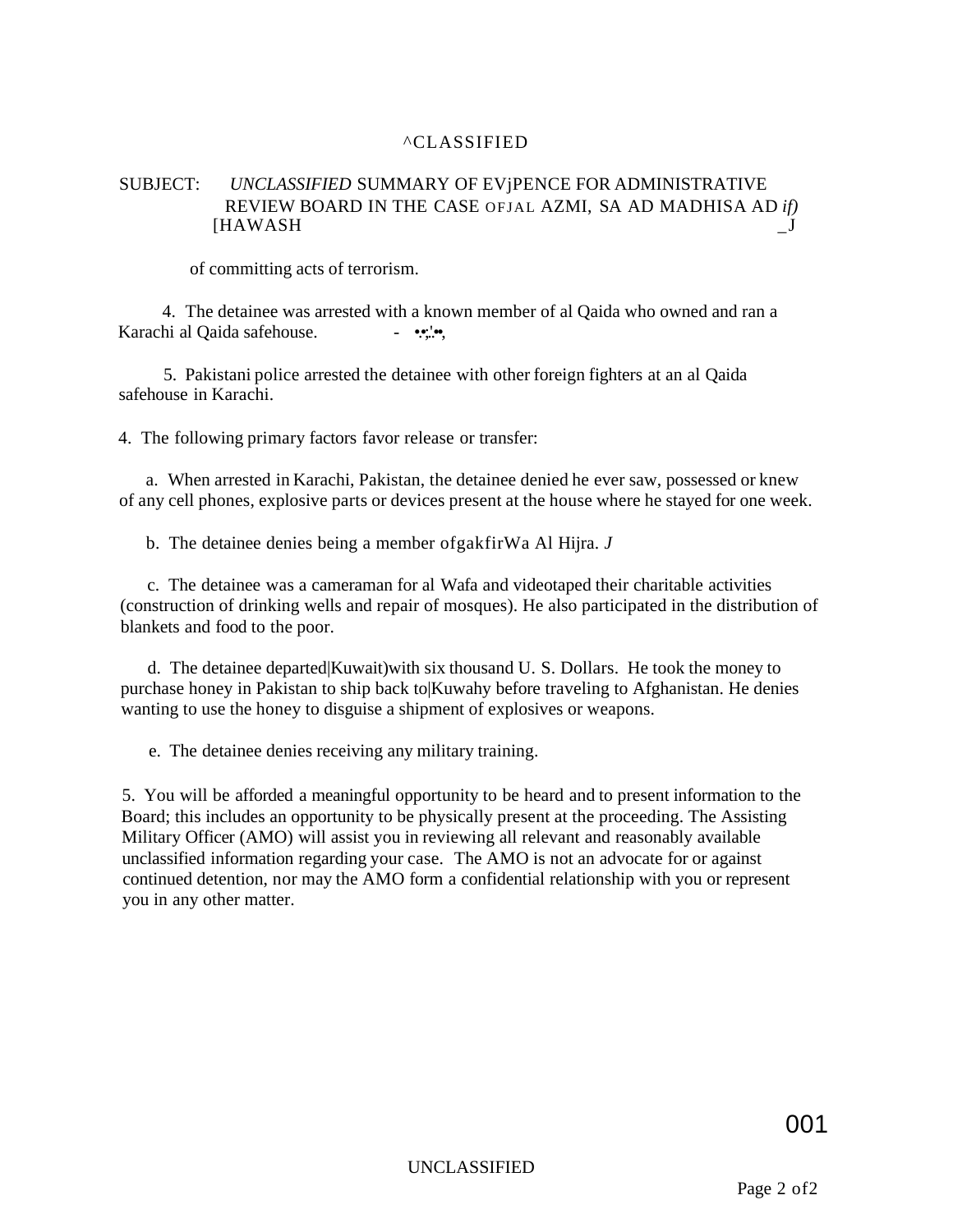^CLASSIFIED

SUBJECT: *UNCLASSIFIED* SUMMARY OF EVjPENCE FOR ADMINISTRATIVE REVIEW BOARD IN THE CASE OFJAL AZMI, SA AD MADHISA AD *if)* [HAWASH _J

of committing acts of terrorism.

4. The detainee was arrested with a known member of al Qaida who owned and ran a Karachi al Qaida safehouse.

5. Pakistani police arrested the detainee with other foreign fighters at an al Qaida safehouse in Karachi.

4. The following primary factors favor release or transfer:

a. When arrested in Karachi, Pakistan, the detainee denied he ever saw, possessed or knew of any cell phones, explosive parts or devices present at the house where he stayed for one week.

b. The detainee denies being a member ofgakfirWa Al Hijra. *J*

c. The detainee was a cameraman for al Wafa and videotaped their charitable activities (construction of drinking wells and repair of mosques). He also participated in the distribution of blankets and food to the poor.

d. The detainee departed|Kuwait)with six thousand U. S. Dollars. He took the money to purchase honey in Pakistan to ship back to|Kuwahy before traveling to Afghanistan. He denies wanting to use the honey to disguise a shipment of explosives or weapons.

e. The detainee denies receiving any military training.

5. You will be afforded a meaningful opportunity to be heard and to present information to the Board; this includes an opportunity to be physically present at the proceeding. The Assisting Military Officer (AMO) will assist you in reviewing all relevant and reasonably available unclassified information regarding your case. The AMO is not an advocate for or against continued detention, nor may the AMO form a confidential relationship with you or represent you in any other matter.

001

UNCLASSIFIED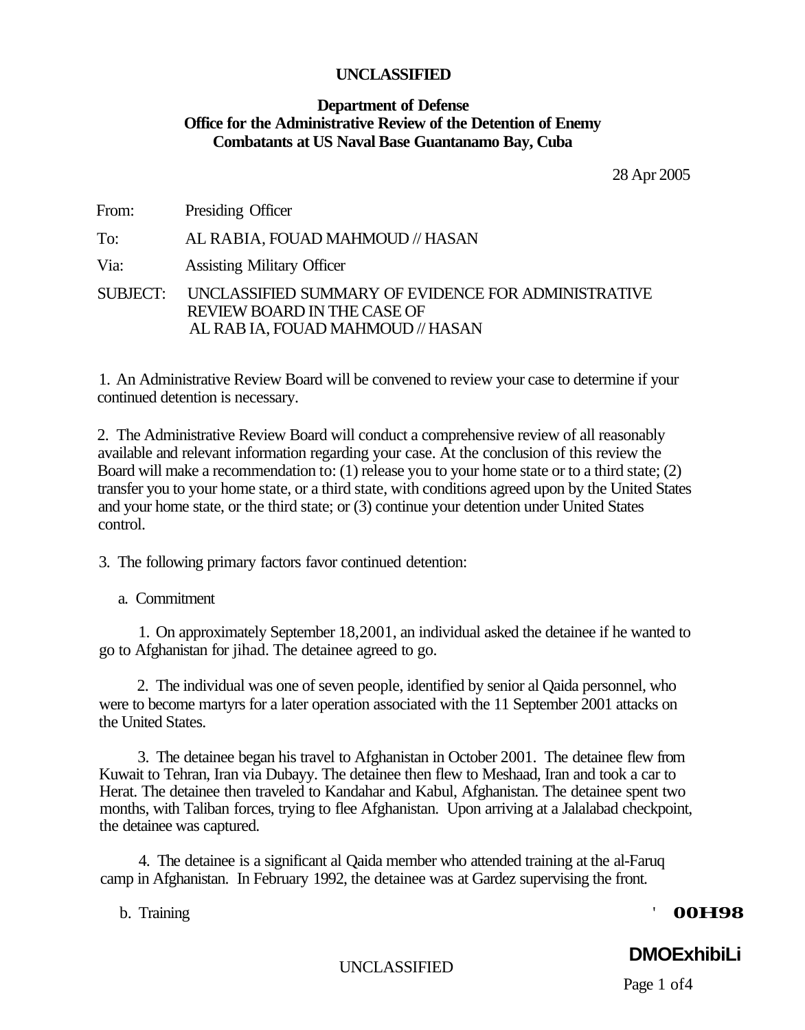**UNCLASSIFIED**

**Department of Defense**
**Office for the Administrative Review of the Detention of Enemy Combatants at US Naval Base Guantanamo Bay, Cuba**

28 Apr 2005

From: Presiding Officer

To: AL RABIA, FOUAD MAHMOUD // HASAN

Via: Assisting Military Officer

SUBJECT: UNCLASSIFIED SUMMARY OF EVIDENCE FOR ADMINISTRATIVE REVIEW BOARD IN THE CASE OF AL RAB IA, FOUAD MAHMOUD // HASAN

1. An Administrative Review Board will be convened to review your case to determine if your continued detention is necessary.

2. The Administrative Review Board will conduct a comprehensive review of all reasonably available and relevant information regarding your case. At the conclusion of this review the Board will make a recommendation to: (1) release you to your home state or to a third state; (2) transfer you to your home state, or a third state, with conditions agreed upon by the United States and your home state, or the third state; or (3) continue your detention under United States control.

3. The following primary factors favor continued detention:

a. Commitment

1. On approximately September 18,2001, an individual asked the detainee if he wanted to go to Afghanistan for jihad. The detainee agreed to go.

2. The individual was one of seven people, identified by senior al Qaida personnel, who were to become martyrs for a later operation associated with the 11 September 2001 attacks on the United States.

3. The detainee began his travel to Afghanistan in October 2001. The detainee flew from Kuwait to Tehran, Iran via Dubayy. The detainee then flew to Meshaad, Iran and took a car to Herat. The detainee then traveled to Kandahar and Kabul, Afghanistan. The detainee spent two months, with Taliban forces, trying to flee Afghanistan. Upon arriving at a Jalalabad checkpoint, the detainee was captured.

4. The detainee is a significant al Qaida member who attended training at the al-Faruq camp in Afghanistan. In February 1992, the detainee was at Gardez supervising the front.

b. Training

' 00H98

UNCLASSIFIED

DMOExhibiLi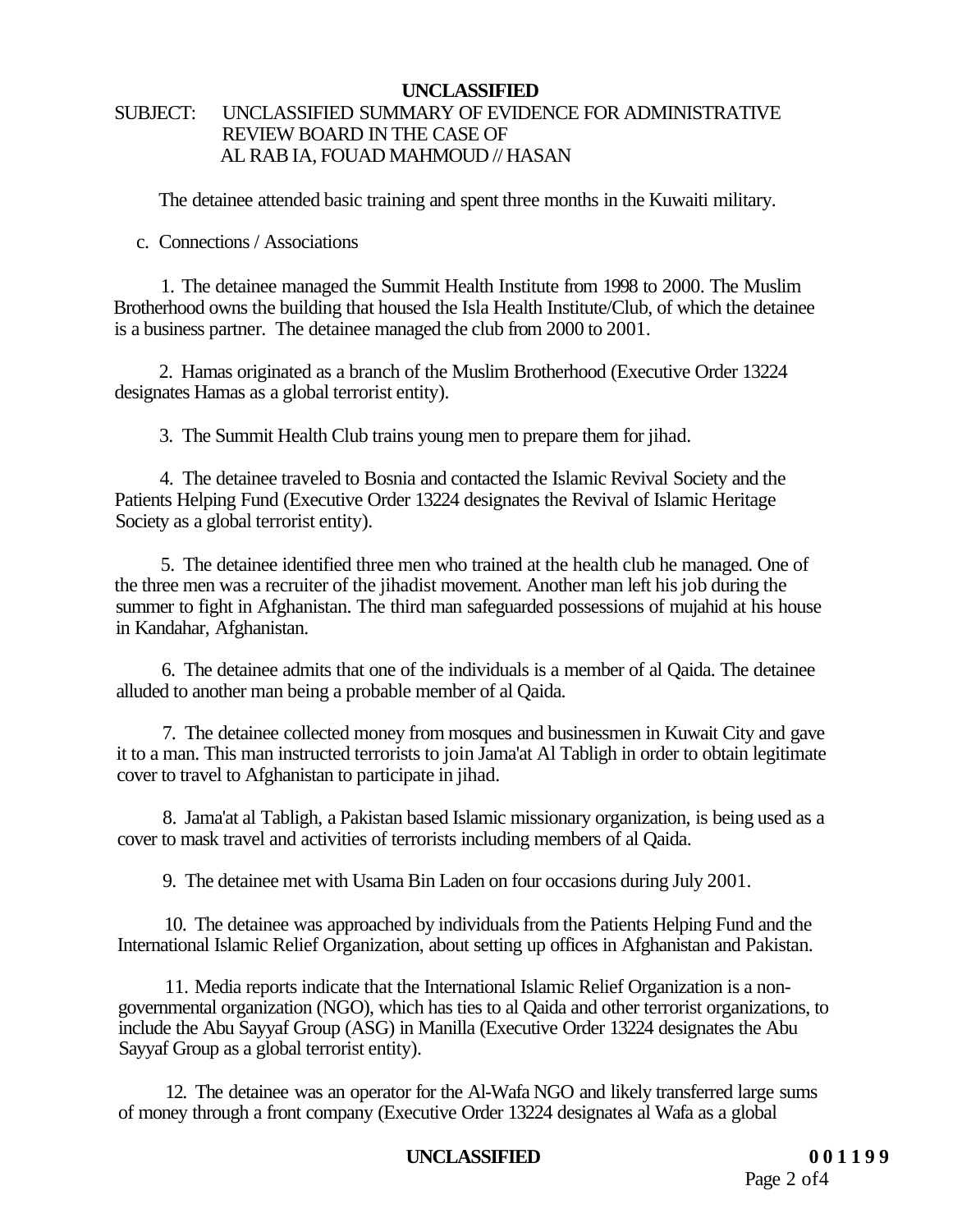**UNCLASSIFIED**

SUBJECT: UNCLASSIFIED SUMMARY OF EVIDENCE FOR ADMINISTRATIVE REVIEW BOARD IN THE CASE OF AL RAB IA, FOUAD MAHMOUD // HASAN

The detainee attended basic training and spent three months in the Kuwaiti military.

c. Connections / Associations

1. The detainee managed the Summit Health Institute from 1998 to 2000. The Muslim Brotherhood owns the building that housed the Isla Health Institute/Club, of which the detainee is a business partner. The detainee managed the club from 2000 to 2001.

2. Hamas originated as a branch of the Muslim Brotherhood (Executive Order 13224 designates Hamas as a global terrorist entity).

3. The Summit Health Club trains young men to prepare them for jihad.

4. The detainee traveled to Bosnia and contacted the Islamic Revival Society and the Patients Helping Fund (Executive Order 13224 designates the Revival of Islamic Heritage Society as a global terrorist entity).

5. The detainee identified three men who trained at the health club he managed. One of the three men was a recruiter of the jihadist movement. Another man left his job during the summer to fight in Afghanistan. The third man safeguarded possessions of mujahid at his house in Kandahar, Afghanistan.

6. The detainee admits that one of the individuals is a member of al Qaida. The detainee alluded to another man being a probable member of al Qaida.

7. The detainee collected money from mosques and businessmen in Kuwait City and gave it to a man. This man instructed terrorists to join Jama'at Al Tabligh in order to obtain legitimate cover to travel to Afghanistan to participate in jihad.

8. Jama'at al Tabligh, a Pakistan based Islamic missionary organization, is being used as a cover to mask travel and activities of terrorists including members of al Qaida.

9. The detainee met with Usama Bin Laden on four occasions during July 2001.

10. The detainee was approached by individuals from the Patients Helping Fund and the International Islamic Relief Organization, about setting up offices in Afghanistan and Pakistan.

11. Media reports indicate that the International Islamic Relief Organization is a non-governmental organization (NGO), which has ties to al Qaida and other terrorist organizations, to include the Abu Sayyaf Group (ASG) in Manilla (Executive Order 13224 designates the Abu Sayyaf Group as a global terrorist entity).

12. The detainee was an operator for the Al-Wafa NGO and likely transferred large sums of money through a front company (Executive Order 13224 designates al Wafa as a global

**UNCLASSIFIED** 001199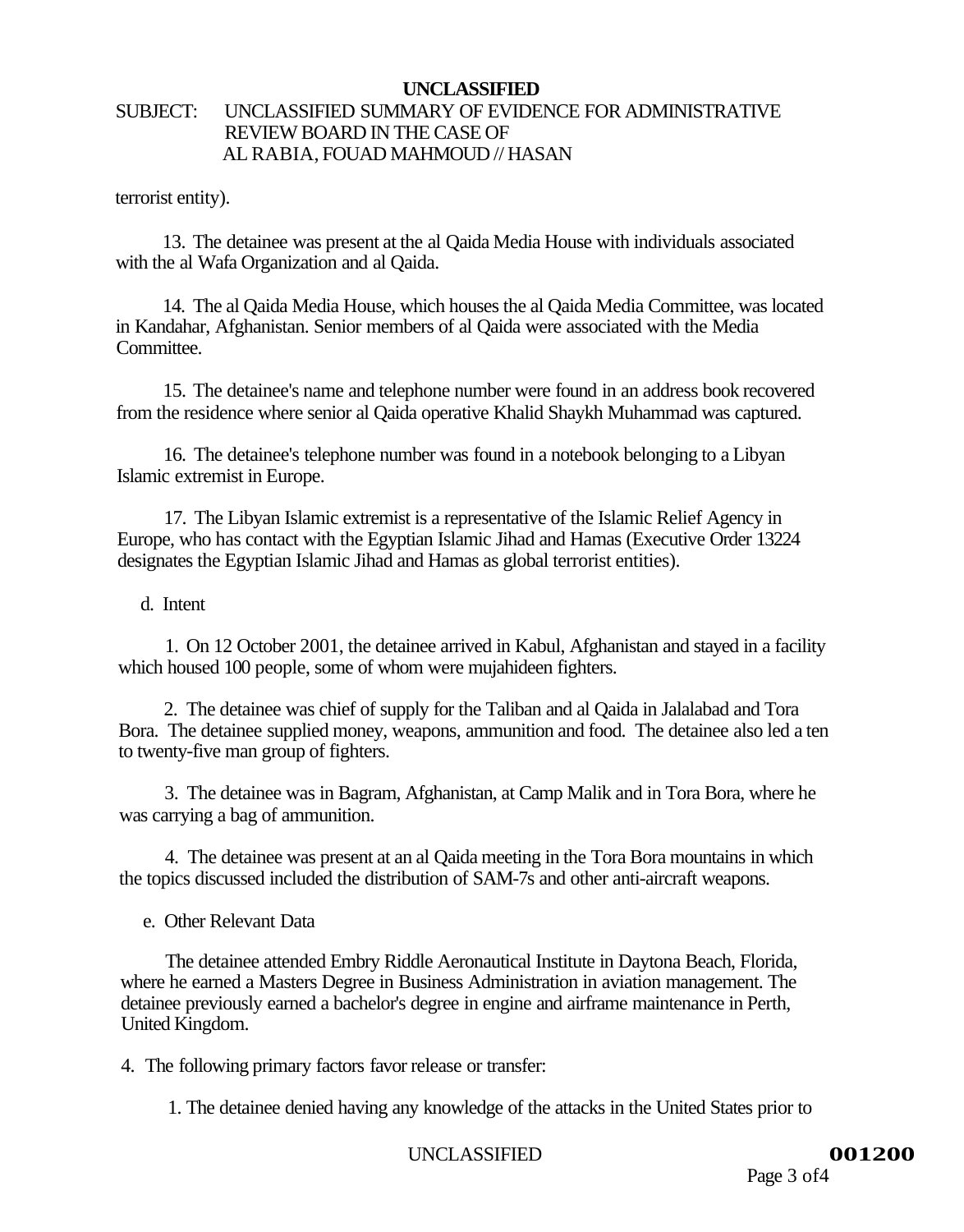terrorist entity).

13. The detainee was present at the al Qaida Media House with individuals associated with the al Wafa Organization and al Qaida.

14. The al Qaida Media House, which houses the al Qaida Media Committee, was located in Kandahar, Afghanistan. Senior members of al Qaida were associated with the Media Committee.

15. The detainee's name and telephone number were found in an address book recovered from the residence where senior al Qaida operative Khalid Shaykh Muhammad was captured.

16. The detainee's telephone number was found in a notebook belonging to a Libyan Islamic extremist in Europe.

17. The Libyan Islamic extremist is a representative of the Islamic Relief Agency in Europe, who has contact with the Egyptian Islamic Jihad and Hamas (Executive Order 13224 designates the Egyptian Islamic Jihad and Hamas as global terrorist entities).

d. Intent

1. On 12 October 2001, the detainee arrived in Kabul, Afghanistan and stayed in a facility which housed 100 people, some of whom were mujahideen fighters.

2. The detainee was chief of supply for the Taliban and al Qaida in Jalalabad and Tora Bora. The detainee supplied money, weapons, ammunition and food. The detainee also led a ten to twenty-five man group of fighters.

3. The detainee was in Bagram, Afghanistan, at Camp Malik and in Tora Bora, where he was carrying a bag of ammunition.

4. The detainee was present at an al Qaida meeting in the Tora Bora mountains in which the topics discussed included the distribution of SAM-7s and other anti-aircraft weapons.

e. Other Relevant Data

The detainee attended Embry Riddle Aeronautical Institute in Daytona Beach, Florida, where he earned a Masters Degree in Business Administration in aviation management. The detainee previously earned a bachelor's degree in engine and airframe maintenance in Perth, United Kingdom.

4. The following primary factors favor release or transfer:

1. The detainee denied having any knowledge of the attacks in the United States prior to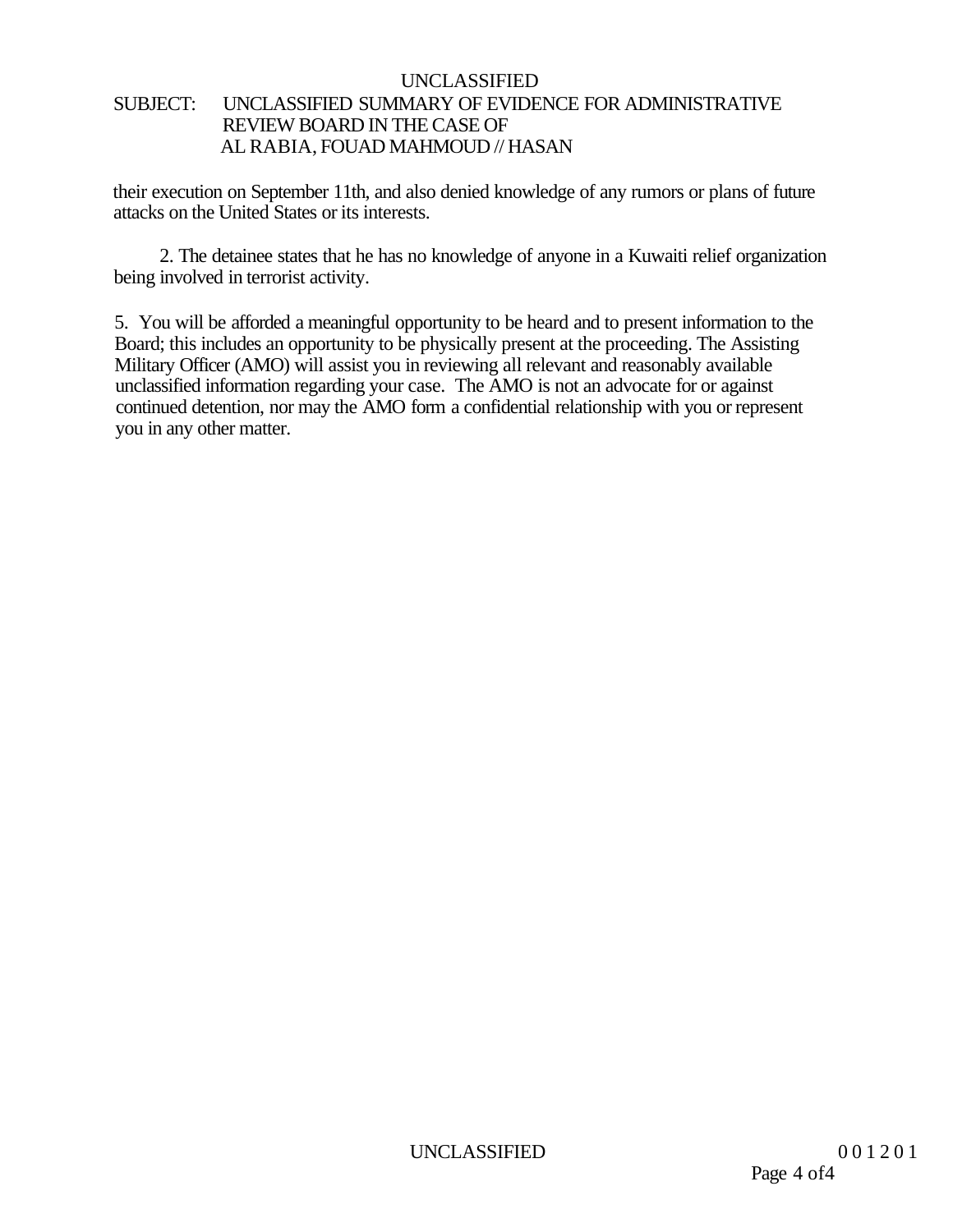their execution on September 11th, and also denied knowledge of any rumors or plans of future attacks on the United States or its interests.

2. The detainee states that he has no knowledge of anyone in a Kuwaiti relief organization being involved in terrorist activity.

5. You will be afforded a meaningful opportunity to be heard and to present information to the Board; this includes an opportunity to be physically present at the proceeding. The Assisting Military Officer (AMO) will assist you in reviewing all relevant and reasonably available unclassified information regarding your case. The AMO is not an advocate for or against continued detention, nor may the AMO form a confidential relationship with you or represent you in any other matter.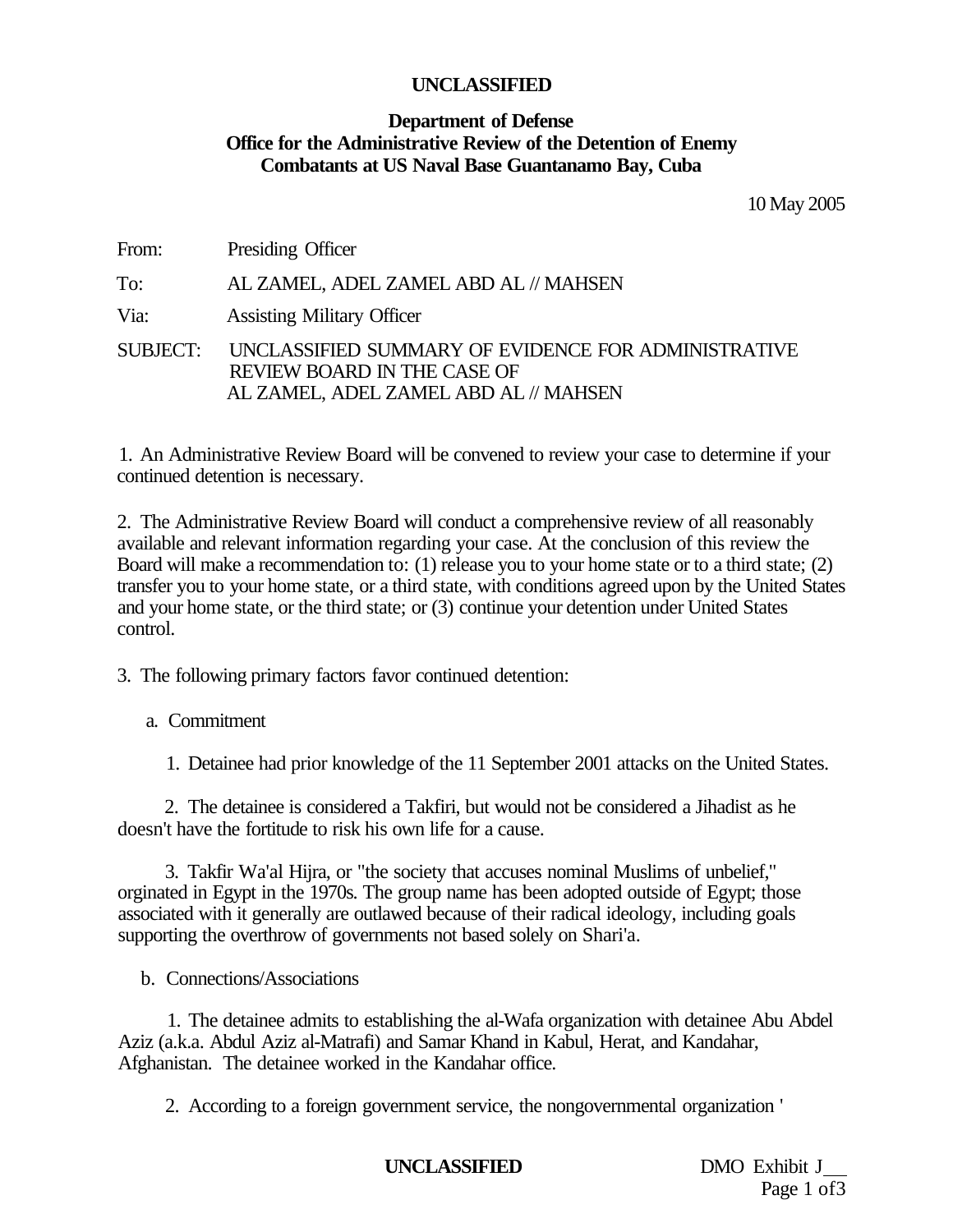**UNCLASSIFIED**

**Department of Defense**
**Office for the Administrative Review of the Detention of Enemy Combatants at US Naval Base Guantanamo Bay, Cuba**

10 May 2005

From: Presiding Officer

To: AL ZAMEL, ADEL ZAMEL ABD AL // MAHSEN

Via: Assisting Military Officer

SUBJECT: UNCLASSIFIED SUMMARY OF EVIDENCE FOR ADMINISTRATIVE REVIEW BOARD IN THE CASE OF AL ZAMEL, ADEL ZAMEL ABD AL // MAHSEN

1. An Administrative Review Board will be convened to review your case to determine if your continued detention is necessary.

2. The Administrative Review Board will conduct a comprehensive review of all reasonably available and relevant information regarding your case. At the conclusion of this review the Board will make a recommendation to: (1) release you to your home state or to a third state; (2) transfer you to your home state, or a third state, with conditions agreed upon by the United States and your home state, or the third state; or (3) continue your detention under United States control.

3. The following primary factors favor continued detention:

a. Commitment

1. Detainee had prior knowledge of the 11 September 2001 attacks on the United States.

2. The detainee is considered a Takfiri, but would not be considered a Jihadist as he doesn't have the fortitude to risk his own life for a cause.

3. Takfir Wa'al Hijra, or "the society that accuses nominal Muslims of unbelief," orginated in Egypt in the 1970s. The group name has been adopted outside of Egypt; those associated with it generally are outlawed because of their radical ideology, including goals supporting the overthrow of governments not based solely on Shari'a.

b. Connections/Associations

1. The detainee admits to establishing the al-Wafa organization with detainee Abu Abdel Aziz (a.k.a. Abdul Aziz al-Matrafi) and Samar Khand in Kabul, Herat, and Kandahar, Afghanistan. The detainee worked in the Kandahar office.

2. According to a foreign government service, the nongovernmental organization '

**UNCLASSIFIED** DMO Exhibit J\_\_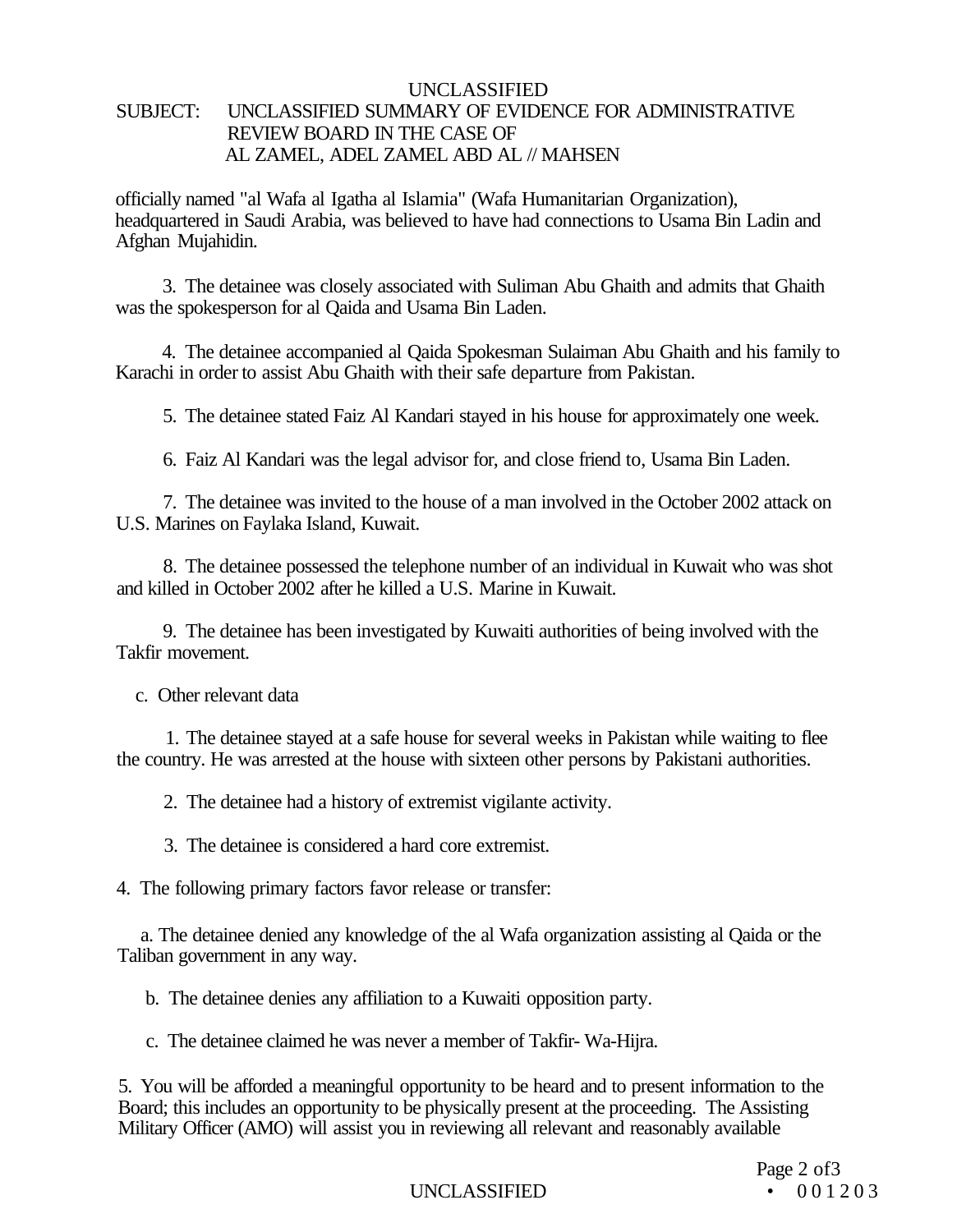officially named "al Wafa al Igatha al Islamia" (Wafa Humanitarian Organization), headquartered in Saudi Arabia, was believed to have had connections to Usama Bin Ladin and Afghan Mujahidin.

3. The detainee was closely associated with Suliman Abu Ghaith and admits that Ghaith was the spokesperson for al Qaida and Usama Bin Laden.

4. The detainee accompanied al Qaida Spokesman Sulaiman Abu Ghaith and his family to Karachi in order to assist Abu Ghaith with their safe departure from Pakistan.

5. The detainee stated Faiz Al Kandari stayed in his house for approximately one week.

6. Faiz Al Kandari was the legal advisor for, and close friend to, Usama Bin Laden.

7. The detainee was invited to the house of a man involved in the October 2002 attack on U.S. Marines on Faylaka Island, Kuwait.

8. The detainee possessed the telephone number of an individual in Kuwait who was shot and killed in October 2002 after he killed a U.S. Marine in Kuwait.

9. The detainee has been investigated by Kuwaiti authorities of being involved with the Takfir movement.

c. Other relevant data

1. The detainee stayed at a safe house for several weeks in Pakistan while waiting to flee the country. He was arrested at the house with sixteen other persons by Pakistani authorities.

2. The detainee had a history of extremist vigilante activity.

3. The detainee is considered a hard core extremist.

4. The following primary factors favor release or transfer:

a. The detainee denied any knowledge of the al Wafa organization assisting al Qaida or the Taliban government in any way.

b. The detainee denies any affiliation to a Kuwaiti opposition party.

c. The detainee claimed he was never a member of Takfir- Wa-Hijra.

5. You will be afforded a meaningful opportunity to be heard and to present information to the Board; this includes an opportunity to be physically present at the proceeding. The Assisting Military Officer (AMO) will assist you in reviewing all relevant and reasonably available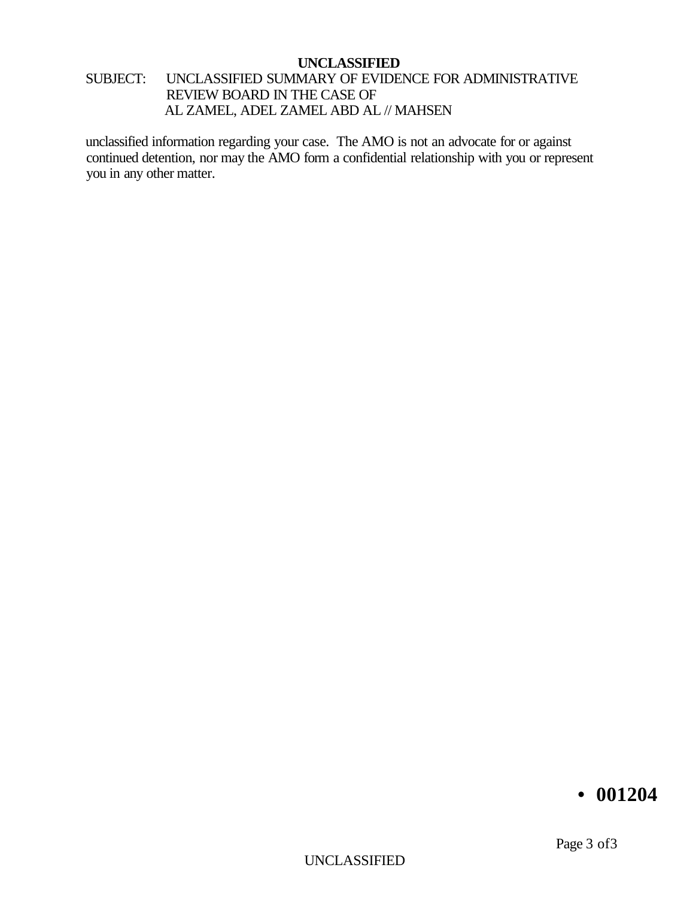unclassified information regarding your case. The AMO is not an advocate for or against continued detention, nor may the AMO form a confidential relationship with you or represent you in any other matter.

• 001204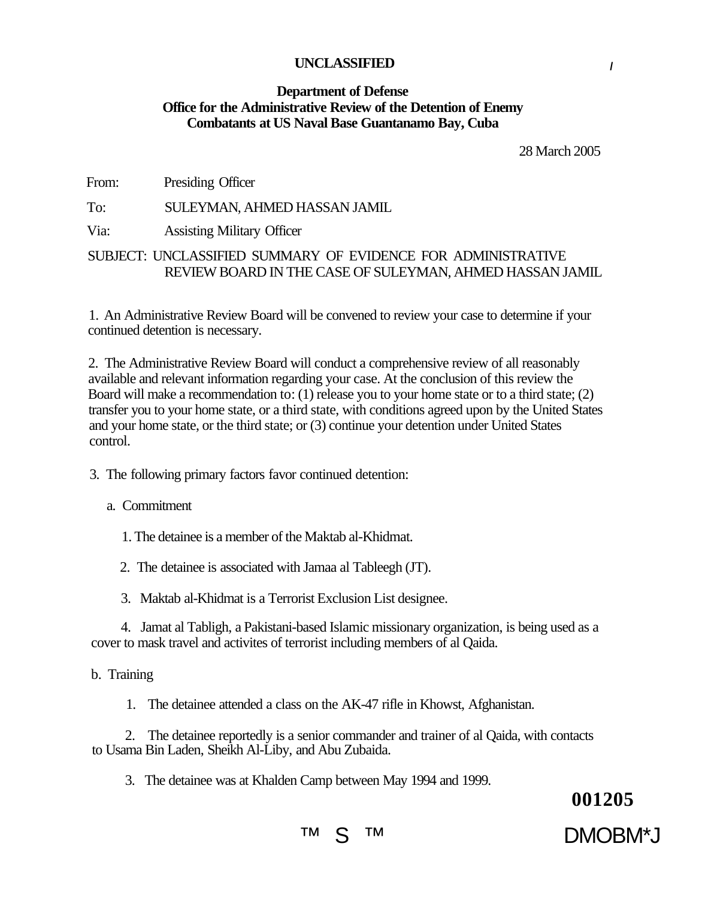**UNCLASSIFIED**

**Department of Defense**
**Office for the Administrative Review of the Detention of Enemy Combatants at US Naval Base Guantanamo Bay, Cuba**

28 March 2005

From: Presiding Officer

To: SULEYMAN, AHMED HASSAN JAMIL

Via: Assisting Military Officer

SUBJECT: UNCLASSIFIED SUMMARY OF EVIDENCE FOR ADMINISTRATIVE REVIEW BOARD IN THE CASE OF SULEYMAN, AHMED HASSAN JAMIL

1. An Administrative Review Board will be convened to review your case to determine if your continued detention is necessary.

2. The Administrative Review Board will conduct a comprehensive review of all reasonably available and relevant information regarding your case. At the conclusion of this review the Board will make a recommendation to: (1) release you to your home state or to a third state; (2) transfer you to your home state, or a third state, with conditions agreed upon by the United States and your home state, or the third state; or (3) continue your detention under United States control.

3. The following primary factors favor continued detention:

a. Commitment

1. The detainee is a member of the Maktab al-Khidmat.

2. The detainee is associated with Jamaa al Tableegh (JT).

3. Maktab al-Khidmat is a Terrorist Exclusion List designee.

4. Jamat al Tabligh, a Pakistani-based Islamic missionary organization, is being used as a cover to mask travel and activites of terrorist including members of al Qaida.

b. Training

1. The detainee attended a class on the AK-47 rifle in Khowst, Afghanistan.

2. The detainee reportedly is a senior commander and trainer of al Qaida, with contacts to Usama Bin Laden, Sheikh Al-Liby, and Abu Zubaida.

3. The detainee was at Khalden Camp between May 1994 and 1999.

001205

DMOBM*J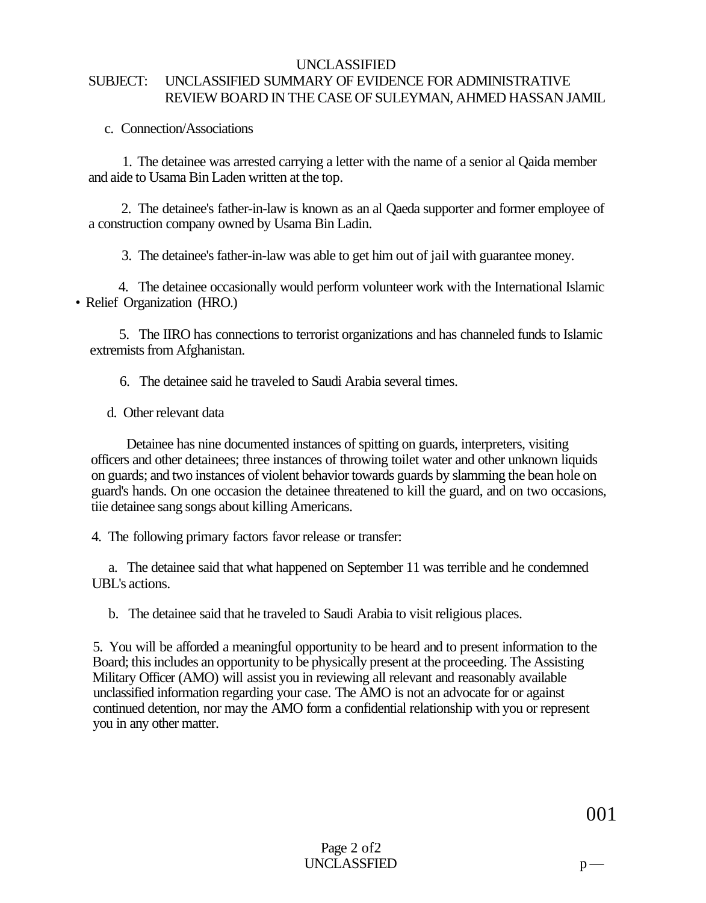UNCLASSIFIED

SUBJECT: UNCLASSIFIED SUMMARY OF EVIDENCE FOR ADMINISTRATIVE REVIEW BOARD IN THE CASE OF SULEYMAN, AHMED HASSAN JAMIL

c. Connection/Associations

1. The detainee was arrested carrying a letter with the name of a senior al Qaida member and aide to Usama Bin Laden written at the top.

2. The detainee's father-in-law is known as an al Qaeda supporter and former employee of a construction company owned by Usama Bin Ladin.

3. The detainee's father-in-law was able to get him out of jail with guarantee money.

4. The detainee occasionally would perform volunteer work with the International Islamic • Relief Organization (HRO.)

5. The IIRO has connections to terrorist organizations and has channeled funds to Islamic extremists from Afghanistan.

6. The detainee said he traveled to Saudi Arabia several times.

d. Other relevant data

Detainee has nine documented instances of spitting on guards, interpreters, visiting officers and other detainees; three instances of throwing toilet water and other unknown liquids on guards; and two instances of violent behavior towards guards by slamming the bean hole on guard's hands. On one occasion the detainee threatened to kill the guard, and on two occasions, tiie detainee sang songs about killing Americans.

4. The following primary factors favor release or transfer:

a. The detainee said that what happened on September 11 was terrible and he condemned UBL's actions.

b. The detainee said that he traveled to Saudi Arabia to visit religious places.

5. You will be afforded a meaningful opportunity to be heard and to present information to the Board; this includes an opportunity to be physically present at the proceeding. The Assisting Military Officer (AMO) will assist you in reviewing all relevant and reasonably available unclassified information regarding your case. The AMO is not an advocate for or against continued detention, nor may the AMO form a confidential relationship with you or represent you in any other matter.

001

UNCLASSFIED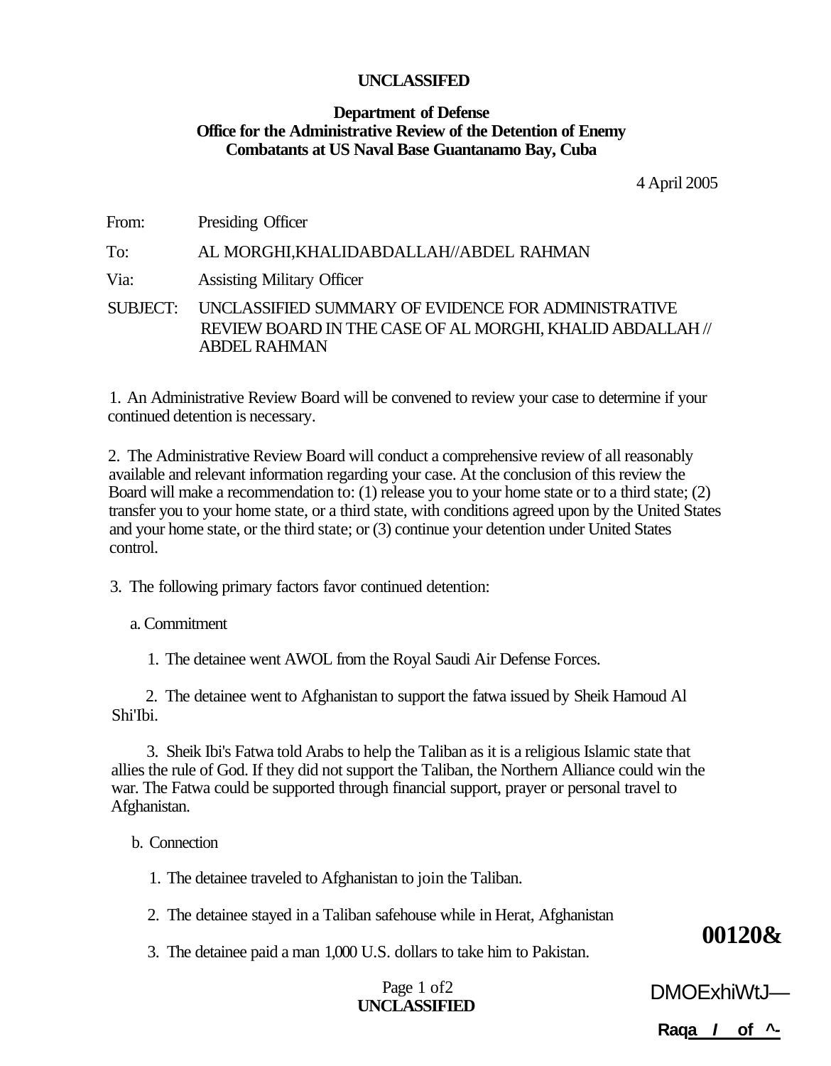**UNCLASSIFED**

**Department of Defense**
**Office for the Administrative Review of the Detention of Enemy Combatants at US Naval Base Guantanamo Bay, Cuba**

4 April 2005

From: Presiding Officer

To: AL MORGHI,KHALIDABDALLAH//ABDEL RAHMAN

Via: Assisting Military Officer

SUBJECT: UNCLASSIFIED SUMMARY OF EVIDENCE FOR ADMINISTRATIVE REVIEW BOARD IN THE CASE OF AL MORGHI, KHALID ABDALLAH // ABDEL RAHMAN

1. An Administrative Review Board will be convened to review your case to determine if your continued detention is necessary.

2. The Administrative Review Board will conduct a comprehensive review of all reasonably available and relevant information regarding your case. At the conclusion of this review the Board will make a recommendation to: (1) release you to your home state or to a third state; (2) transfer you to your home state, or a third state, with conditions agreed upon by the United States and your home state, or the third state; or (3) continue your detention under United States control.

3. The following primary factors favor continued detention:

a. Commitment

1. The detainee went AWOL from the Royal Saudi Air Defense Forces.

2. The detainee went to Afghanistan to support the fatwa issued by Sheik Hamoud Al Shi'Ibi.

3. Sheik Ibi's Fatwa told Arabs to help the Taliban as it is a religious Islamic state that allies the rule of God. If they did not support the Taliban, the Northern Alliance could win the war. The Fatwa could be supported through financial support, prayer or personal travel to Afghanistan.

b. Connection

1. The detainee traveled to Afghanistan to join the Taliban.

2. The detainee stayed in a Taliban safehouse while in Herat, Afghanistan

3. The detainee paid a man 1,000 U.S. dollars to take him to Pakistan.

00120&

DMOExhiWtJ—

Raqa / of ^-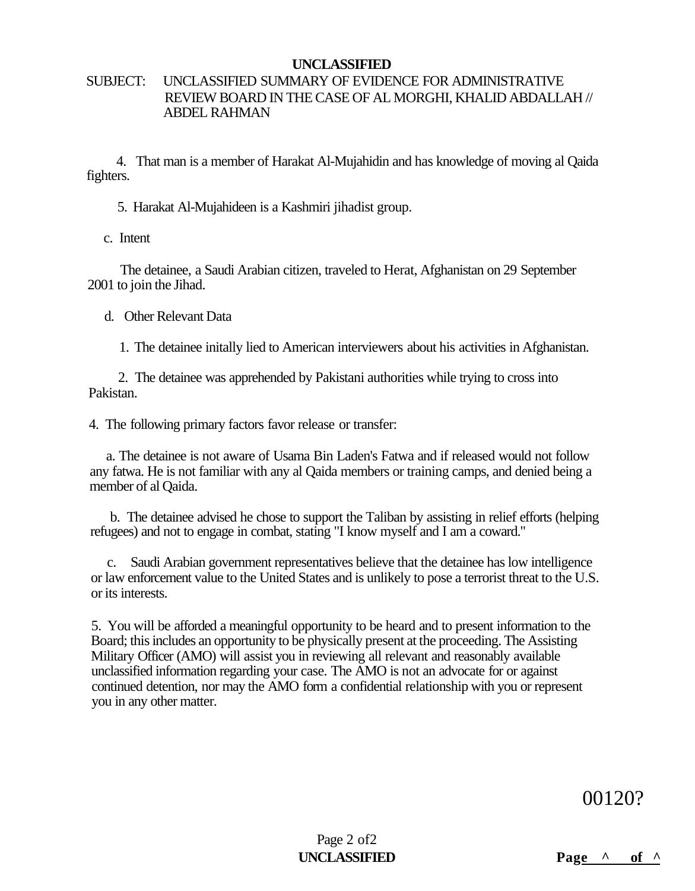**UNCLASSIFIED**

SUBJECT: UNCLASSIFIED SUMMARY OF EVIDENCE FOR ADMINISTRATIVE REVIEW BOARD IN THE CASE OF AL MORGHI, KHALID ABDALLAH // ABDEL RAHMAN

4. That man is a member of Harakat Al-Mujahidin and has knowledge of moving al Qaida fighters.

5. Harakat Al-Mujahideen is a Kashmiri jihadist group.

c. Intent

The detainee, a Saudi Arabian citizen, traveled to Herat, Afghanistan on 29 September 2001 to join the Jihad.

d. Other Relevant Data

1. The detainee initally lied to American interviewers about his activities in Afghanistan.

2. The detainee was apprehended by Pakistani authorities while trying to cross into Pakistan.

4. The following primary factors favor release or transfer:

a. The detainee is not aware of Usama Bin Laden's Fatwa and if released would not follow any fatwa. He is not familiar with any al Qaida members or training camps, and denied being a member of al Qaida.

b. The detainee advised he chose to support the Taliban by assisting in relief efforts (helping refugees) and not to engage in combat, stating "I know myself and I am a coward."

c. Saudi Arabian government representatives believe that the detainee has low intelligence or law enforcement value to the United States and is unlikely to pose a terrorist threat to the U.S. or its interests.

5. You will be afforded a meaningful opportunity to be heard and to present information to the Board; this includes an opportunity to be physically present at the proceeding. The Assisting Military Officer (AMO) will assist you in reviewing all relevant and reasonably available unclassified information regarding your case. The AMO is not an advocate for or against continued detention, nor may the AMO form a confidential relationship with you or represent you in any other matter.

00120?

**UNCLASSIFIED**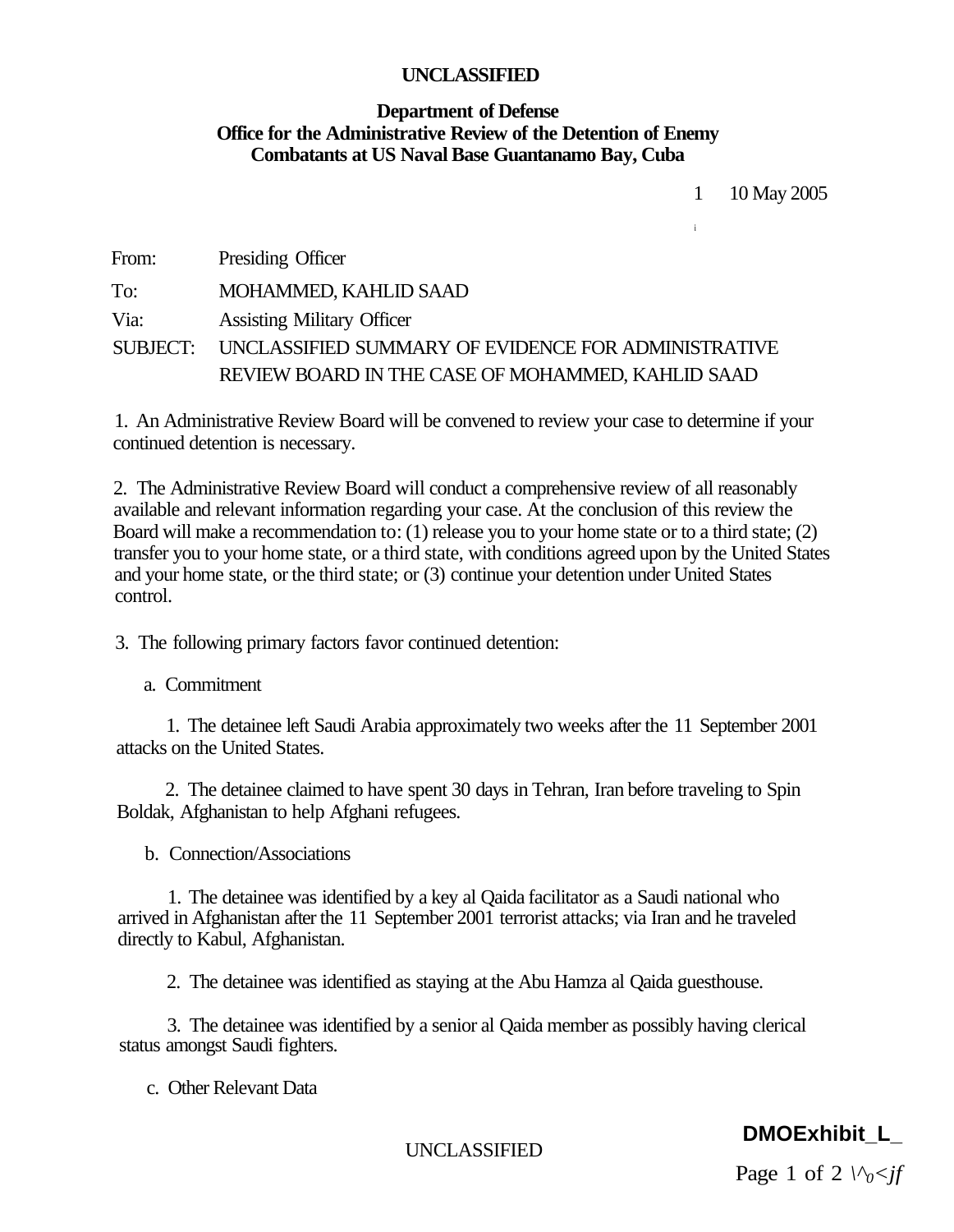UNCLASSIFIED

**Department of Defense**
**Office for the Administrative Review of the Detention of Enemy Combatants at US Naval Base Guantanamo Bay, Cuba**

10 May 2005

From: Presiding Officer

To: MOHAMMED, KAHLID SAAD

Via: Assisting Military Officer

SUBJECT: UNCLASSIFIED SUMMARY OF EVIDENCE FOR ADMINISTRATIVE REVIEW BOARD IN THE CASE OF MOHAMMED, KAHLID SAAD

1. An Administrative Review Board will be convened to review your case to determine if your continued detention is necessary.

2. The Administrative Review Board will conduct a comprehensive review of all reasonably available and relevant information regarding your case. At the conclusion of this review the Board will make a recommendation to: (1) release you to your home state or to a third state; (2) transfer you to your home state, or a third state, with conditions agreed upon by the United States and your home state, or the third state; or (3) continue your detention under United States control.

3. The following primary factors favor continued detention:

a. Commitment

1. The detainee left Saudi Arabia approximately two weeks after the 11 September 2001 attacks on the United States.

2. The detainee claimed to have spent 30 days in Tehran, Iran before traveling to Spin Boldak, Afghanistan to help Afghani refugees.

b. Connection/Associations

1. The detainee was identified by a key al Qaida facilitator as a Saudi national who arrived in Afghanistan after the 11 September 2001 terrorist attacks; via Iran and he traveled directly to Kabul, Afghanistan.

2. The detainee was identified as staying at the Abu Hamza al Qaida guesthouse.

3. The detainee was identified by a senior al Qaida member as possibly having clerical status amongst Saudi fighters.

c. Other Relevant Data

UNCLASSIFIED

DMOExhibit_L_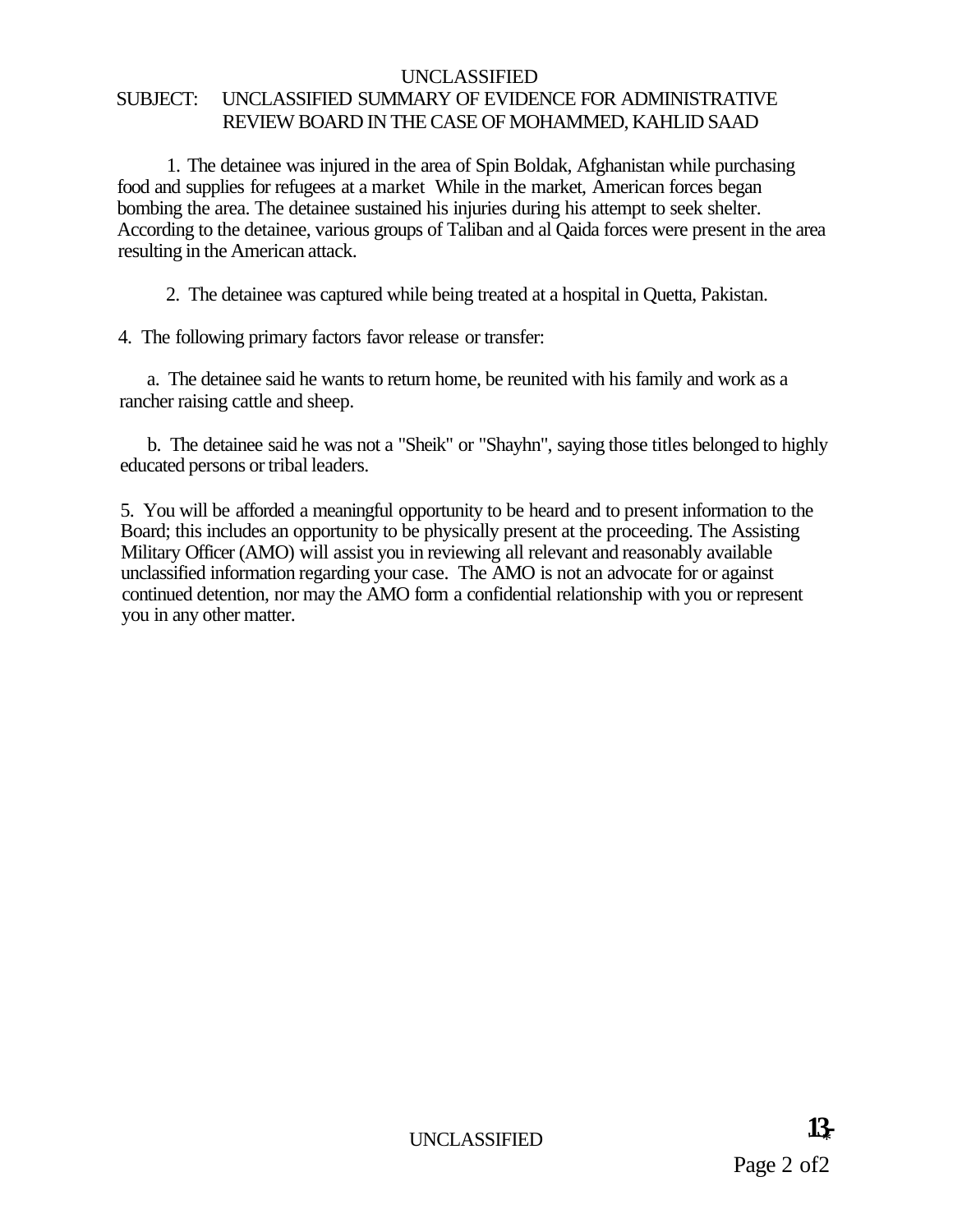UNCLASSIFIED

SUBJECT: UNCLASSIFIED SUMMARY OF EVIDENCE FOR ADMINISTRATIVE REVIEW BOARD IN THE CASE OF MOHAMMED, KAHLID SAAD

1. The detainee was injured in the area of Spin Boldak, Afghanistan while purchasing food and supplies for refugees at a market While in the market, American forces began bombing the area. The detainee sustained his injuries during his attempt to seek shelter. According to the detainee, various groups of Taliban and al Qaida forces were present in the area resulting in the American attack.

2. The detainee was captured while being treated at a hospital in Quetta, Pakistan.

4. The following primary factors favor release or transfer:

a. The detainee said he wants to return home, be reunited with his family and work as a rancher raising cattle and sheep.

b. The detainee said he was not a "Sheik" or "Shayhn", saying those titles belonged to highly educated persons or tribal leaders.

5. You will be afforded a meaningful opportunity to be heard and to present information to the Board; this includes an opportunity to be physically present at the proceeding. The Assisting Military Officer (AMO) will assist you in reviewing all relevant and reasonably available unclassified information regarding your case. The AMO is not an advocate for or against continued detention, nor may the AMO form a confidential relationship with you or represent you in any other matter.

UNCLASSIFIED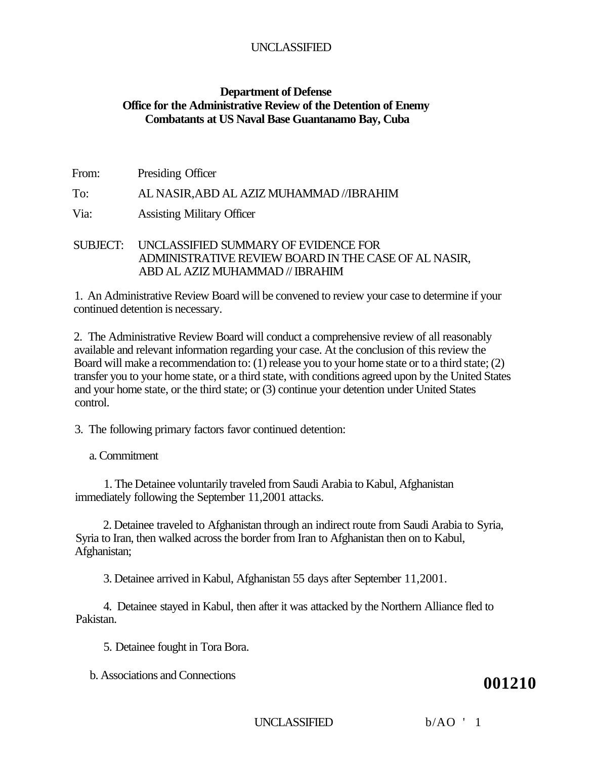UNCLASSIFIED

**Department of Defense**
**Office for the Administrative Review of the Detention of Enemy Combatants at US Naval Base Guantanamo Bay, Cuba**

From: Presiding Officer

To: AL NASIR,ABD AL AZIZ MUHAMMAD //IBRAHIM

Via: Assisting Military Officer

SUBJECT: UNCLASSIFIED SUMMARY OF EVIDENCE FOR ADMINISTRATIVE REVIEW BOARD IN THE CASE OF AL NASIR, ABD AL AZIZ MUHAMMAD // IBRAHIM

1. An Administrative Review Board will be convened to review your case to determine if your continued detention is necessary.

2. The Administrative Review Board will conduct a comprehensive review of all reasonably available and relevant information regarding your case. At the conclusion of this review the Board will make a recommendation to: (1) release you to your home state or to a third state; (2) transfer you to your home state, or a third state, with conditions agreed upon by the United States and your home state, or the third state; or (3) continue your detention under United States control.

3. The following primary factors favor continued detention:

a. Commitment

1. The Detainee voluntarily traveled from Saudi Arabia to Kabul, Afghanistan immediately following the September 11,2001 attacks.

2. Detainee traveled to Afghanistan through an indirect route from Saudi Arabia to Syria, Syria to Iran, then walked across the border from Iran to Afghanistan then on to Kabul, Afghanistan;

3. Detainee arrived in Kabul, Afghanistan 55 days after September 11,2001.

4. Detainee stayed in Kabul, then after it was attacked by the Northern Alliance fled to Pakistan.

5. Detainee fought in Tora Bora.

b. Associations and Connections

**001210**

UNCLASSIFIED b/AO ' 1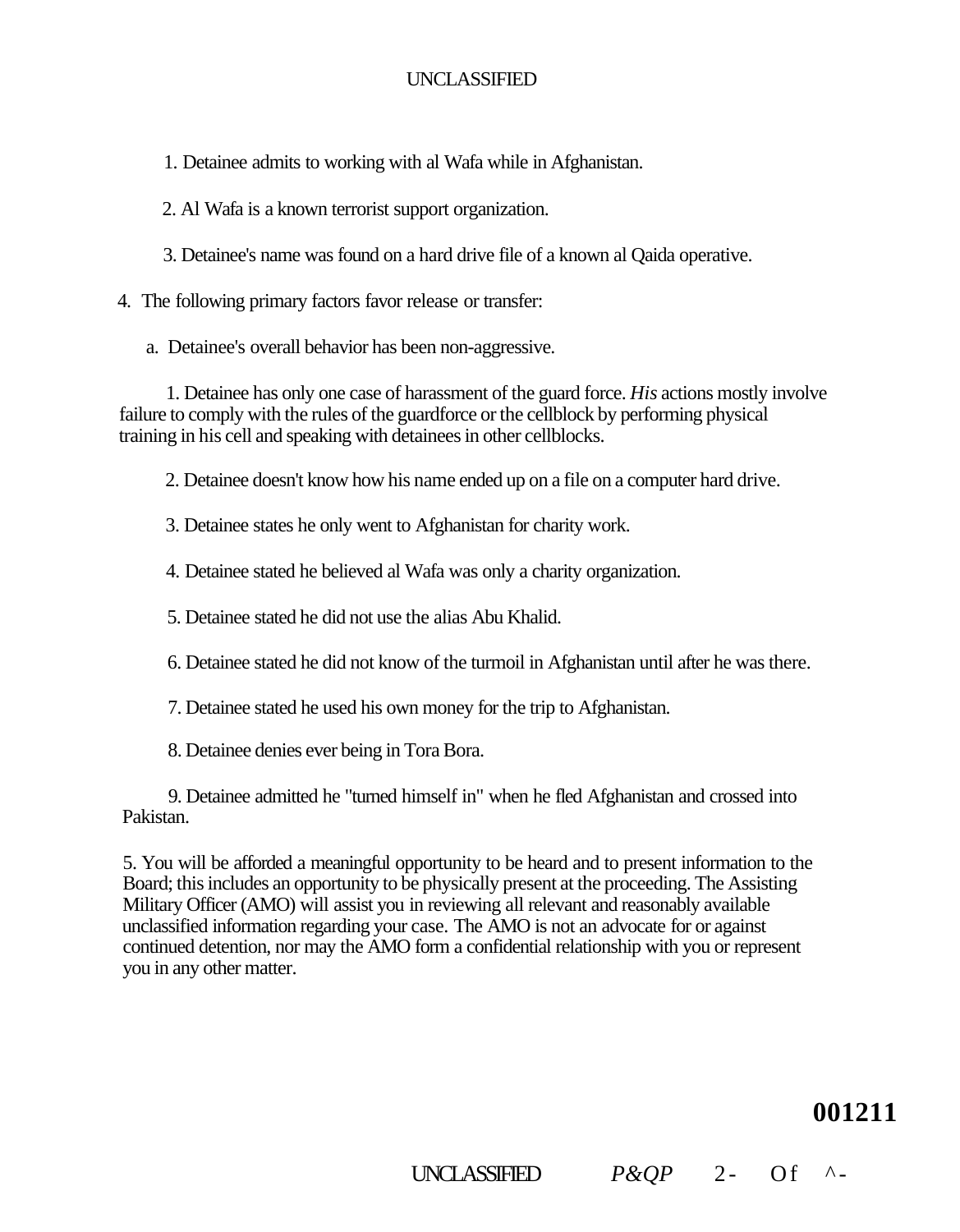1. Detainee admits to working with al Wafa while in Afghanistan.

2. Al Wafa is a known terrorist support organization.

3. Detainee's name was found on a hard drive file of a known al Qaida operative.

4. The following primary factors favor release or transfer:

a. Detainee's overall behavior has been non-aggressive.

1. Detainee has only one case of harassment of the guard force. *His* actions mostly involve failure to comply with the rules of the guardforce or the cellblock by performing physical training in his cell and speaking with detainees in other cellblocks.

2. Detainee doesn't know how his name ended up on a file on a computer hard drive.

3. Detainee states he only went to Afghanistan for charity work.

4. Detainee stated he believed al Wafa was only a charity organization.

5. Detainee stated he did not use the alias Abu Khalid.

6. Detainee stated he did not know of the turmoil in Afghanistan until after he was there.

7. Detainee stated he used his own money for the trip to Afghanistan.

8. Detainee denies ever being in Tora Bora.

9. Detainee admitted he "turned himself in" when he fled Afghanistan and crossed into Pakistan.

5. You will be afforded a meaningful opportunity to be heard and to present information to the Board; this includes an opportunity to be physically present at the proceeding. The Assisting Military Officer (AMO) will assist you in reviewing all relevant and reasonably available unclassified information regarding your case. The AMO is not an advocate for or against continued detention, nor may the AMO form a confidential relationship with you or represent you in any other matter.

**001211**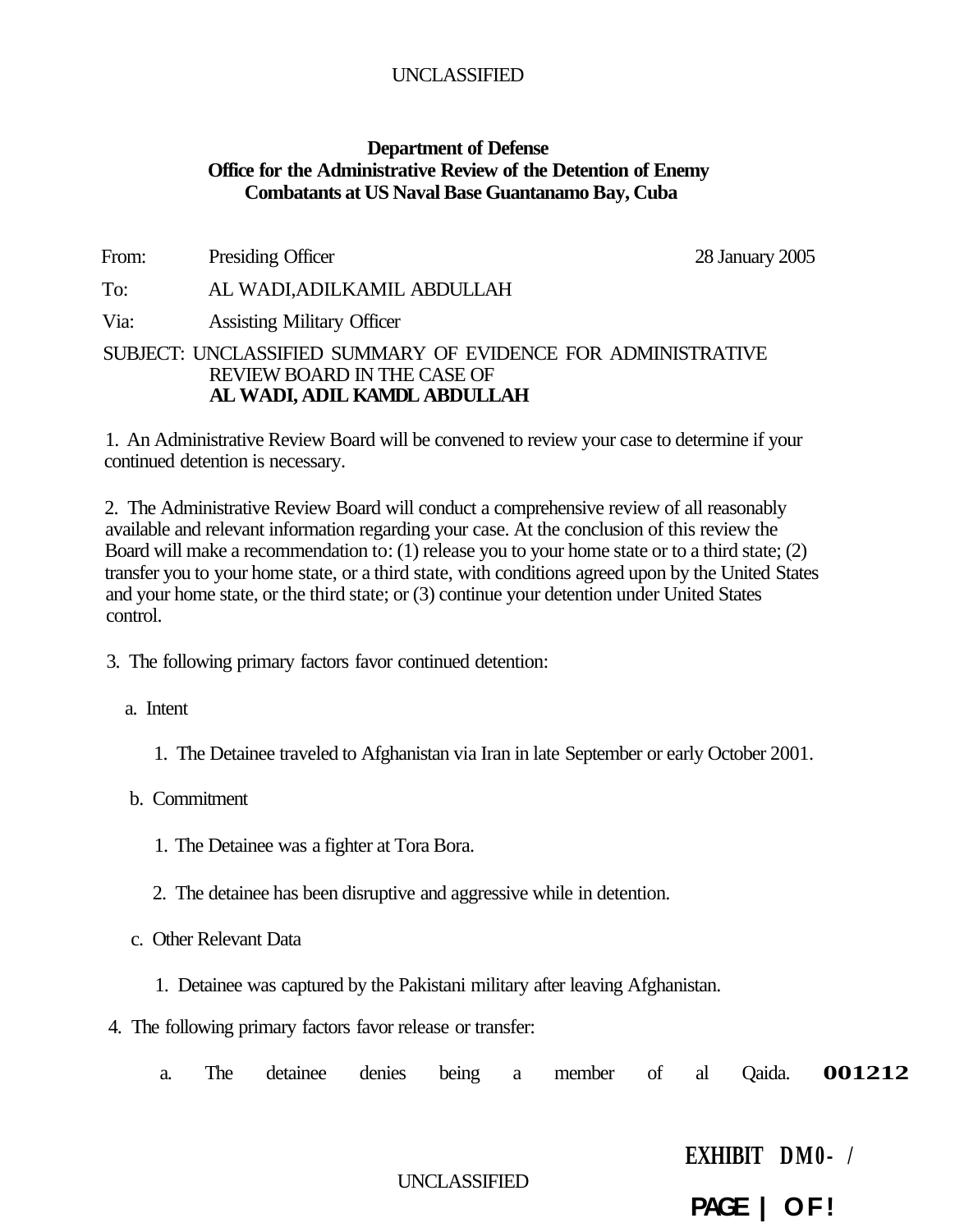UNCLASSIFIED

**Department of Defense**
**Office for the Administrative Review of the Detention of Enemy Combatants at US Naval Base Guantanamo Bay, Cuba**

From: Presiding Officer 28 January 2005

To: AL WADI,ADILKAMIL ABDULLAH

Via: Assisting Military Officer

SUBJECT: UNCLASSIFIED SUMMARY OF EVIDENCE FOR ADMINISTRATIVE REVIEW BOARD IN THE CASE OF **AL WADI, ADIL KAMDL ABDULLAH**

1. An Administrative Review Board will be convened to review your case to determine if your continued detention is necessary.

2. The Administrative Review Board will conduct a comprehensive review of all reasonably available and relevant information regarding your case. At the conclusion of this review the Board will make a recommendation to: (1) release you to your home state or to a third state; (2) transfer you to your home state, or a third state, with conditions agreed upon by the United States and your home state, or the third state; or (3) continue your detention under United States control.

3. The following primary factors favor continued detention:

   a. Intent

      1. The Detainee traveled to Afghanistan via Iran in late September or early October 2001.

   b. Commitment

      1. The Detainee was a fighter at Tora Bora.

      2. The detainee has been disruptive and aggressive while in detention.

   c. Other Relevant Data

      1. Detainee was captured by the Pakistani military after leaving Afghanistan.

4. The following primary factors favor release or transfer:

   a. The detainee denies being a member of al Qaida. **001212**

UNCLASSIFIED

**EXHIBIT DM0- /**

**PAGE | OF !**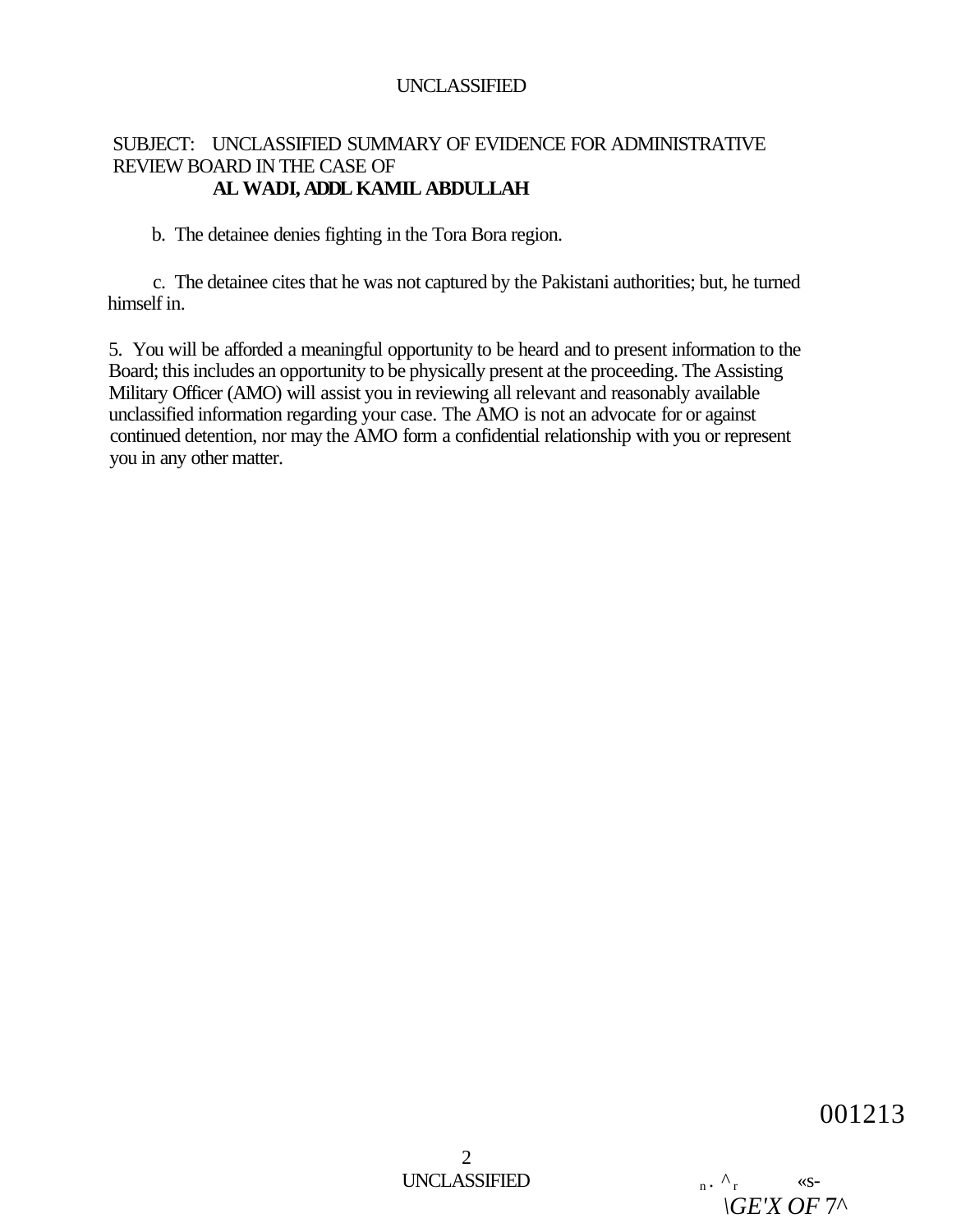SUBJECT: UNCLASSIFIED SUMMARY OF EVIDENCE FOR ADMINISTRATIVE REVIEW BOARD IN THE CASE OF
**AL WADI, ADDL KAMIL ABDULLAH**

b. The detainee denies fighting in the Tora Bora region.

c. The detainee cites that he was not captured by the Pakistani authorities; but, he turned himself in.

5. You will be afforded a meaningful opportunity to be heard and to present information to the Board; this includes an opportunity to be physically present at the proceeding. The Assisting Military Officer (AMO) will assist you in reviewing all relevant and reasonably available unclassified information regarding your case. The AMO is not an advocate for or against continued detention, nor may the AMO form a confidential relationship with you or represent you in any other matter.

001213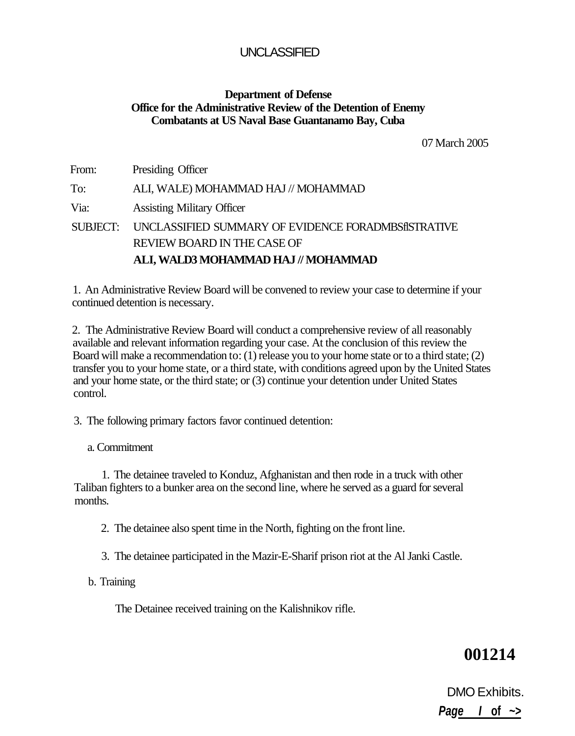UNCLASSIFIED

**Department of Defense**
**Office for the Administrative Review of the Detention of Enemy Combatants at US Naval Base Guantanamo Bay, Cuba**

07 March 2005

From: Presiding Officer

To: ALI, WALE) MOHAMMAD HAJ // MOHAMMAD

Via: Assisting Military Officer

SUBJECT: UNCLASSIFIED SUMMARY OF EVIDENCE FORADMBSflSTRATIVE REVIEW BOARD IN THE CASE OF **ALI, WALD3 MOHAMMAD HAJ // MOHAMMAD**

1. An Administrative Review Board will be convened to review your case to determine if your continued detention is necessary.

2. The Administrative Review Board will conduct a comprehensive review of all reasonably available and relevant information regarding your case. At the conclusion of this review the Board will make a recommendation to: (1) release you to your home state or to a third state; (2) transfer you to your home state, or a third state, with conditions agreed upon by the United States and your home state, or the third state; or (3) continue your detention under United States control.

3. The following primary factors favor continued detention:

a. Commitment

1. The detainee traveled to Konduz, Afghanistan and then rode in a truck with other Taliban fighters to a bunker area on the second line, where he served as a guard for several months.

2. The detainee also spent time in the North, fighting on the front line.

3. The detainee participated in the Mazir-E-Sharif prison riot at the Al Janki Castle.

b. Training

The Detainee received training on the Kalishnikov rifle.

**001214**

DMO Exhibits.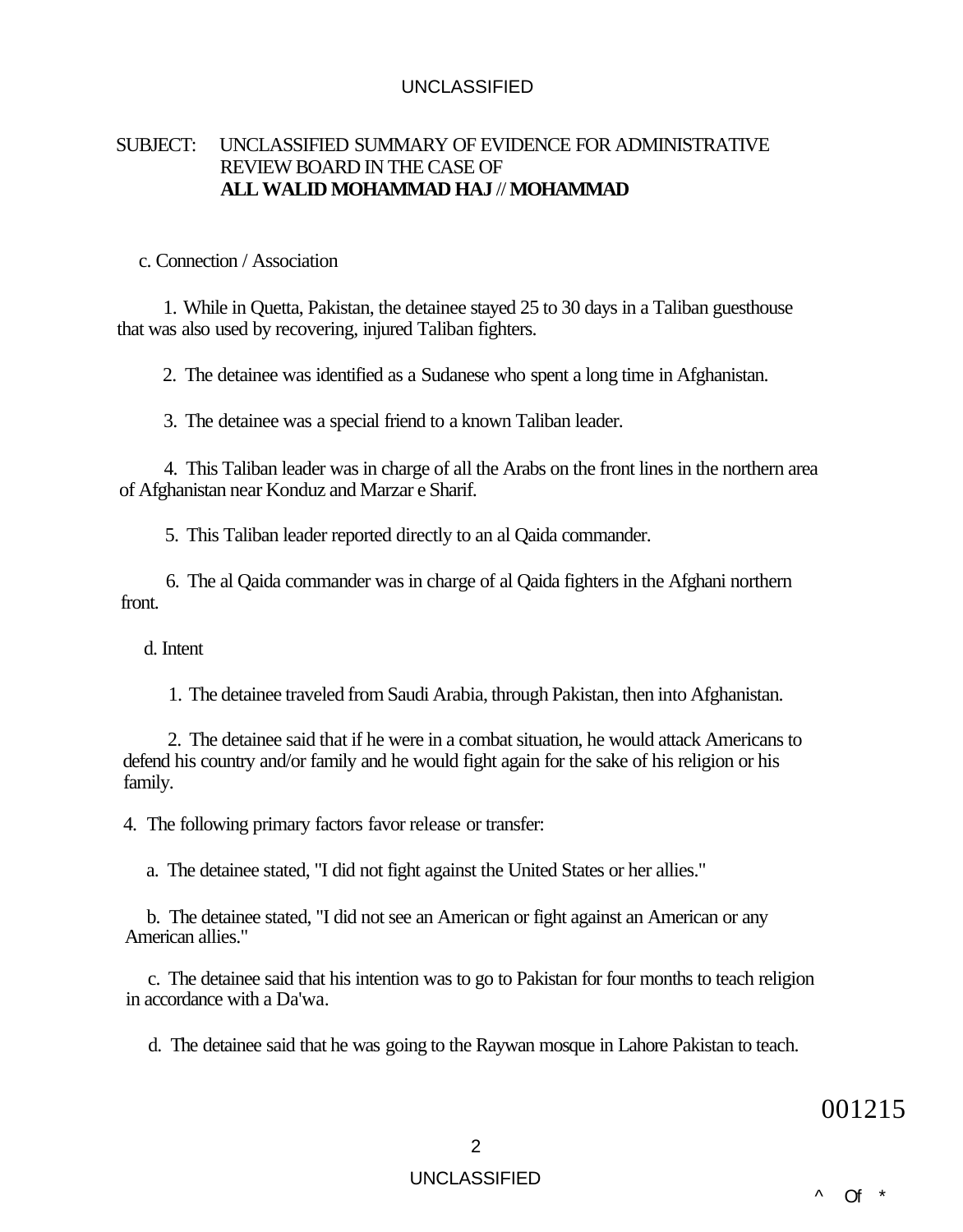SUBJECT: UNCLASSIFIED SUMMARY OF EVIDENCE FOR ADMINISTRATIVE REVIEW BOARD IN THE CASE OF **ALL WALID MOHAMMAD HAJ // MOHAMMAD**

c. Connection / Association

1. While in Quetta, Pakistan, the detainee stayed 25 to 30 days in a Taliban guesthouse that was also used by recovering, injured Taliban fighters.

2. The detainee was identified as a Sudanese who spent a long time in Afghanistan.

3. The detainee was a special friend to a known Taliban leader.

4. This Taliban leader was in charge of all the Arabs on the front lines in the northern area of Afghanistan near Konduz and Marzar e Sharif.

5. This Taliban leader reported directly to an al Qaida commander.

6. The al Qaida commander was in charge of al Qaida fighters in the Afghani northern front.

d. Intent

1. The detainee traveled from Saudi Arabia, through Pakistan, then into Afghanistan.

2. The detainee said that if he were in a combat situation, he would attack Americans to defend his country and/or family and he would fight again for the sake of his religion or his family.

4. The following primary factors favor release or transfer:

a. The detainee stated, "I did not fight against the United States or her allies."

b. The detainee stated, "I did not see an American or fight against an American or any American allies."

c. The detainee said that his intention was to go to Pakistan for four months to teach religion in accordance with a Da'wa.

d. The detainee said that he was going to the Raywan mosque in Lahore Pakistan to teach.

001215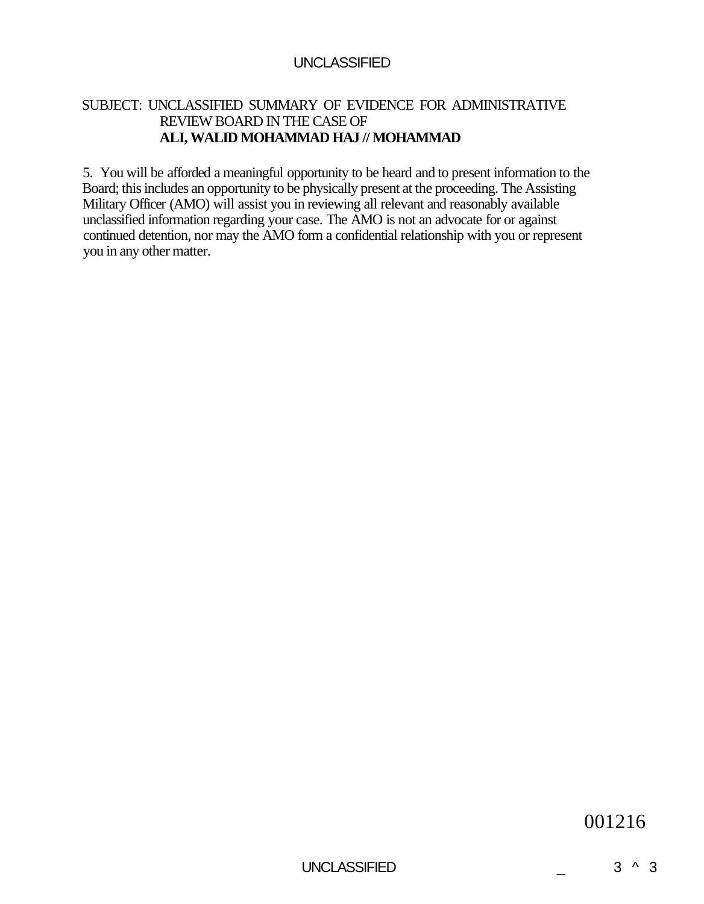SUBJECT: UNCLASSIFIED SUMMARY OF EVIDENCE FOR ADMINISTRATIVE REVIEW BOARD IN THE CASE OF
**ALI, WALID MOHAMMAD HAJ // MOHAMMAD**

5. You will be afforded a meaningful opportunity to be heard and to present information to the Board; this includes an opportunity to be physically present at the proceeding. The Assisting Military Officer (AMO) will assist you in reviewing all relevant and reasonably available unclassified information regarding your case. The AMO is not an advocate for or against continued detention, nor may the AMO form a confidential relationship with you or represent you in any other matter.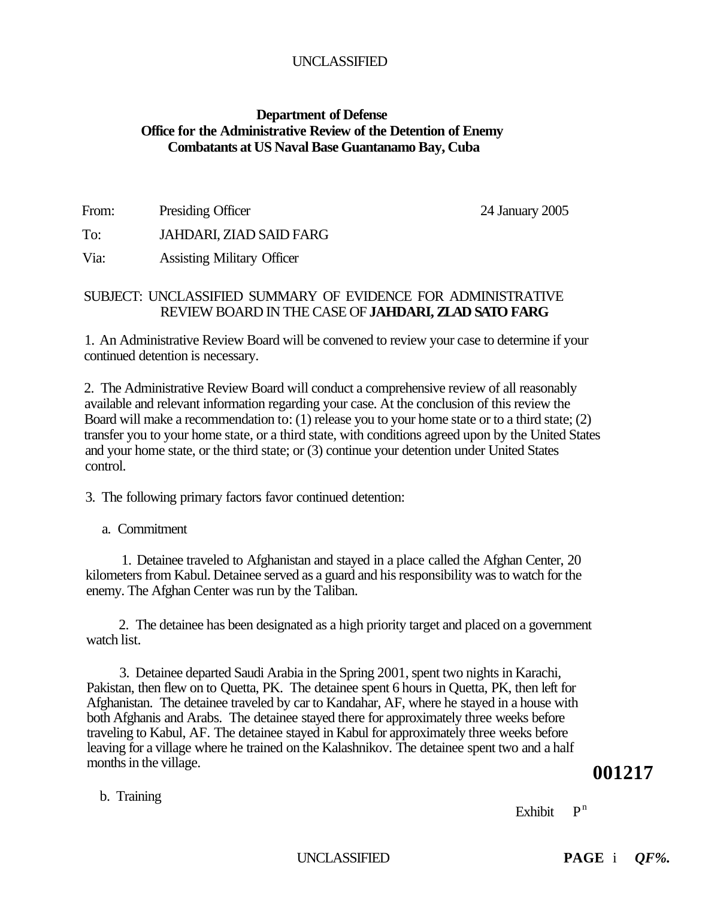UNCLASSIFIED

**Department of Defense**
**Office for the Administrative Review of the Detention of Enemy Combatants at US Naval Base Guantanamo Bay, Cuba**

From: Presiding Officer 24 January 2005

To: JAHDARI, ZIAD SAID FARG

Via: Assisting Military Officer

SUBJECT: UNCLASSIFIED SUMMARY OF EVIDENCE FOR ADMINISTRATIVE REVIEW BOARD IN THE CASE OF **JAHDARI, ZLAD SATO FARG**

1. An Administrative Review Board will be convened to review your case to determine if your continued detention is necessary.

2. The Administrative Review Board will conduct a comprehensive review of all reasonably available and relevant information regarding your case. At the conclusion of this review the Board will make a recommendation to: (1) release you to your home state or to a third state; (2) transfer you to your home state, or a third state, with conditions agreed upon by the United States and your home state, or the third state; or (3) continue your detention under United States control.

3. The following primary factors favor continued detention:

a. Commitment

1. Detainee traveled to Afghanistan and stayed in a place called the Afghan Center, 20 kilometers from Kabul. Detainee served as a guard and his responsibility was to watch for the enemy. The Afghan Center was run by the Taliban.

2. The detainee has been designated as a high priority target and placed on a government watch list.

3. Detainee departed Saudi Arabia in the Spring 2001, spent two nights in Karachi, Pakistan, then flew on to Quetta, PK. The detainee spent 6 hours in Quetta, PK, then left for Afghanistan. The detainee traveled by car to Kandahar, AF, where he stayed in a house with both Afghanis and Arabs. The detainee stayed there for approximately three weeks before traveling to Kabul, AF. The detainee stayed in Kabul for approximately three weeks before leaving for a village where he trained on the Kalashnikov. The detainee spent two and a half months in the village.

**001217**

b. Training

Exhibit P[n]

UNCLASSIFIED **PAGE** i ***QF%.***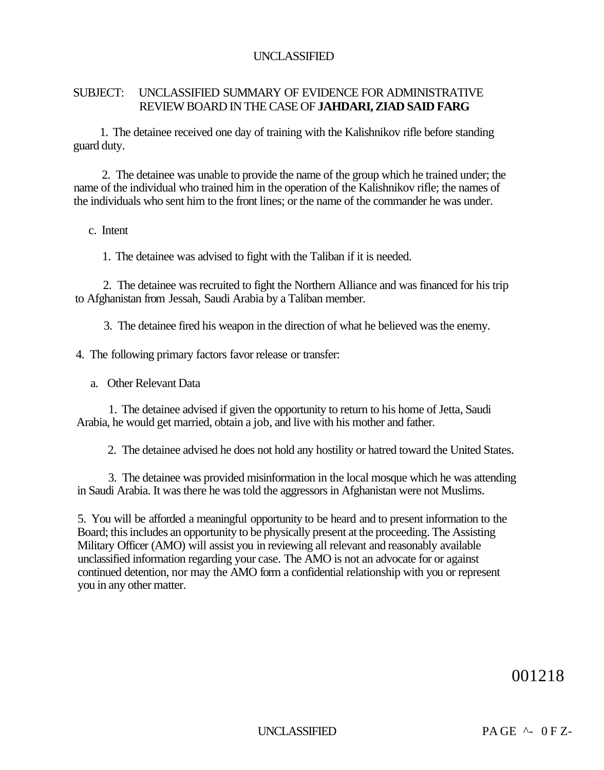SUBJECT: UNCLASSIFIED SUMMARY OF EVIDENCE FOR ADMINISTRATIVE REVIEW BOARD IN THE CASE OF **JAHDARI, ZIAD SAID FARG**

1. The detainee received one day of training with the Kalishnikov rifle before standing guard duty.

2. The detainee was unable to provide the name of the group which he trained under; the name of the individual who trained him in the operation of the Kalishnikov rifle; the names of the individuals who sent him to the front lines; or the name of the commander he was under.

c. Intent

1. The detainee was advised to fight with the Taliban if it is needed.

2. The detainee was recruited to fight the Northern Alliance and was financed for his trip to Afghanistan from Jessah, Saudi Arabia by a Taliban member.

3. The detainee fired his weapon in the direction of what he believed was the enemy.

4. The following primary factors favor release or transfer:

a. Other Relevant Data

1. The detainee advised if given the opportunity to return to his home of Jetta, Saudi Arabia, he would get married, obtain a job, and live with his mother and father.

2. The detainee advised he does not hold any hostility or hatred toward the United States.

3. The detainee was provided misinformation in the local mosque which he was attending in Saudi Arabia. It was there he was told the aggressors in Afghanistan were not Muslims.

5. You will be afforded a meaningful opportunity to be heard and to present information to the Board; this includes an opportunity to be physically present at the proceeding. The Assisting Military Officer (AMO) will assist you in reviewing all relevant and reasonably available unclassified information regarding your case. The AMO is not an advocate for or against continued detention, nor may the AMO form a confidential relationship with you or represent you in any other matter.

001218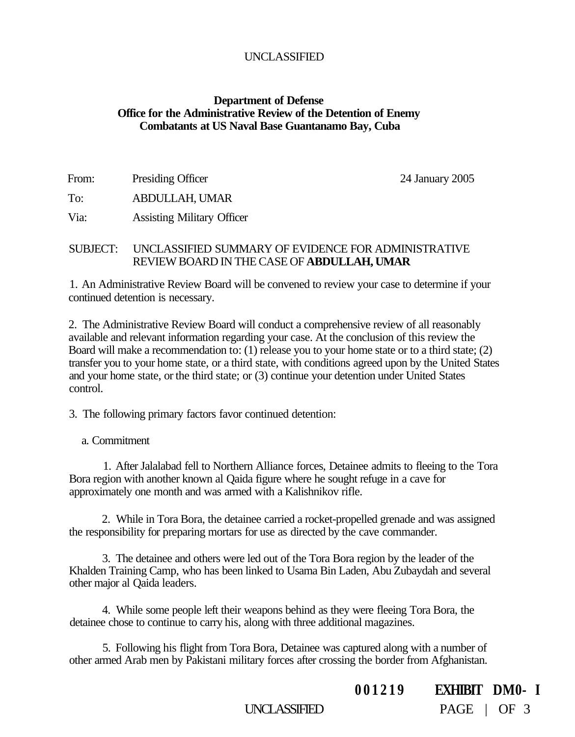UNCLASSIFIED

**Department of Defense**
**Office for the Administrative Review of the Detention of Enemy Combatants at US Naval Base Guantanamo Bay, Cuba**

From: Presiding Officer 24 January 2005

To: ABDULLAH, UMAR

Via: Assisting Military Officer

SUBJECT: UNCLASSIFIED SUMMARY OF EVIDENCE FOR ADMINISTRATIVE REVIEW BOARD IN THE CASE OF **ABDULLAH, UMAR**

1. An Administrative Review Board will be convened to review your case to determine if your continued detention is necessary.

2. The Administrative Review Board will conduct a comprehensive review of all reasonably available and relevant information regarding your case. At the conclusion of this review the Board will make a recommendation to: (1) release you to your home state or to a third state; (2) transfer you to your home state, or a third state, with conditions agreed upon by the United States and your home state, or the third state; or (3) continue your detention under United States control.

3. The following primary factors favor continued detention:

a. Commitment

1. After Jalalabad fell to Northern Alliance forces, Detainee admits to fleeing to the Tora Bora region with another known al Qaida figure where he sought refuge in a cave for approximately one month and was armed with a Kalishnikov rifle.

2. While in Tora Bora, the detainee carried a rocket-propelled grenade and was assigned the responsibility for preparing mortars for use as directed by the cave commander.

3. The detainee and others were led out of the Tora Bora region by the leader of the Khalden Training Camp, who has been linked to Usama Bin Laden, Abu Zubaydah and several other major al Qaida leaders.

4. While some people left their weapons behind as they were fleeing Tora Bora, the detainee chose to continue to carry his, along with three additional magazines.

5. Following his flight from Tora Bora, Detainee was captured along with a number of other armed Arab men by Pakistani military forces after crossing the border from Afghanistan.

001219 EXHIBIT DM0- I

UNCLASSIFIED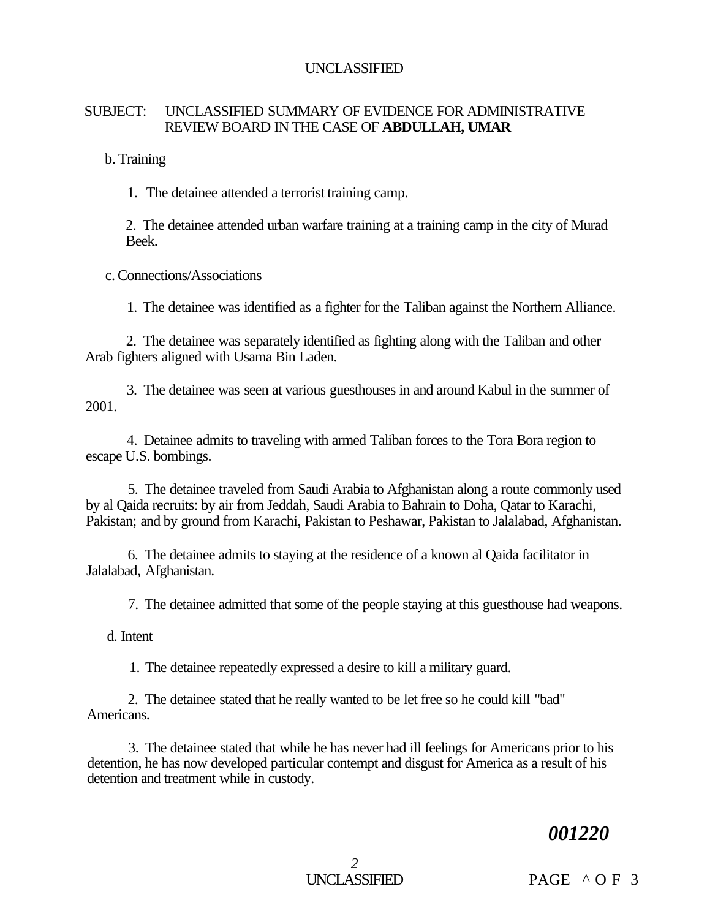UNCLASSIFIED

SUBJECT: UNCLASSIFIED SUMMARY OF EVIDENCE FOR ADMINISTRATIVE REVIEW BOARD IN THE CASE OF **ABDULLAH, UMAR**

b. Training

1. The detainee attended a terrorist training camp.

2. The detainee attended urban warfare training at a training camp in the city of Murad Beek.

c. Connections/Associations

1. The detainee was identified as a fighter for the Taliban against the Northern Alliance.

2. The detainee was separately identified as fighting along with the Taliban and other Arab fighters aligned with Usama Bin Laden.

3. The detainee was seen at various guesthouses in and around Kabul in the summer of 2001.

4. Detainee admits to traveling with armed Taliban forces to the Tora Bora region to escape U.S. bombings.

5. The detainee traveled from Saudi Arabia to Afghanistan along a route commonly used by al Qaida recruits: by air from Jeddah, Saudi Arabia to Bahrain to Doha, Qatar to Karachi, Pakistan; and by ground from Karachi, Pakistan to Peshawar, Pakistan to Jalalabad, Afghanistan.

6. The detainee admits to staying at the residence of a known al Qaida facilitator in Jalalabad, Afghanistan.

7. The detainee admitted that some of the people staying at this guesthouse had weapons.

d. Intent

1. The detainee repeatedly expressed a desire to kill a military guard.

2. The detainee stated that he really wanted to be let free so he could kill "bad" Americans.

3. The detainee stated that while he has never had ill feelings for Americans prior to his detention, he has now developed particular contempt and disgust for America as a result of his detention and treatment while in custody.

***001220***

UNCLASSIFIED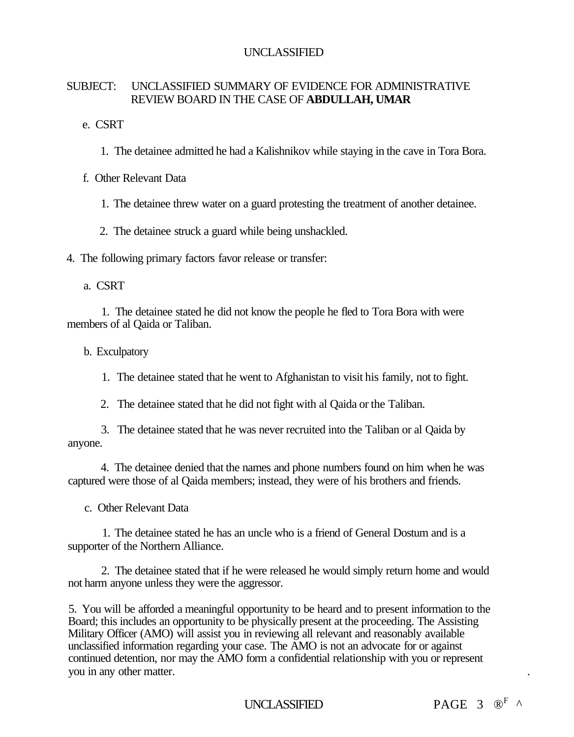SUBJECT: UNCLASSIFIED SUMMARY OF EVIDENCE FOR ADMINISTRATIVE REVIEW BOARD IN THE CASE OF **ABDULLAH, UMAR**

e. CSRT

1. The detainee admitted he had a Kalishnikov while staying in the cave in Tora Bora.

f. Other Relevant Data

1. The detainee threw water on a guard protesting the treatment of another detainee.

2. The detainee struck a guard while being unshackled.

4. The following primary factors favor release or transfer:

a. CSRT

1. The detainee stated he did not know the people he fled to Tora Bora with were members of al Qaida or Taliban.

b. Exculpatory

1. The detainee stated that he went to Afghanistan to visit his family, not to fight.

2. The detainee stated that he did not fight with al Qaida or the Taliban.

3. The detainee stated that he was never recruited into the Taliban or al Qaida by anyone.

4. The detainee denied that the names and phone numbers found on him when he was captured were those of al Qaida members; instead, they were of his brothers and friends.

c. Other Relevant Data

1. The detainee stated he has an uncle who is a friend of General Dostum and is a supporter of the Northern Alliance.

2. The detainee stated that if he were released he would simply return home and would not harm anyone unless they were the aggressor.

5. You will be afforded a meaningful opportunity to be heard and to present information to the Board; this includes an opportunity to be physically present at the proceeding. The Assisting Military Officer (AMO) will assist you in reviewing all relevant and reasonably available unclassified information regarding your case. The AMO is not an advocate for or against continued detention, nor may the AMO form a confidential relationship with you or represent you in any other matter.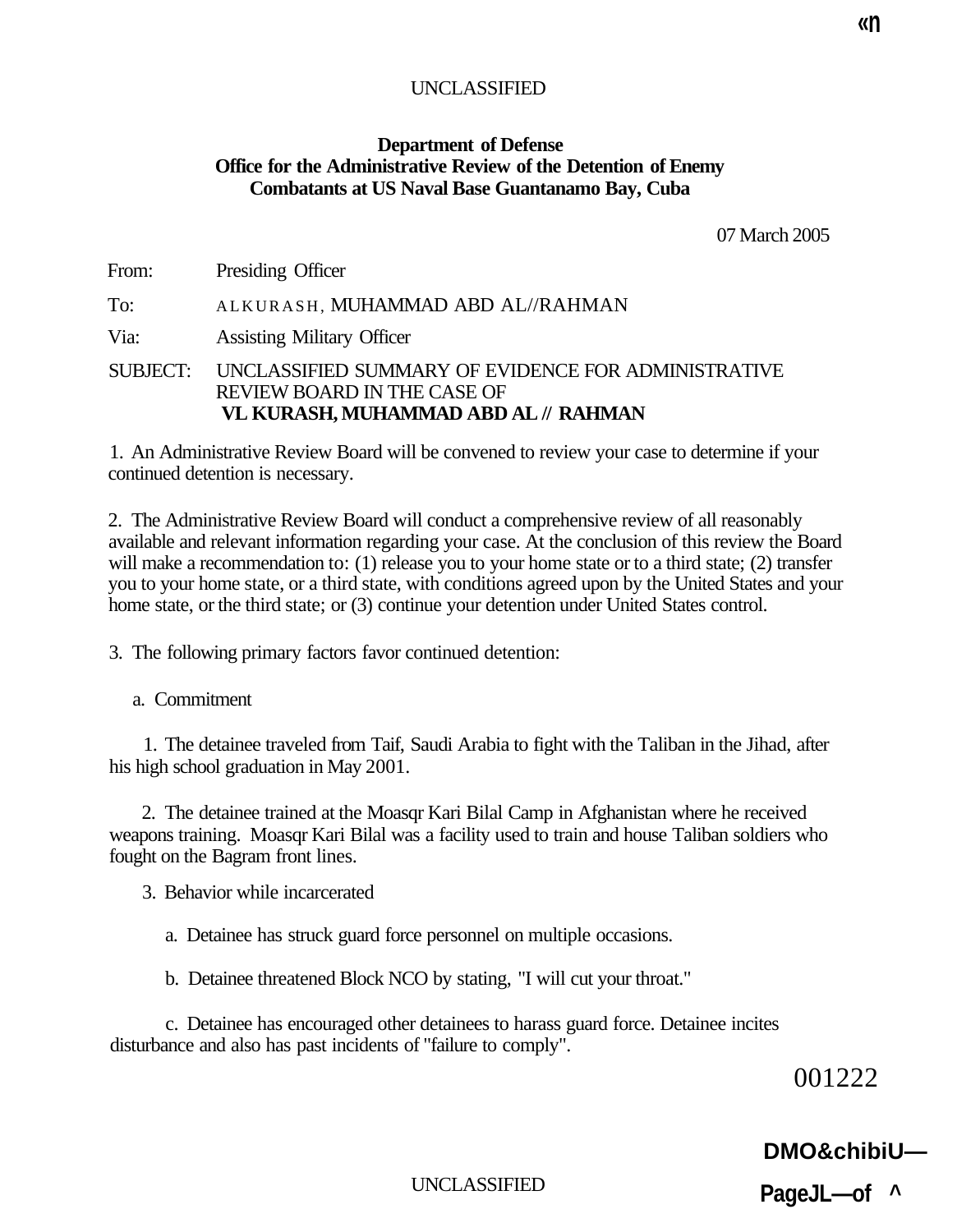UNCLASSIFIED

**Department of Defense**
**Office for the Administrative Review of the Detention of Enemy Combatants at US Naval Base Guantanamo Bay, Cuba**

07 March 2005

From: Presiding Officer

To: ALKURASH, MUHAMMAD ABD AL//RAHMAN

Via: Assisting Military Officer

SUBJECT: UNCLASSIFIED SUMMARY OF EVIDENCE FOR ADMINISTRATIVE REVIEW BOARD IN THE CASE OF **VL KURASH, MUHAMMAD ABD AL // RAHMAN**

1. An Administrative Review Board will be convened to review your case to determine if your continued detention is necessary.

2. The Administrative Review Board will conduct a comprehensive review of all reasonably available and relevant information regarding your case. At the conclusion of this review the Board will make a recommendation to: (1) release you to your home state or to a third state; (2) transfer you to your home state, or a third state, with conditions agreed upon by the United States and your home state, or the third state; or (3) continue your detention under United States control.

3. The following primary factors favor continued detention:

a. Commitment

1. The detainee traveled from Taif, Saudi Arabia to fight with the Taliban in the Jihad, after his high school graduation in May 2001.

2. The detainee trained at the Moasqr Kari Bilal Camp in Afghanistan where he received weapons training. Moasqr Kari Bilal was a facility used to train and house Taliban soldiers who fought on the Bagram front lines.

3. Behavior while incarcerated

a. Detainee has struck guard force personnel on multiple occasions.

b. Detainee threatened Block NCO by stating, "I will cut your throat."

c. Detainee has encouraged other detainees to harass guard force. Detainee incites disturbance and also has past incidents of "failure to comply".

001222

UNCLASSIFIED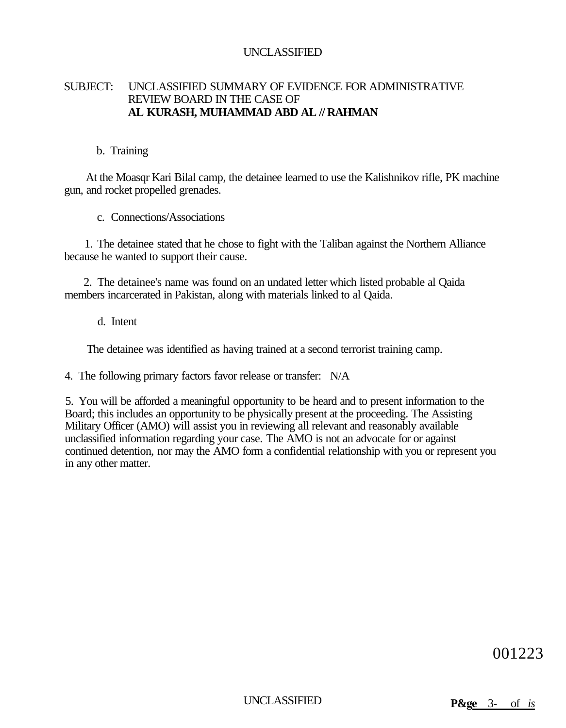UNCLASSIFIED

SUBJECT: UNCLASSIFIED SUMMARY OF EVIDENCE FOR ADMINISTRATIVE REVIEW BOARD IN THE CASE OF **AL KURASH, MUHAMMAD ABD AL // RAHMAN**

b. Training

At the Moasqr Kari Bilal camp, the detainee learned to use the Kalishnikov rifle, PK machine gun, and rocket propelled grenades.

c. Connections/Associations

1. The detainee stated that he chose to fight with the Taliban against the Northern Alliance because he wanted to support their cause.

2. The detainee's name was found on an undated letter which listed probable al Qaida members incarcerated in Pakistan, along with materials linked to al Qaida.

d. Intent

The detainee was identified as having trained at a second terrorist training camp.

4. The following primary factors favor release or transfer: N/A

5. You will be afforded a meaningful opportunity to be heard and to present information to the Board; this includes an opportunity to be physically present at the proceeding. The Assisting Military Officer (AMO) will assist you in reviewing all relevant and reasonably available unclassified information regarding your case. The AMO is not an advocate for or against continued detention, nor may the AMO form a confidential relationship with you or represent you in any other matter.

001223

UNCLASSIFIED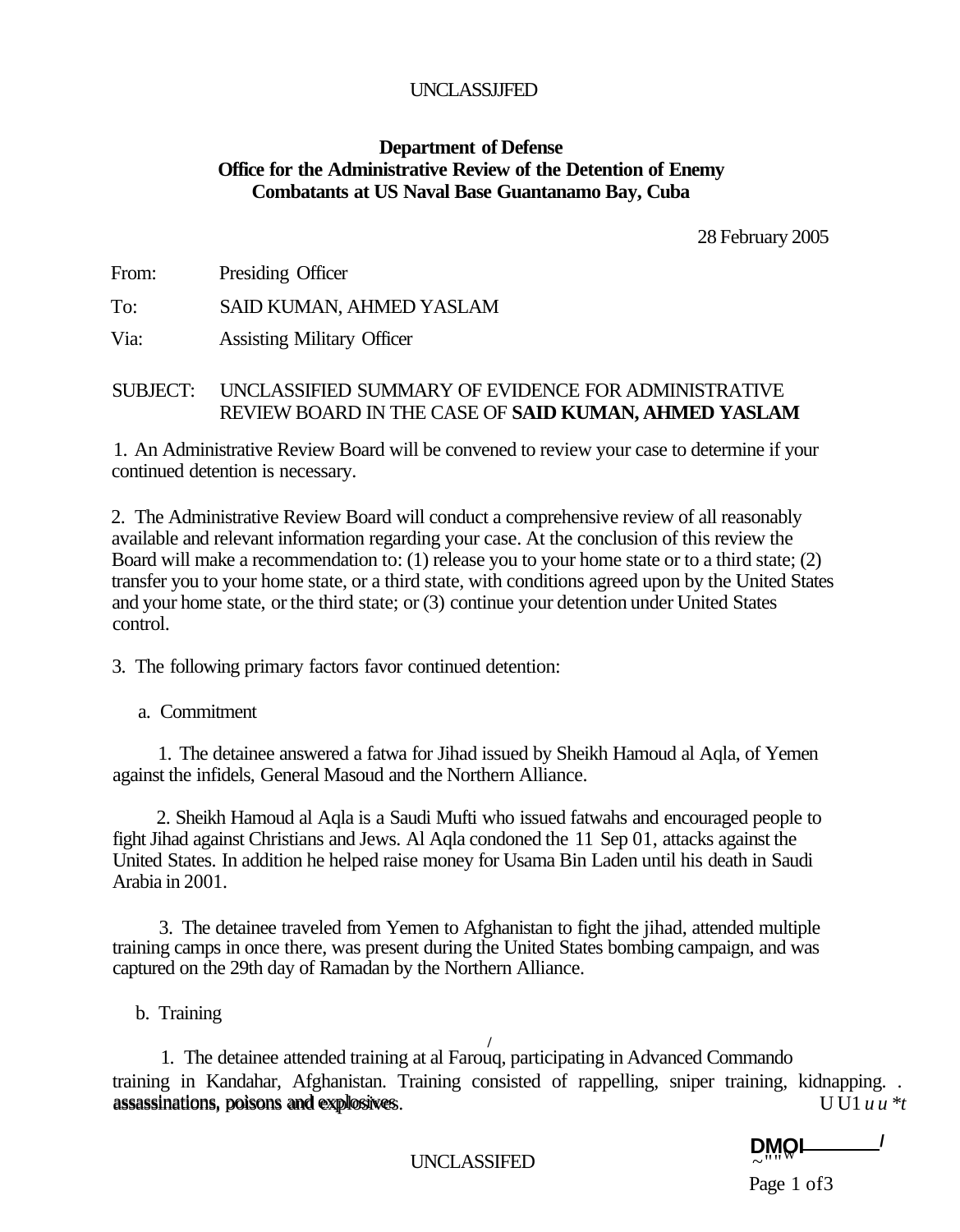UNCLASSJJFED

**Department of Defense**
**Office for the Administrative Review of the Detention of Enemy Combatants at US Naval Base Guantanamo Bay, Cuba**

28 February 2005

From: Presiding Officer

To: SAID KUMAN, AHMED YASLAM

Via: Assisting Military Officer

SUBJECT: UNCLASSIFIED SUMMARY OF EVIDENCE FOR ADMINISTRATIVE REVIEW BOARD IN THE CASE OF **SAID KUMAN, AHMED YASLAM**

1. An Administrative Review Board will be convened to review your case to determine if your continued detention is necessary.

2. The Administrative Review Board will conduct a comprehensive review of all reasonably available and relevant information regarding your case. At the conclusion of this review the Board will make a recommendation to: (1) release you to your home state or to a third state; (2) transfer you to your home state, or a third state, with conditions agreed upon by the United States and your home state, or the third state; or (3) continue your detention under United States control.

3. The following primary factors favor continued detention:

a. Commitment

1. The detainee answered a fatwa for Jihad issued by Sheikh Hamoud al Aqla, of Yemen against the infidels, General Masoud and the Northern Alliance.

2. Sheikh Hamoud al Aqla is a Saudi Mufti who issued fatwahs and encouraged people to fight Jihad against Christians and Jews. Al Aqla condoned the 11 Sep 01, attacks against the United States. In addition he helped raise money for Usama Bin Laden until his death in Saudi Arabia in 2001.

3. The detainee traveled from Yemen to Afghanistan to fight the jihad, attended multiple training camps in once there, was present during the United States bombing campaign, and was captured on the 29th day of Ramadan by the Northern Alliance.

b. Training

1. The detainee attended training at al Farouq, participating in Advanced Commando training in Kandahar, Afghanistan. Training consisted of rappelling, sniper training, kidnapping. . assassinations, poisons and explosives.

UNCLASSIFED

DMO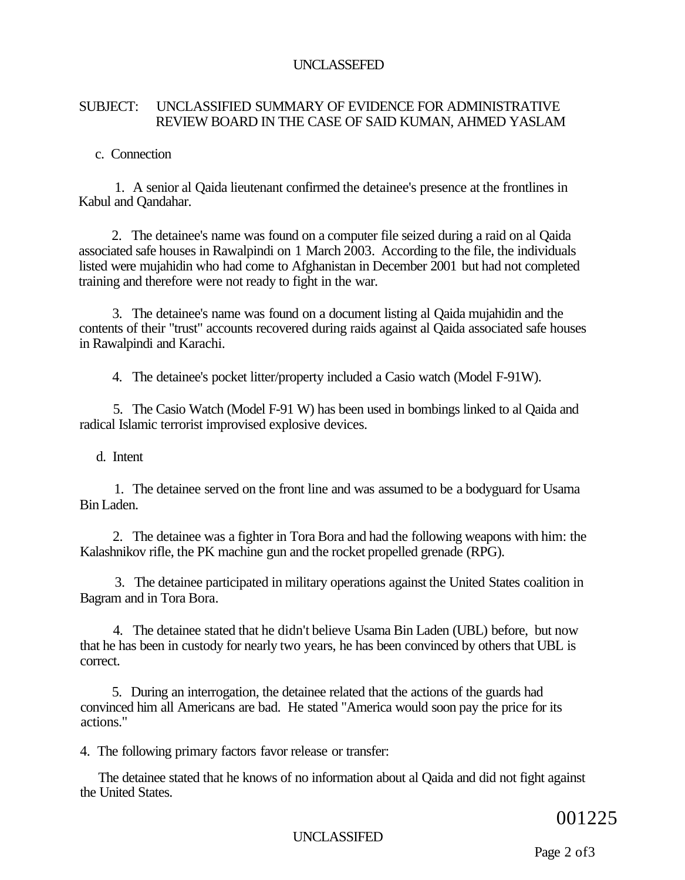SUBJECT: UNCLASSIFIED SUMMARY OF EVIDENCE FOR ADMINISTRATIVE REVIEW BOARD IN THE CASE OF SAID KUMAN, AHMED YASLAM

c. Connection

1. A senior al Qaida lieutenant confirmed the detainee's presence at the frontlines in Kabul and Qandahar.

2. The detainee's name was found on a computer file seized during a raid on al Qaida associated safe houses in Rawalpindi on 1 March 2003. According to the file, the individuals listed were mujahidin who had come to Afghanistan in December 2001 but had not completed training and therefore were not ready to fight in the war.

3. The detainee's name was found on a document listing al Qaida mujahidin and the contents of their "trust" accounts recovered during raids against al Qaida associated safe houses in Rawalpindi and Karachi.

4. The detainee's pocket litter/property included a Casio watch (Model F-91W).

5. The Casio Watch (Model F-91 W) has been used in bombings linked to al Qaida and radical Islamic terrorist improvised explosive devices.

d. Intent

1. The detainee served on the front line and was assumed to be a bodyguard for Usama Bin Laden.

2. The detainee was a fighter in Tora Bora and had the following weapons with him: the Kalashnikov rifle, the PK machine gun and the rocket propelled grenade (RPG).

3. The detainee participated in military operations against the United States coalition in Bagram and in Tora Bora.

4. The detainee stated that he didn't believe Usama Bin Laden (UBL) before, but now that he has been in custody for nearly two years, he has been convinced by others that UBL is correct.

5. During an interrogation, the detainee related that the actions of the guards had convinced him all Americans are bad. He stated "America would soon pay the price for its actions."

4. The following primary factors favor release or transfer:

The detainee stated that he knows of no information about al Qaida and did not fight against the United States.

001225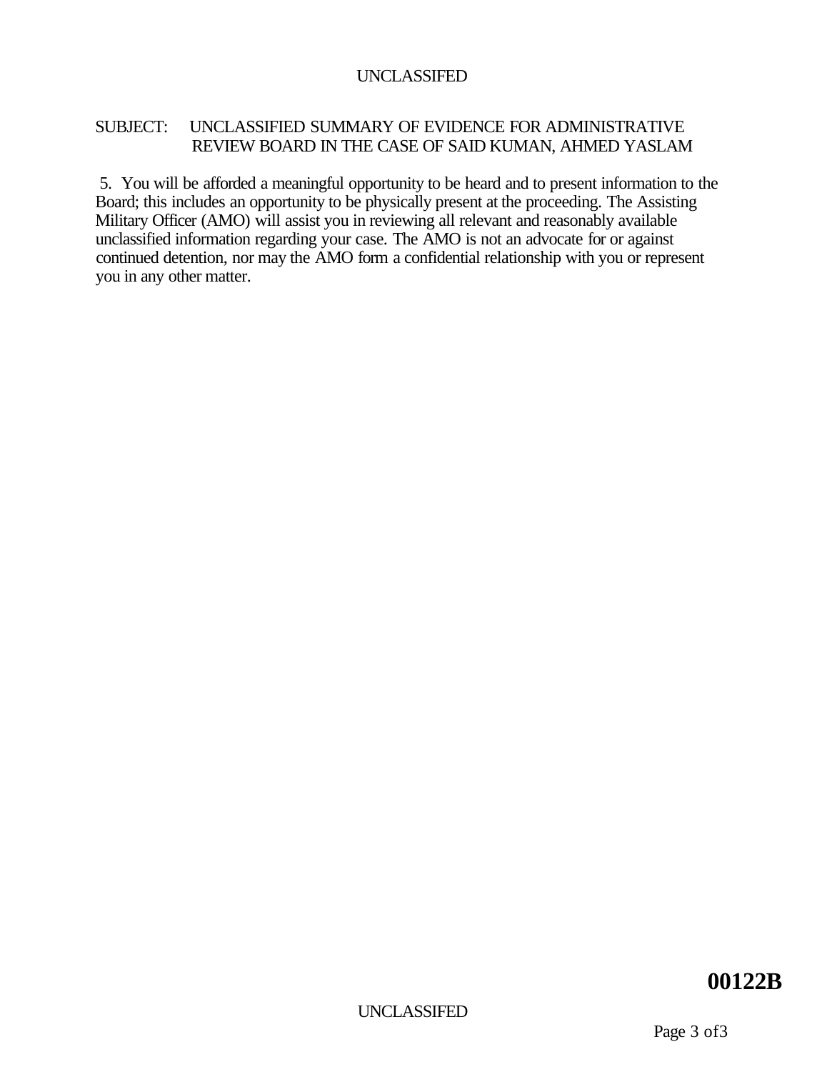SUBJECT: UNCLASSIFIED SUMMARY OF EVIDENCE FOR ADMINISTRATIVE REVIEW BOARD IN THE CASE OF SAID KUMAN, AHMED YASLAM

5. You will be afforded a meaningful opportunity to be heard and to present information to the Board; this includes an opportunity to be physically present at the proceeding. The Assisting Military Officer (AMO) will assist you in reviewing all relevant and reasonably available unclassified information regarding your case. The AMO is not an advocate for or against continued detention, nor may the AMO form a confidential relationship with you or represent you in any other matter.

**00122B**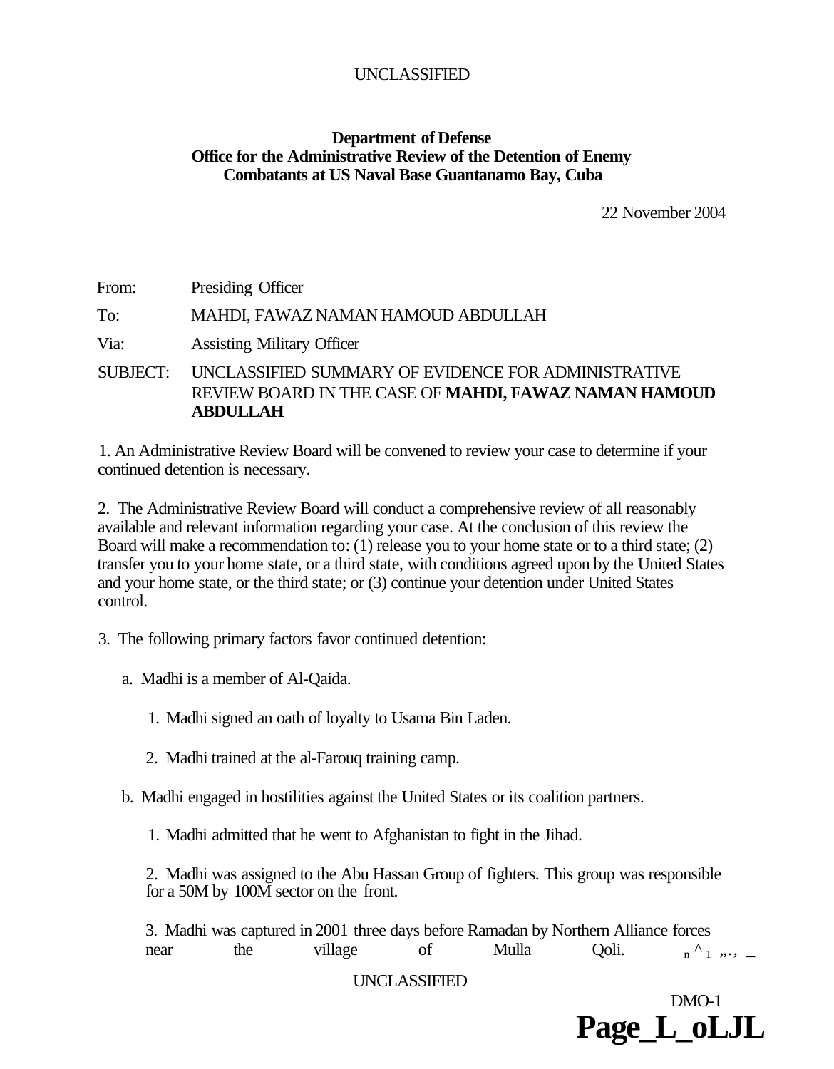UNCLASSIFIED

**Department of Defense**
**Office for the Administrative Review of the Detention of Enemy Combatants at US Naval Base Guantanamo Bay, Cuba**

22 November 2004

From: Presiding Officer

To: MAHDI, FAWAZ NAMAN HAMOUD ABDULLAH

Via: Assisting Military Officer

SUBJECT: UNCLASSIFIED SUMMARY OF EVIDENCE FOR ADMINISTRATIVE REVIEW BOARD IN THE CASE OF **MAHDI, FAWAZ NAMAN HAMOUD ABDULLAH**

1. An Administrative Review Board will be convened to review your case to determine if your continued detention is necessary.

2. The Administrative Review Board will conduct a comprehensive review of all reasonably available and relevant information regarding your case. At the conclusion of this review the Board will make a recommendation to: (1) release you to your home state or to a third state; (2) transfer you to your home state, or a third state, with conditions agreed upon by the United States and your home state, or the third state; or (3) continue your detention under United States control.

3. The following primary factors favor continued detention:

a. Madhi is a member of Al-Qaida.

1. Madhi signed an oath of loyalty to Usama Bin Laden.

2. Madhi trained at the al-Farouq training camp.

b. Madhi engaged in hostilities against the United States or its coalition partners.

1. Madhi admitted that he went to Afghanistan to fight in the Jihad.

2. Madhi was assigned to the Abu Hassan Group of fighters. This group was responsible for a 50M by 100M sector on the front.

3. Madhi was captured in 2001 three days before Ramadan by Northern Alliance forces near the village of Mulla Qoli.

UNCLASSIFIED

DMO-1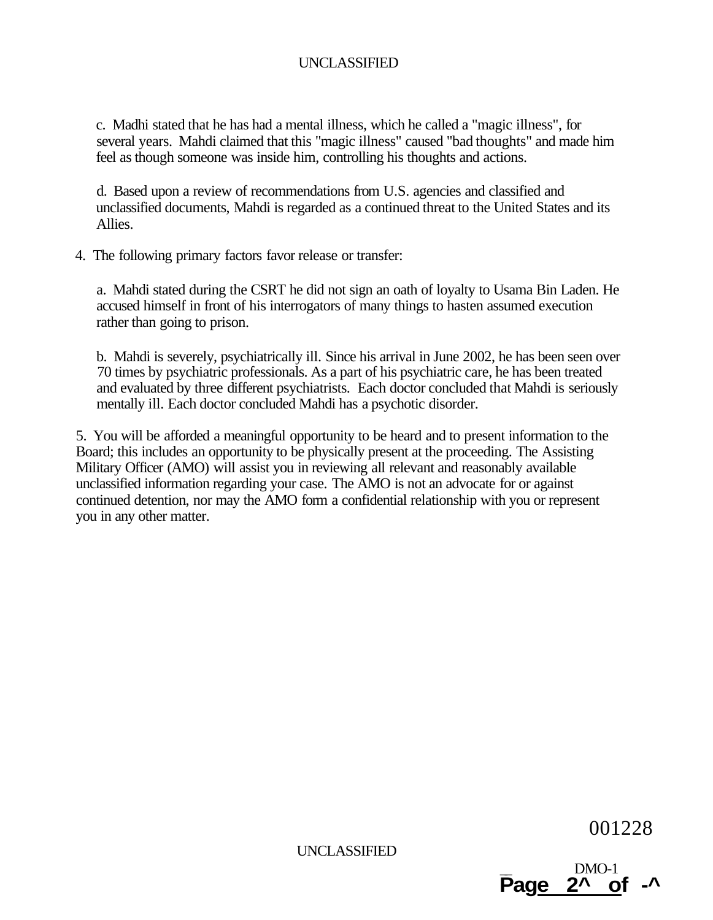c. Madhi stated that he has had a mental illness, which he called a "magic illness", for several years. Mahdi claimed that this "magic illness" caused "bad thoughts" and made him feel as though someone was inside him, controlling his thoughts and actions.

d. Based upon a review of recommendations from U.S. agencies and classified and unclassified documents, Mahdi is regarded as a continued threat to the United States and its Allies.

4. The following primary factors favor release or transfer:

a. Mahdi stated during the CSRT he did not sign an oath of loyalty to Usama Bin Laden. He accused himself in front of his interrogators of many things to hasten assumed execution rather than going to prison.

b. Mahdi is severely, psychiatrically ill. Since his arrival in June 2002, he has been seen over 70 times by psychiatric professionals. As a part of his psychiatric care, he has been treated and evaluated by three different psychiatrists. Each doctor concluded that Mahdi is seriously mentally ill. Each doctor concluded Mahdi has a psychotic disorder.

5. You will be afforded a meaningful opportunity to be heard and to present information to the Board; this includes an opportunity to be physically present at the proceeding. The Assisting Military Officer (AMO) will assist you in reviewing all relevant and reasonably available unclassified information regarding your case. The AMO is not an advocate for or against continued detention, nor may the AMO form a confidential relationship with you or represent you in any other matter.

001228

DMO-1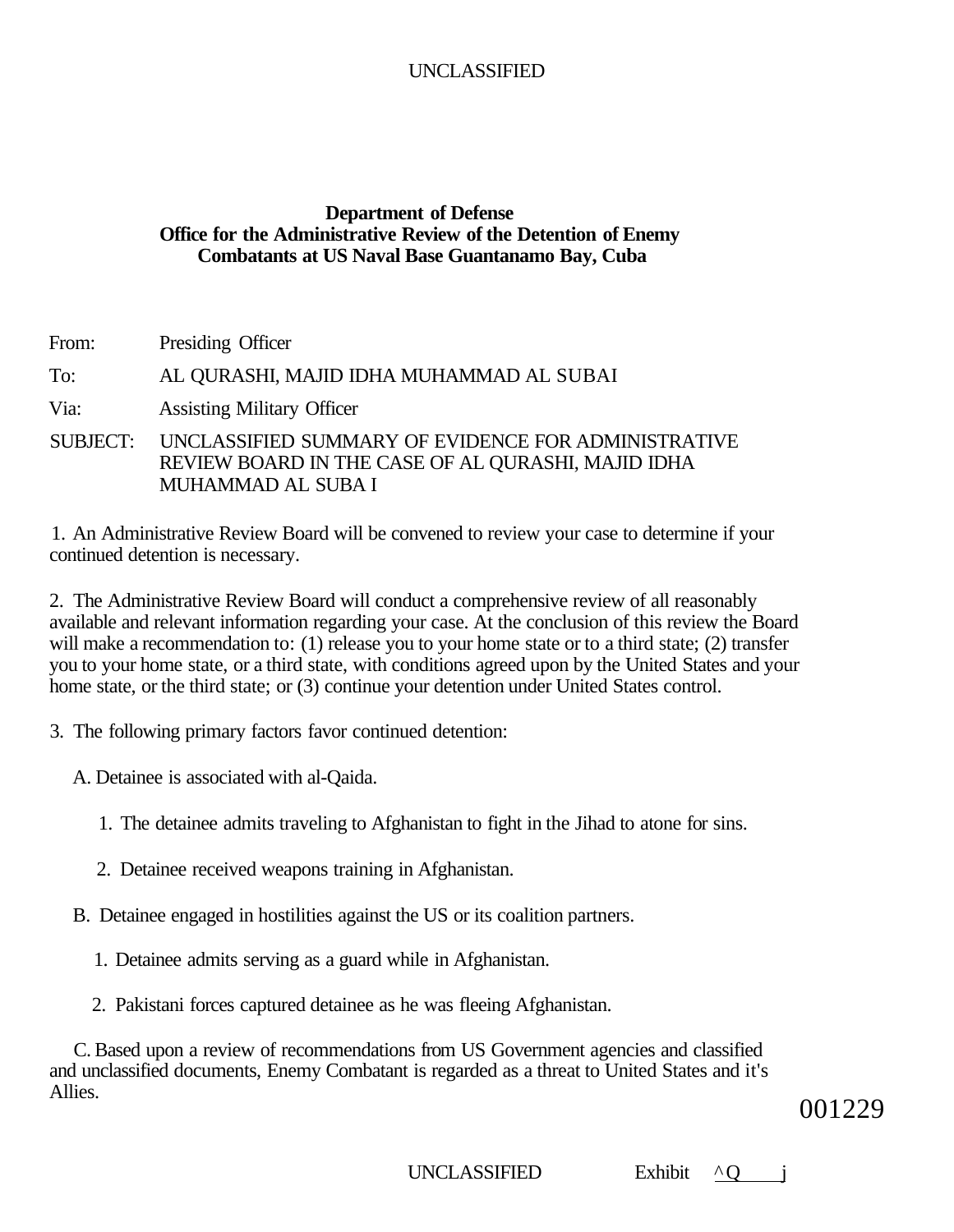**Department of Defense**
**Office for the Administrative Review of the Detention of Enemy Combatants at US Naval Base Guantanamo Bay, Cuba**

From: Presiding Officer

To: AL QURASHI, MAJID IDHA MUHAMMAD AL SUBAI

Via: Assisting Military Officer

SUBJECT: UNCLASSIFIED SUMMARY OF EVIDENCE FOR ADMINISTRATIVE REVIEW BOARD IN THE CASE OF AL QURASHI, MAJID IDHA MUHAMMAD AL SUBA I

1. An Administrative Review Board will be convened to review your case to determine if your continued detention is necessary.

2. The Administrative Review Board will conduct a comprehensive review of all reasonably available and relevant information regarding your case. At the conclusion of this review the Board will make a recommendation to: (1) release you to your home state or to a third state; (2) transfer you to your home state, or a third state, with conditions agreed upon by the United States and your home state, or the third state; or (3) continue your detention under United States control.

3. The following primary factors favor continued detention:

A. Detainee is associated with al-Qaida.

1. The detainee admits traveling to Afghanistan to fight in the Jihad to atone for sins.

2. Detainee received weapons training in Afghanistan.

B. Detainee engaged in hostilities against the US or its coalition partners.

1. Detainee admits serving as a guard while in Afghanistan.

2. Pakistani forces captured detainee as he was fleeing Afghanistan.

C. Based upon a review of recommendations from US Government agencies and classified and unclassified documents, Enemy Combatant is regarded as a threat to United States and it's Allies.

001229

Exhibit ^Q j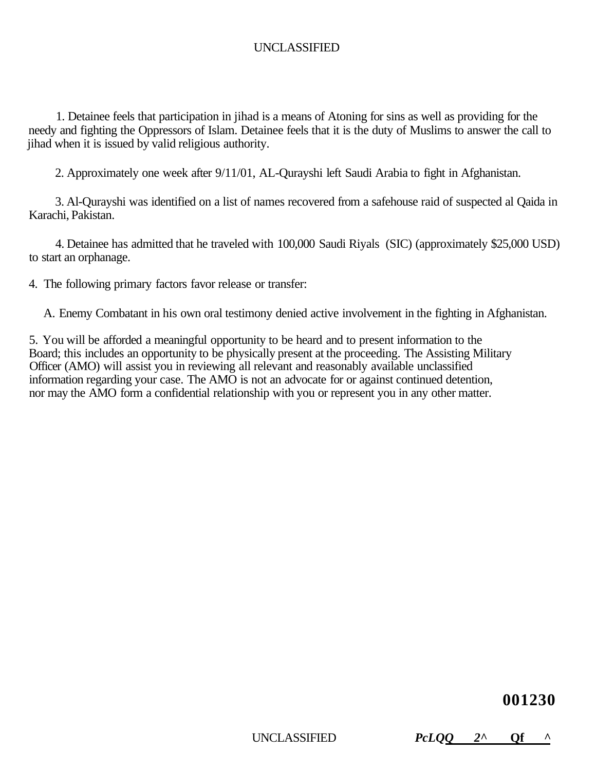1. Detainee feels that participation in jihad is a means of Atoning for sins as well as providing for the needy and fighting the Oppressors of Islam. Detainee feels that it is the duty of Muslims to answer the call to jihad when it is issued by valid religious authority.

2. Approximately one week after 9/11/01, AL-Qurayshi left Saudi Arabia to fight in Afghanistan.

3. Al-Qurayshi was identified on a list of names recovered from a safehouse raid of suspected al Qaida in Karachi, Pakistan.

4. Detainee has admitted that he traveled with 100,000 Saudi Riyals (SIC) (approximately $25,000 USD) to start an orphanage.

4. The following primary factors favor release or transfer:

A. Enemy Combatant in his own oral testimony denied active involvement in the fighting in Afghanistan.

5. You will be afforded a meaningful opportunity to be heard and to present information to the Board; this includes an opportunity to be physically present at the proceeding. The Assisting Military Officer (AMO) will assist you in reviewing all relevant and reasonably available unclassified information regarding your case. The AMO is not an advocate for or against continued detention, nor may the AMO form a confidential relationship with you or represent you in any other matter.

001230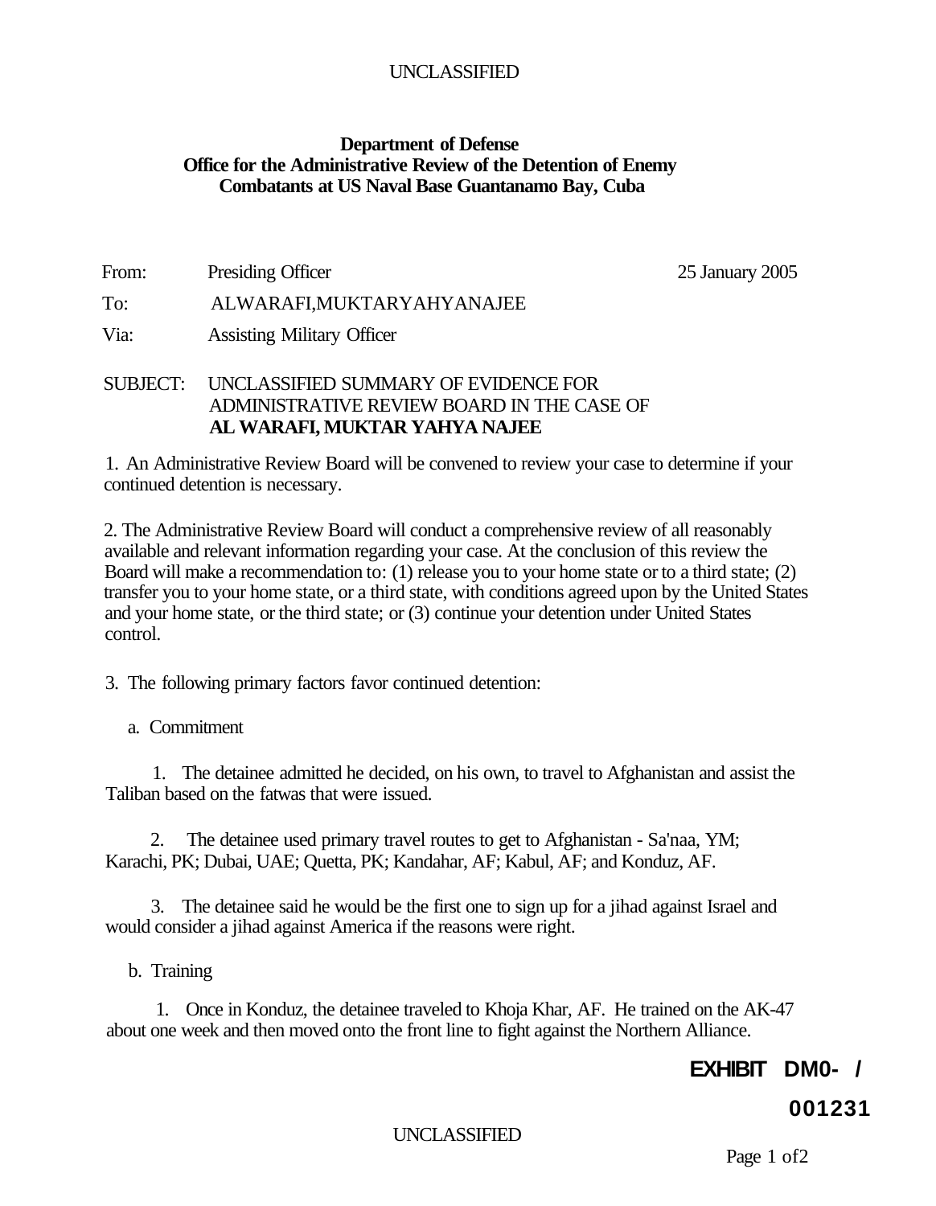UNCLASSIFIED

**Department of Defense**
**Office for the Administrative Review of the Detention of Enemy Combatants at US Naval Base Guantanamo Bay, Cuba**

From: Presiding Officer 25 January 2005

To: ALWARAFI,MUKTARYAHYANAJEE

Via: Assisting Military Officer

SUBJECT: UNCLASSIFIED SUMMARY OF EVIDENCE FOR ADMINISTRATIVE REVIEW BOARD IN THE CASE OF **AL WARAFI, MUKTAR YAHYA NAJEE**

1. An Administrative Review Board will be convened to review your case to determine if your continued detention is necessary.

2. The Administrative Review Board will conduct a comprehensive review of all reasonably available and relevant information regarding your case. At the conclusion of this review the Board will make a recommendation to: (1) release you to your home state or to a third state; (2) transfer you to your home state, or a third state, with conditions agreed upon by the United States and your home state, or the third state; or (3) continue your detention under United States control.

3. The following primary factors favor continued detention:

a. Commitment

1. The detainee admitted he decided, on his own, to travel to Afghanistan and assist the Taliban based on the fatwas that were issued.

2. The detainee used primary travel routes to get to Afghanistan - Sa'naa, YM; Karachi, PK; Dubai, UAE; Quetta, PK; Kandahar, AF; Kabul, AF; and Konduz, AF.

3. The detainee said he would be the first one to sign up for a jihad against Israel and would consider a jihad against America if the reasons were right.

b. Training

1. Once in Konduz, the detainee traveled to Khoja Khar, AF. He trained on the AK-47 about one week and then moved onto the front line to fight against the Northern Alliance.

**EXHIBIT DM0- /**

**001231**

UNCLASSIFIED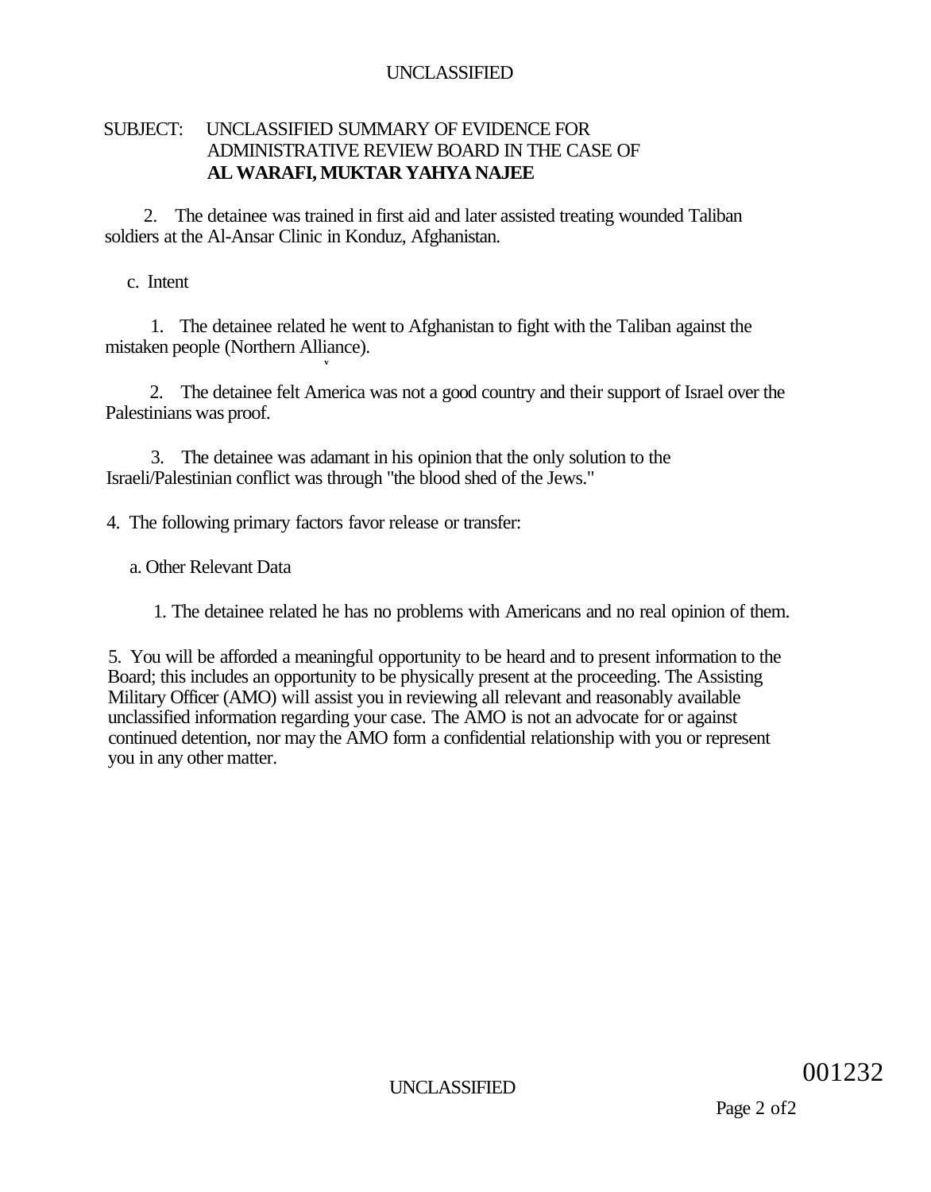SUBJECT: UNCLASSIFIED SUMMARY OF EVIDENCE FOR ADMINISTRATIVE REVIEW BOARD IN THE CASE OF **AL WARAFI, MUKTAR YAHYA NAJEE**

2. The detainee was trained in first aid and later assisted treating wounded Taliban soldiers at the Al-Ansar Clinic in Konduz, Afghanistan.

c. Intent

1. The detainee related he went to Afghanistan to fight with the Taliban against the mistaken people (Northern Alliance).

2. The detainee felt America was not a good country and their support of Israel over the Palestinians was proof.

3. The detainee was adamant in his opinion that the only solution to the Israeli/Palestinian conflict was through "the blood shed of the Jews."

4. The following primary factors favor release or transfer:

a. Other Relevant Data

1. The detainee related he has no problems with Americans and no real opinion of them.

5. You will be afforded a meaningful opportunity to be heard and to present information to the Board; this includes an opportunity to be physically present at the proceeding. The Assisting Military Officer (AMO) will assist you in reviewing all relevant and reasonably available unclassified information regarding your case. The AMO is not an advocate for or against continued detention, nor may the AMO form a confidential relationship with you or represent you in any other matter.

001232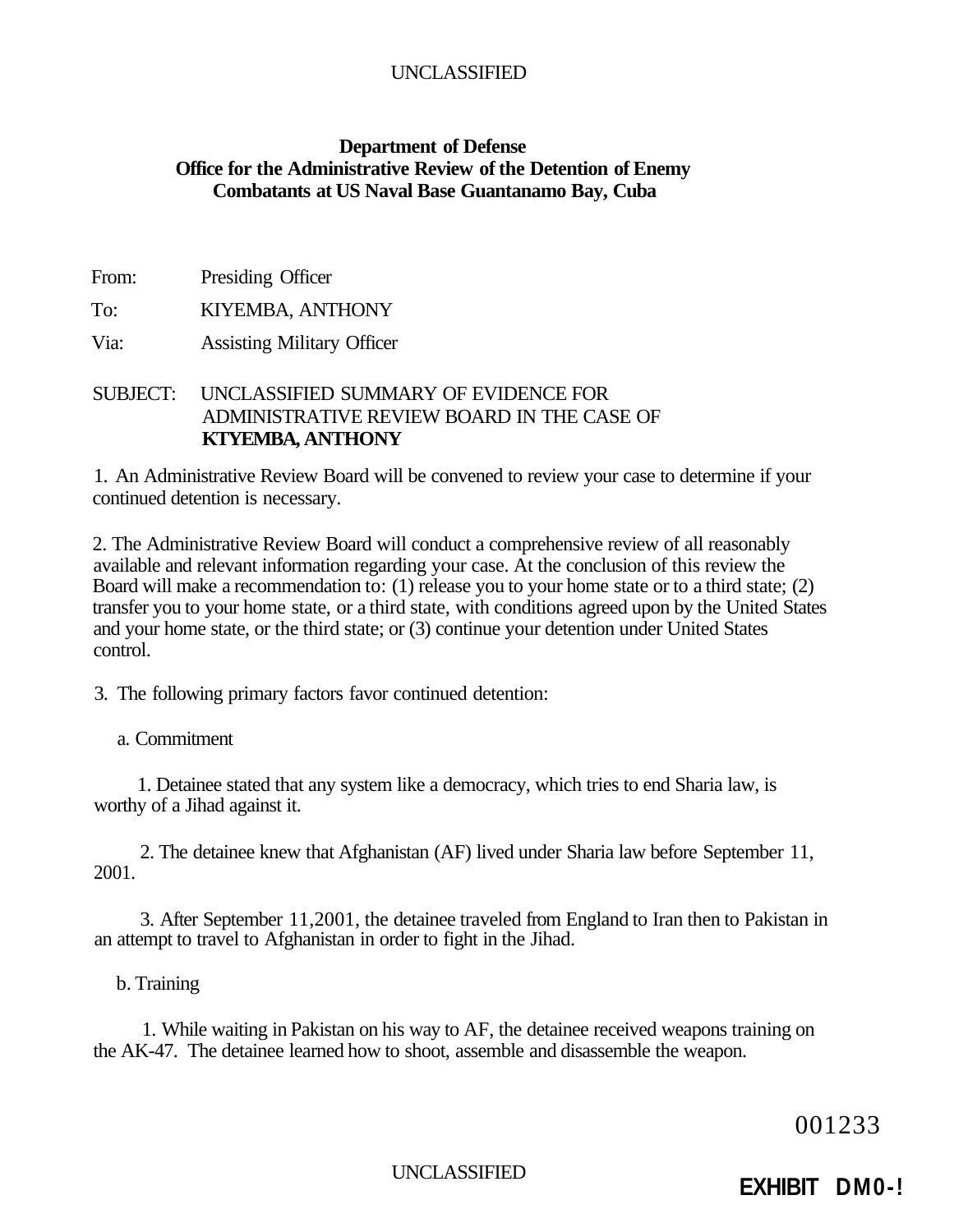UNCLASSIFIED

**Department of Defense**
**Office for the Administrative Review of the Detention of Enemy Combatants at US Naval Base Guantanamo Bay, Cuba**

From: Presiding Officer

To: KIYEMBA, ANTHONY

Via: Assisting Military Officer

SUBJECT: UNCLASSIFIED SUMMARY OF EVIDENCE FOR ADMINISTRATIVE REVIEW BOARD IN THE CASE OF **KTYEMBA, ANTHONY**

1. An Administrative Review Board will be convened to review your case to determine if your continued detention is necessary.

2. The Administrative Review Board will conduct a comprehensive review of all reasonably available and relevant information regarding your case. At the conclusion of this review the Board will make a recommendation to: (1) release you to your home state or to a third state; (2) transfer you to your home state, or a third state, with conditions agreed upon by the United States and your home state, or the third state; or (3) continue your detention under United States control.

3. The following primary factors favor continued detention:

a. Commitment

1. Detainee stated that any system like a democracy, which tries to end Sharia law, is worthy of a Jihad against it.

2. The detainee knew that Afghanistan (AF) lived under Sharia law before September 11, 2001.

3. After September 11,2001, the detainee traveled from England to Iran then to Pakistan in an attempt to travel to Afghanistan in order to fight in the Jihad.

b. Training

1. While waiting in Pakistan on his way to AF, the detainee received weapons training on the AK-47. The detainee learned how to shoot, assemble and disassemble the weapon.

001233

UNCLASSIFIED

**EXHIBIT DM0-!**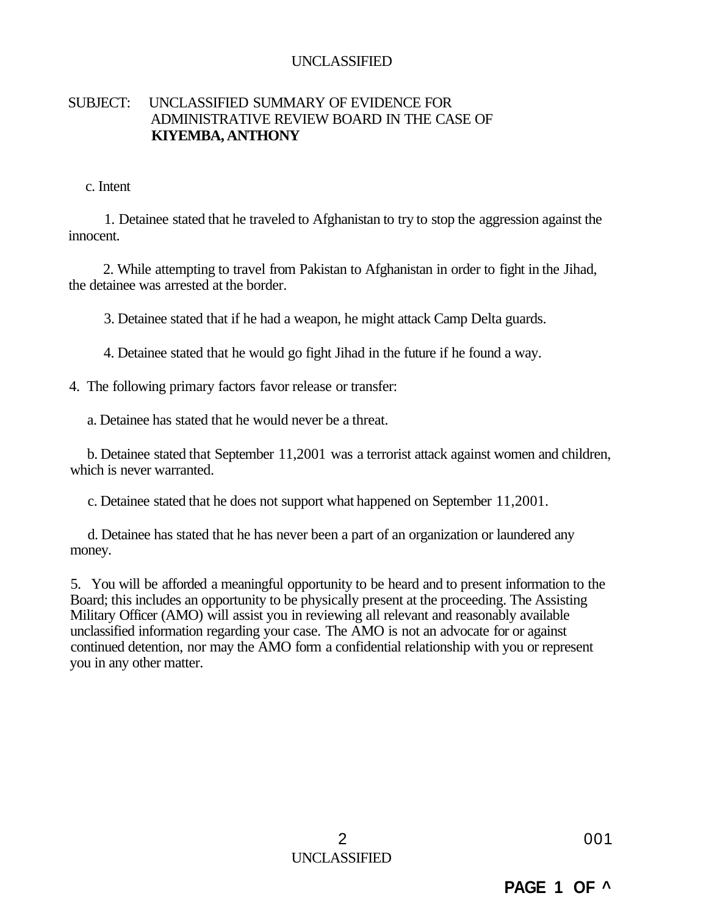SUBJECT: UNCLASSIFIED SUMMARY OF EVIDENCE FOR ADMINISTRATIVE REVIEW BOARD IN THE CASE OF **KIYEMBA, ANTHONY**

c. Intent

1. Detainee stated that he traveled to Afghanistan to try to stop the aggression against the innocent.

2. While attempting to travel from Pakistan to Afghanistan in order to fight in the Jihad, the detainee was arrested at the border.

3. Detainee stated that if he had a weapon, he might attack Camp Delta guards.

4. Detainee stated that he would go fight Jihad in the future if he found a way.

4. The following primary factors favor release or transfer:

a. Detainee has stated that he would never be a threat.

b. Detainee stated that September 11,2001 was a terrorist attack against women and children, which is never warranted.

c. Detainee stated that he does not support what happened on September 11,2001.

d. Detainee has stated that he has never been a part of an organization or laundered any money.

5. You will be afforded a meaningful opportunity to be heard and to present information to the Board; this includes an opportunity to be physically present at the proceeding. The Assisting Military Officer (AMO) will assist you in reviewing all relevant and reasonably available unclassified information regarding your case. The AMO is not an advocate for or against continued detention, nor may the AMO form a confidential relationship with you or represent you in any other matter.

001